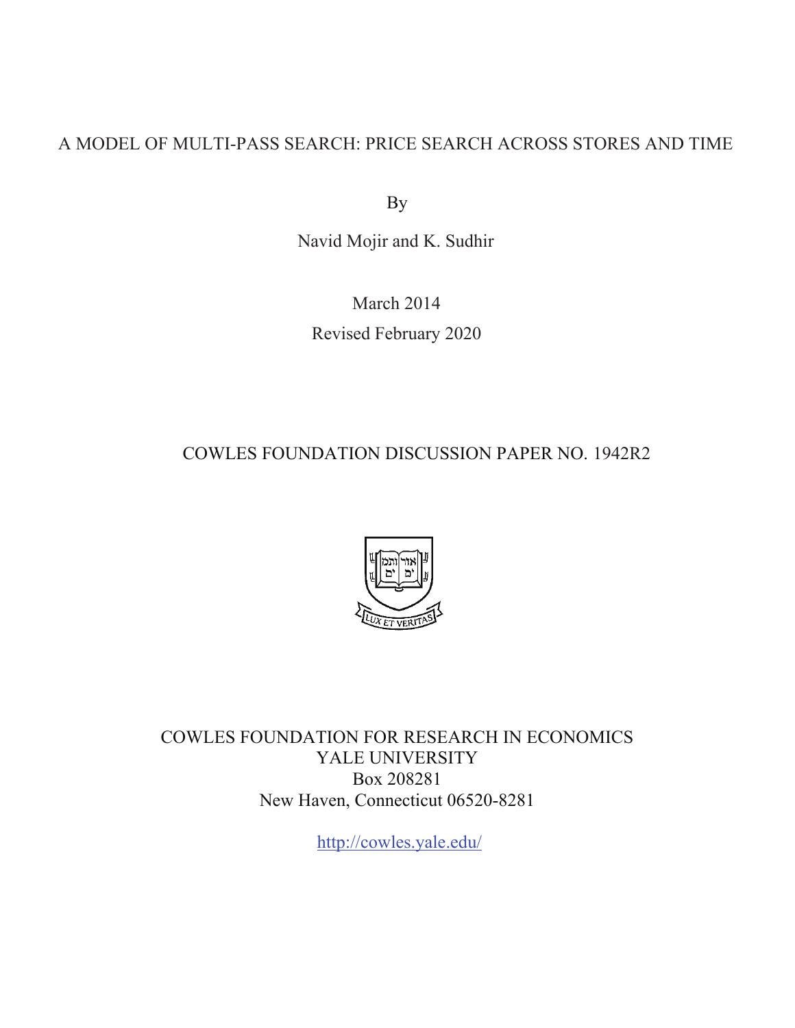# A MODEL OF MULTI-PASS SEARCH: PRICE SEARCH ACROSS STORES AND TIME

By

Navid Mojir and K. Sudhir

March 2014

Revised February 2020

COWLES FOUNDATION DISCUSSION PAPER NO. 1942R2

COWLES FOUNDATION FOR RESEARCH IN ECONOMICS
YALE UNIVERSITY
Box 208281
New Haven, Connecticut 06520-8281

http://cowles.yale.edu/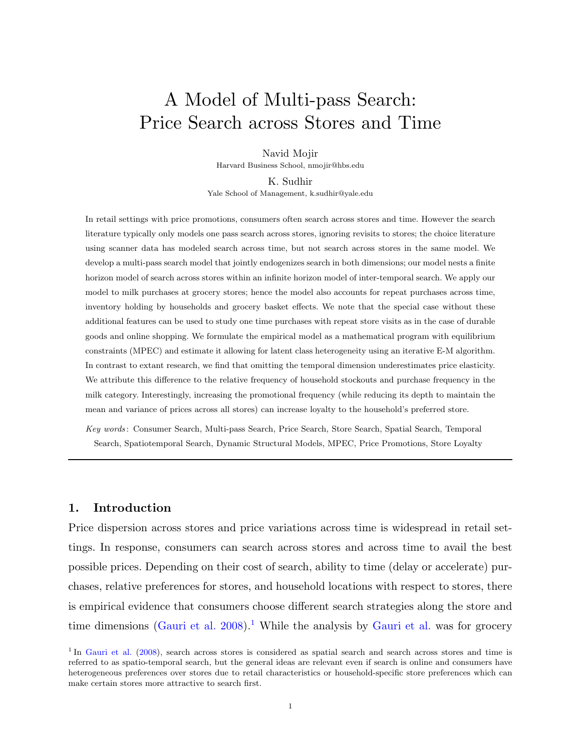# A Model of Multi-pass Search: Price Search across Stores and Time

Navid Mojir
Harvard Business School, nmojir@hbs.edu

K. Sudhir
Yale School of Management, k.sudhir@yale.edu

In retail settings with price promotions, consumers often search across stores and time. However the search literature typically only models one pass search across stores, ignoring revisits to stores; the choice literature using scanner data has modeled search across time, but not search across stores in the same model. We develop a multi-pass search model that jointly endogenizes search in both dimensions; our model nests a finite horizon model of search across stores within an infinite horizon model of inter-temporal search. We apply our model to milk purchases at grocery stores; hence the model also accounts for repeat purchases across time, inventory holding by households and grocery basket effects. We note that the special case without these additional features can be used to study one time purchases with repeat store visits as in the case of durable goods and online shopping. We formulate the empirical model as a mathematical program with equilibrium constraints (MPEC) and estimate it allowing for latent class heterogeneity using an iterative E-M algorithm. In contrast to extant research, we find that omitting the temporal dimension underestimates price elasticity. We attribute this difference to the relative frequency of household stockouts and purchase frequency in the milk category. Interestingly, increasing the promotional frequency (while reducing its depth to maintain the mean and variance of prices across all stores) can increase loyalty to the household's preferred store.

*Key words*: Consumer Search, Multi-pass Search, Price Search, Store Search, Spatial Search, Temporal Search, Spatiotemporal Search, Dynamic Structural Models, MPEC, Price Promotions, Store Loyalty

## 1. Introduction

Price dispersion across stores and price variations across time is widespread in retail settings. In response, consumers can search across stores and across time to avail the best possible prices. Depending on their cost of search, ability to time (delay or accelerate) purchases, relative preferences for stores, and household locations with respect to stores, there is empirical evidence that consumers choose different search strategies along the store and time dimensions (Gauri et al. 2008).[1] While the analysis by Gauri et al. was for grocery

[1] In Gauri et al. (2008), search across stores is considered as spatial search and search across stores and time is referred to as spatio-temporal search, but the general ideas are relevant even if search is online and consumers have heterogeneous preferences over stores due to retail characteristics or household-specific store preferences which can make certain stores more attractive to search first.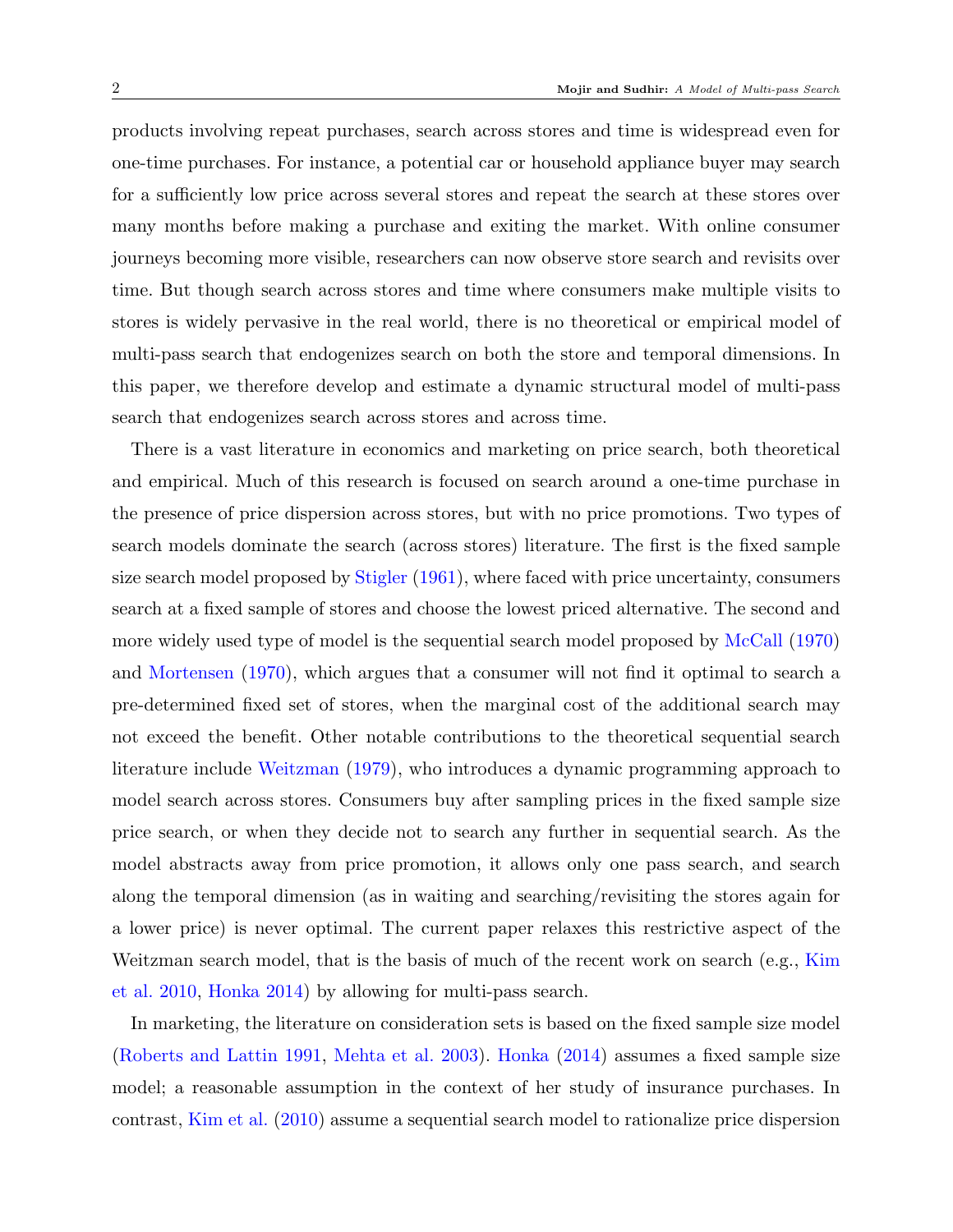products involving repeat purchases, search across stores and time is widespread even for one-time purchases. For instance, a potential car or household appliance buyer may search for a sufficiently low price across several stores and repeat the search at these stores over many months before making a purchase and exiting the market. With online consumer journeys becoming more visible, researchers can now observe store search and revisits over time. But though search across stores and time where consumers make multiple visits to stores is widely pervasive in the real world, there is no theoretical or empirical model of multi-pass search that endogenizes search on both the store and temporal dimensions. In this paper, we therefore develop and estimate a dynamic structural model of multi-pass search that endogenizes search across stores and across time.

There is a vast literature in economics and marketing on price search, both theoretical and empirical. Much of this research is focused on search around a one-time purchase in the presence of price dispersion across stores, but with no price promotions. Two types of search models dominate the search (across stores) literature. The first is the fixed sample size search model proposed by Stigler (1961), where faced with price uncertainty, consumers search at a fixed sample of stores and choose the lowest priced alternative. The second and more widely used type of model is the sequential search model proposed by McCall (1970) and Mortensen (1970), which argues that a consumer will not find it optimal to search a pre-determined fixed set of stores, when the marginal cost of the additional search may not exceed the benefit. Other notable contributions to the theoretical sequential search literature include Weitzman (1979), who introduces a dynamic programming approach to model search across stores. Consumers buy after sampling prices in the fixed sample size price search, or when they decide not to search any further in sequential search. As the model abstracts away from price promotion, it allows only one pass search, and search along the temporal dimension (as in waiting and searching/revisiting the stores again for a lower price) is never optimal. The current paper relaxes this restrictive aspect of the Weitzman search model, that is the basis of much of the recent work on search (e.g., Kim et al. 2010, Honka 2014) by allowing for multi-pass search.

In marketing, the literature on consideration sets is based on the fixed sample size model (Roberts and Lattin 1991, Mehta et al. 2003). Honka (2014) assumes a fixed sample size model; a reasonable assumption in the context of her study of insurance purchases. In contrast, Kim et al. (2010) assume a sequential search model to rationalize price dispersion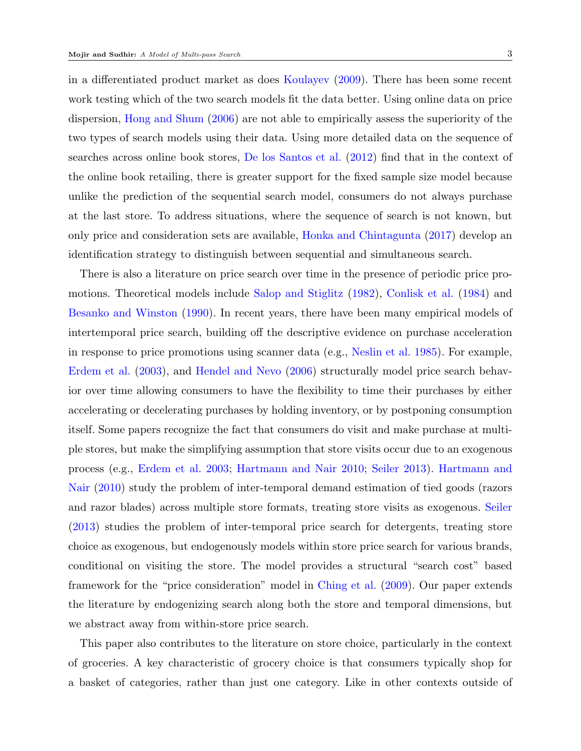in a differentiated product market as does Koulayev (2009). There has been some recent work testing which of the two search models fit the data better. Using online data on price dispersion, Hong and Shum (2006) are not able to empirically assess the superiority of the two types of search models using their data. Using more detailed data on the sequence of searches across online book stores, De los Santos et al. (2012) find that in the context of the online book retailing, there is greater support for the fixed sample size model because unlike the prediction of the sequential search model, consumers do not always purchase at the last store. To address situations, where the sequence of search is not known, but only price and consideration sets are available, Honka and Chintagunta (2017) develop an identification strategy to distinguish between sequential and simultaneous search.

There is also a literature on price search over time in the presence of periodic price promotions. Theoretical models include Salop and Stiglitz (1982), Conlisk et al. (1984) and Besanko and Winston (1990). In recent years, there have been many empirical models of intertemporal price search, building off the descriptive evidence on purchase acceleration in response to price promotions using scanner data (e.g., Neslin et al. 1985). For example, Erdem et al. (2003), and Hendel and Nevo (2006) structurally model price search behavior over time allowing consumers to have the flexibility to time their purchases by either accelerating or decelerating purchases by holding inventory, or by postponing consumption itself. Some papers recognize the fact that consumers do visit and make purchase at multiple stores, but make the simplifying assumption that store visits occur due to an exogenous process (e.g., Erdem et al. 2003; Hartmann and Nair 2010; Seiler 2013). Hartmann and Nair (2010) study the problem of inter-temporal demand estimation of tied goods (razors and razor blades) across multiple store formats, treating store visits as exogenous. Seiler (2013) studies the problem of inter-temporal price search for detergents, treating store choice as exogenous, but endogenously models within store price search for various brands, conditional on visiting the store. The model provides a structural "search cost" based framework for the "price consideration" model in Ching et al. (2009). Our paper extends the literature by endogenizing search along both the store and temporal dimensions, but we abstract away from within-store price search.

This paper also contributes to the literature on store choice, particularly in the context of groceries. A key characteristic of grocery choice is that consumers typically shop for a basket of categories, rather than just one category. Like in other contexts outside of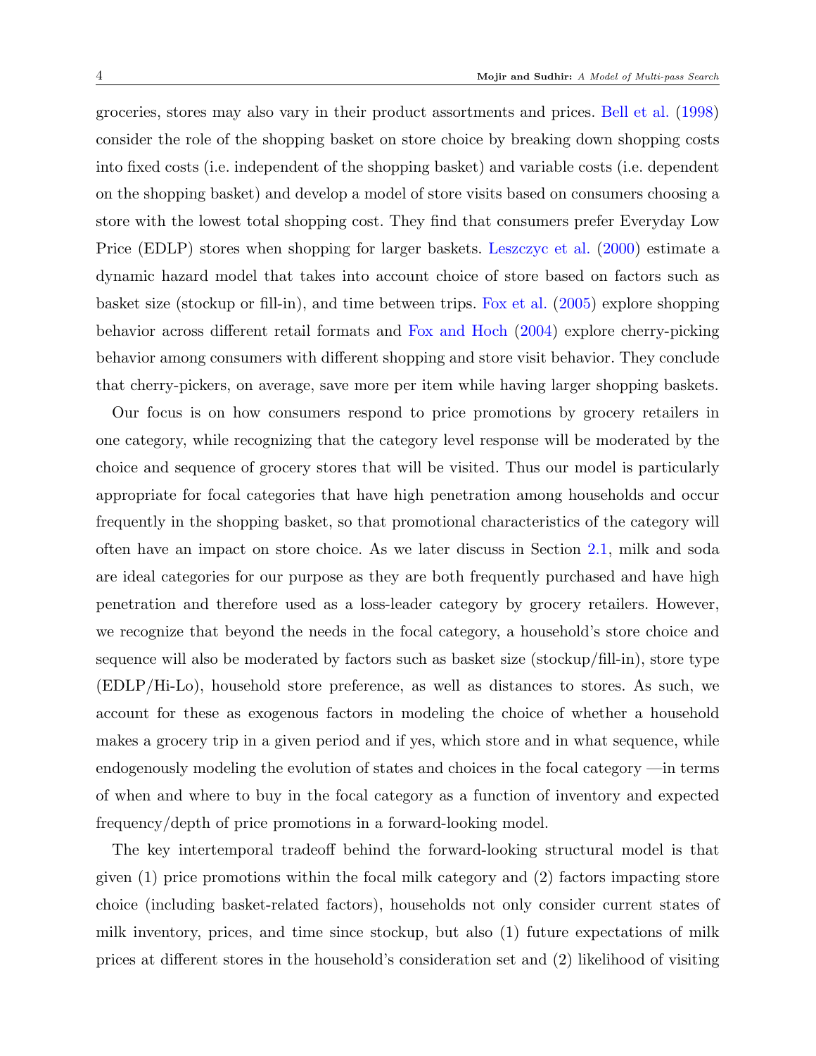groceries, stores may also vary in their product assortments and prices. Bell et al. (1998) consider the role of the shopping basket on store choice by breaking down shopping costs into fixed costs (i.e. independent of the shopping basket) and variable costs (i.e. dependent on the shopping basket) and develop a model of store visits based on consumers choosing a store with the lowest total shopping cost. They find that consumers prefer Everyday Low Price (EDLP) stores when shopping for larger baskets. Leszczyc et al. (2000) estimate a dynamic hazard model that takes into account choice of store based on factors such as basket size (stockup or fill-in), and time between trips. Fox et al. (2005) explore shopping behavior across different retail formats and Fox and Hoch (2004) explore cherry-picking behavior among consumers with different shopping and store visit behavior. They conclude that cherry-pickers, on average, save more per item while having larger shopping baskets.

Our focus is on how consumers respond to price promotions by grocery retailers in one category, while recognizing that the category level response will be moderated by the choice and sequence of grocery stores that will be visited. Thus our model is particularly appropriate for focal categories that have high penetration among households and occur frequently in the shopping basket, so that promotional characteristics of the category will often have an impact on store choice. As we later discuss in Section 2.1, milk and soda are ideal categories for our purpose as they are both frequently purchased and have high penetration and therefore used as a loss-leader category by grocery retailers. However, we recognize that beyond the needs in the focal category, a household's store choice and sequence will also be moderated by factors such as basket size (stockup/fill-in), store type (EDLP/Hi-Lo), household store preference, as well as distances to stores. As such, we account for these as exogenous factors in modeling the choice of whether a household makes a grocery trip in a given period and if yes, which store and in what sequence, while endogenously modeling the evolution of states and choices in the focal category —in terms of when and where to buy in the focal category as a function of inventory and expected frequency/depth of price promotions in a forward-looking model.

The key intertemporal tradeoff behind the forward-looking structural model is that given (1) price promotions within the focal milk category and (2) factors impacting store choice (including basket-related factors), households not only consider current states of milk inventory, prices, and time since stockup, but also (1) future expectations of milk prices at different stores in the household's consideration set and (2) likelihood of visiting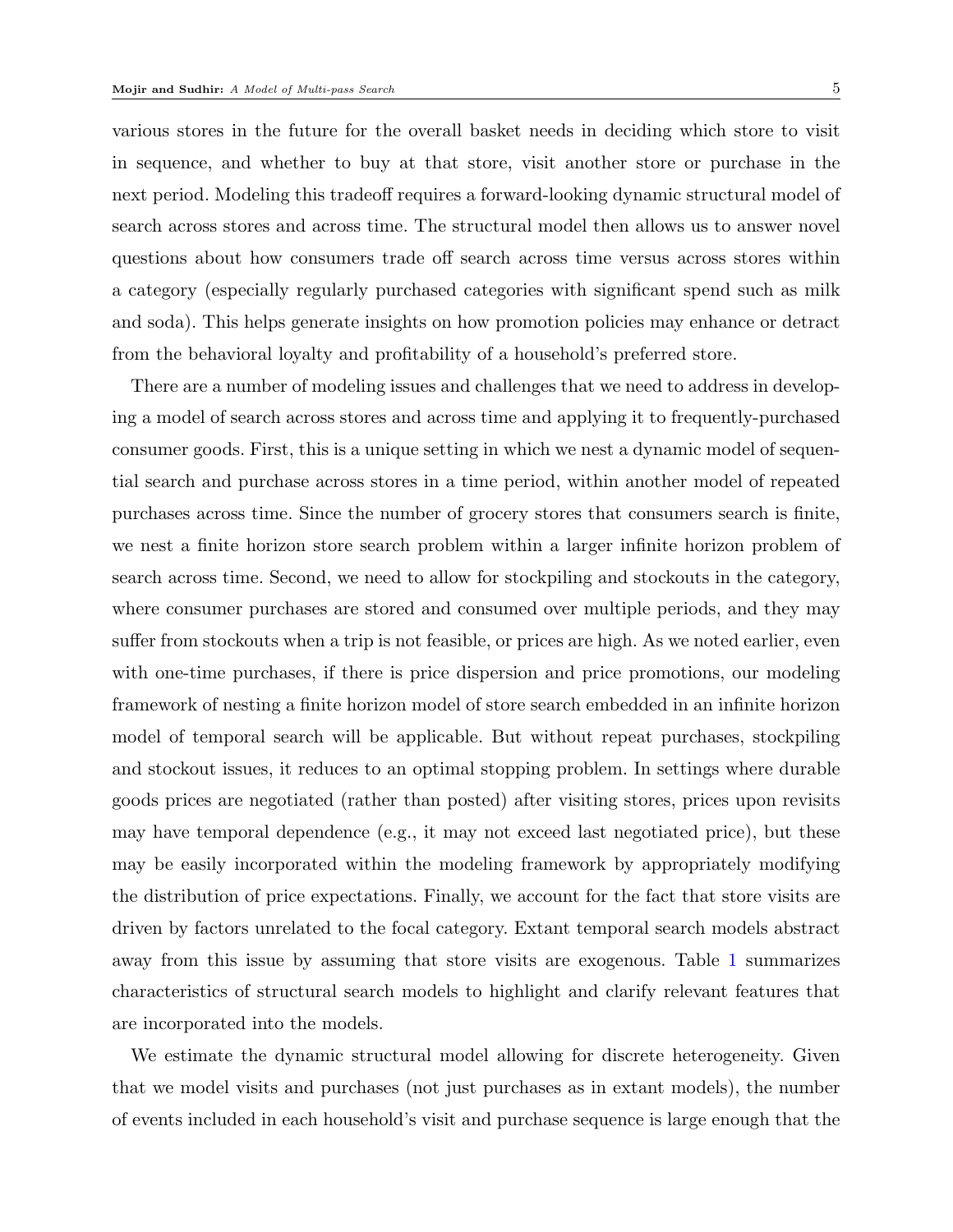various stores in the future for the overall basket needs in deciding which store to visit in sequence, and whether to buy at that store, visit another store or purchase in the next period. Modeling this tradeoff requires a forward-looking dynamic structural model of search across stores and across time. The structural model then allows us to answer novel questions about how consumers trade off search across time versus across stores within a category (especially regularly purchased categories with significant spend such as milk and soda). This helps generate insights on how promotion policies may enhance or detract from the behavioral loyalty and profitability of a household's preferred store.

There are a number of modeling issues and challenges that we need to address in developing a model of search across stores and across time and applying it to frequently-purchased consumer goods. First, this is a unique setting in which we nest a dynamic model of sequential search and purchase across stores in a time period, within another model of repeated purchases across time. Since the number of grocery stores that consumers search is finite, we nest a finite horizon store search problem within a larger infinite horizon problem of search across time. Second, we need to allow for stockpiling and stockouts in the category, where consumer purchases are stored and consumed over multiple periods, and they may suffer from stockouts when a trip is not feasible, or prices are high. As we noted earlier, even with one-time purchases, if there is price dispersion and price promotions, our modeling framework of nesting a finite horizon model of store search embedded in an infinite horizon model of temporal search will be applicable. But without repeat purchases, stockpiling and stockout issues, it reduces to an optimal stopping problem. In settings where durable goods prices are negotiated (rather than posted) after visiting stores, prices upon revisits may have temporal dependence (e.g., it may not exceed last negotiated price), but these may be easily incorporated within the modeling framework by appropriately modifying the distribution of price expectations. Finally, we account for the fact that store visits are driven by factors unrelated to the focal category. Extant temporal search models abstract away from this issue by assuming that store visits are exogenous. Table 1 summarizes characteristics of structural search models to highlight and clarify relevant features that are incorporated into the models.

We estimate the dynamic structural model allowing for discrete heterogeneity. Given that we model visits and purchases (not just purchases as in extant models), the number of events included in each household's visit and purchase sequence is large enough that the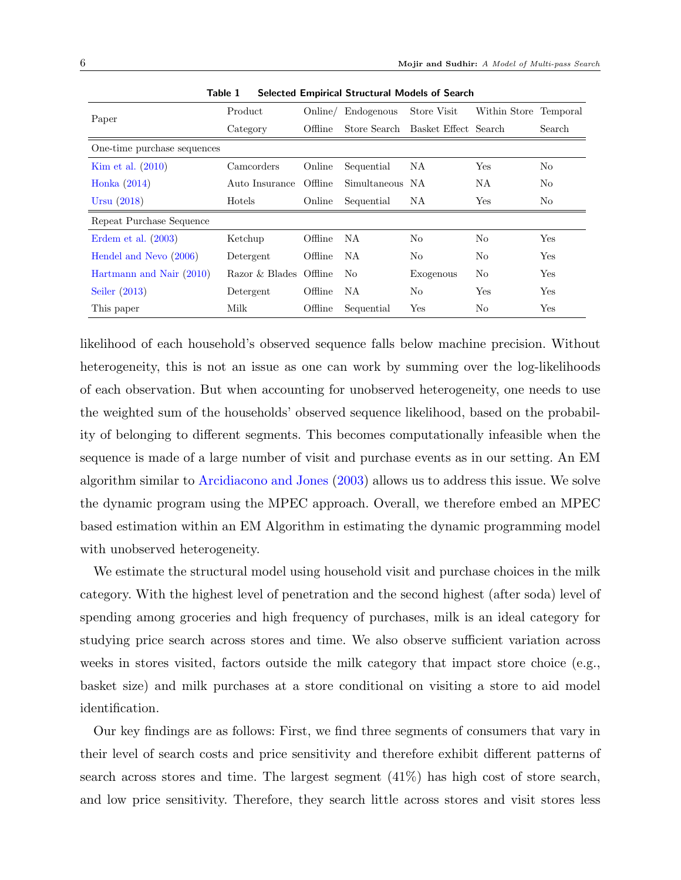Table 1 **Selected Empirical Structural Models of Search**

| Paper | Product Category | Online/ Offline | Endogenous Store Search | Store Visit Basket Effect | Within Store Search | Temporal Search |
|---|---|---|---|---|---|---|
| One-time purchase sequences | | | | | | |
| Kim et al. (2010) | Camcorders | Online | Sequential | NA | Yes | No |
| Honka (2014) | Auto Insurance | Offline | Simultaneous | NA | NA | No |
| Ursu (2018) | Hotels | Online | Sequential | NA | Yes | No |
| Repeat Purchase Sequence | | | | | | |
| Erdem et al. (2003) | Ketchup | Offline | NA | No | No | Yes |
| Hendel and Nevo (2006) | Detergent | Offline | NA | No | No | Yes |
| Hartmann and Nair (2010) | Razor & Blades | Offline | No | Exogenous | No | Yes |
| Seiler (2013) | Detergent | Offline | NA | No | Yes | Yes |
| This paper | Milk | Offline | Sequential | Yes | No | Yes |

likelihood of each household's observed sequence falls below machine precision. Without heterogeneity, this is not an issue as one can work by summing over the log-likelihoods of each observation. But when accounting for unobserved heterogeneity, one needs to use the weighted sum of the households' observed sequence likelihood, based on the probability of belonging to different segments. This becomes computationally infeasible when the sequence is made of a large number of visit and purchase events as in our setting. An EM algorithm similar to Arcidiacono and Jones (2003) allows us to address this issue. We solve the dynamic program using the MPEC approach. Overall, we therefore embed an MPEC based estimation within an EM Algorithm in estimating the dynamic programming model with unobserved heterogeneity.

We estimate the structural model using household visit and purchase choices in the milk category. With the highest level of penetration and the second highest (after soda) level of spending among groceries and high frequency of purchases, milk is an ideal category for studying price search across stores and time. We also observe sufficient variation across weeks in stores visited, factors outside the milk category that impact store choice (e.g., basket size) and milk purchases at a store conditional on visiting a store to aid model identification.

Our key findings are as follows: First, we find three segments of consumers that vary in their level of search costs and price sensitivity and therefore exhibit different patterns of search across stores and time. The largest segment (41%) has high cost of store search, and low price sensitivity. Therefore, they search little across stores and visit stores less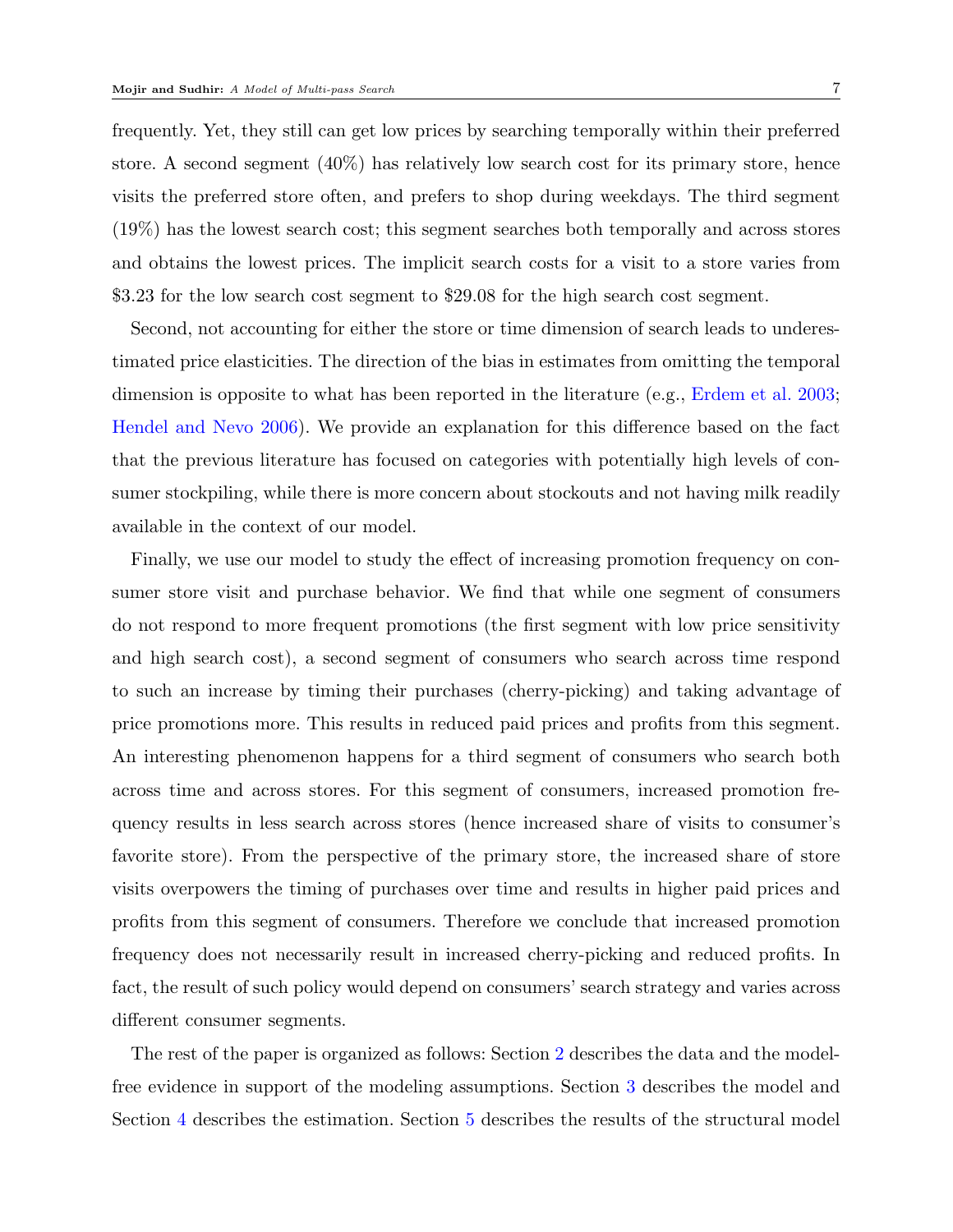frequently. Yet, they still can get low prices by searching temporally within their preferred store. A second segment (40%) has relatively low search cost for its primary store, hence visits the preferred store often, and prefers to shop during weekdays. The third segment (19%) has the lowest search cost; this segment searches both temporally and across stores and obtains the lowest prices. The implicit search costs for a visit to a store varies from \$3.23 for the low search cost segment to \$29.08 for the high search cost segment.

Second, not accounting for either the store or time dimension of search leads to underestimated price elasticities. The direction of the bias in estimates from omitting the temporal dimension is opposite to what has been reported in the literature (e.g., Erdem et al. 2003; Hendel and Nevo 2006). We provide an explanation for this difference based on the fact that the previous literature has focused on categories with potentially high levels of consumer stockpiling, while there is more concern about stockouts and not having milk readily available in the context of our model.

Finally, we use our model to study the effect of increasing promotion frequency on consumer store visit and purchase behavior. We find that while one segment of consumers do not respond to more frequent promotions (the first segment with low price sensitivity and high search cost), a second segment of consumers who search across time respond to such an increase by timing their purchases (cherry-picking) and taking advantage of price promotions more. This results in reduced paid prices and profits from this segment. An interesting phenomenon happens for a third segment of consumers who search both across time and across stores. For this segment of consumers, increased promotion frequency results in less search across stores (hence increased share of visits to consumer's favorite store). From the perspective of the primary store, the increased share of store visits overpowers the timing of purchases over time and results in higher paid prices and profits from this segment of consumers. Therefore we conclude that increased promotion frequency does not necessarily result in increased cherry-picking and reduced profits. In fact, the result of such policy would depend on consumers' search strategy and varies across different consumer segments.

The rest of the paper is organized as follows: Section 2 describes the data and the model-free evidence in support of the modeling assumptions. Section 3 describes the model and Section 4 describes the estimation. Section 5 describes the results of the structural model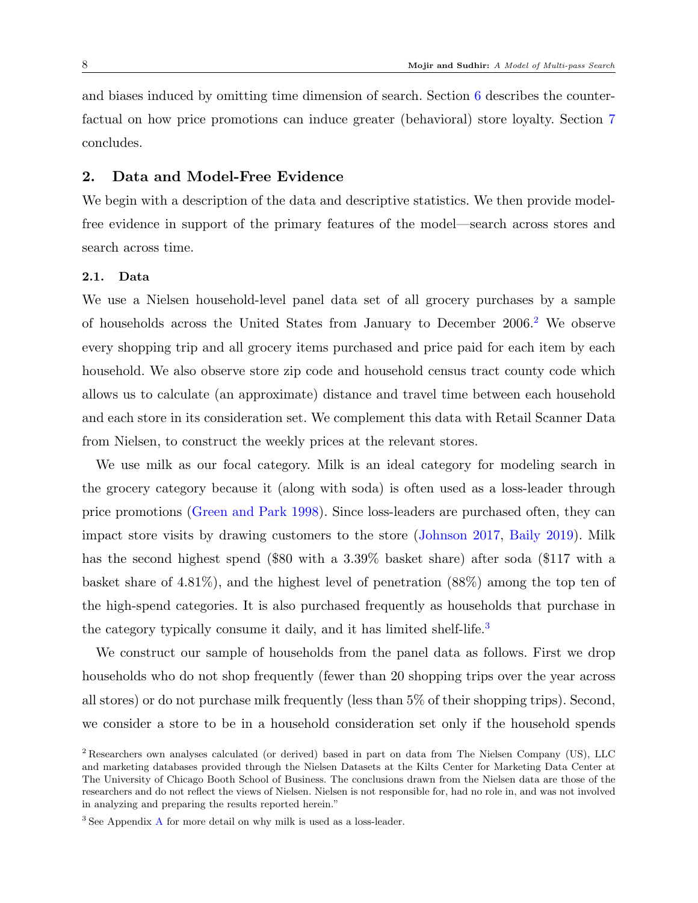and biases induced by omitting time dimension of search. Section 6 describes the counterfactual on how price promotions can induce greater (behavioral) store loyalty. Section 7 concludes.

## 2. Data and Model-Free Evidence

We begin with a description of the data and descriptive statistics. We then provide model-free evidence in support of the primary features of the model—search across stores and search across time.

### 2.1. Data

We use a Nielsen household-level panel data set of all grocery purchases by a sample of households across the United States from January to December 2006.[2] We observe every shopping trip and all grocery items purchased and price paid for each item by each household. We also observe store zip code and household census tract county code which allows us to calculate (an approximate) distance and travel time between each household and each store in its consideration set. We complement this data with Retail Scanner Data from Nielsen, to construct the weekly prices at the relevant stores.

We use milk as our focal category. Milk is an ideal category for modeling search in the grocery category because it (along with soda) is often used as a loss-leader through price promotions (Green and Park 1998). Since loss-leaders are purchased often, they can impact store visits by drawing customers to the store (Johnson 2017, Baily 2019). Milk has the second highest spend ($80 with a 3.39% basket share) after soda ($117 with a basket share of 4.81%), and the highest level of penetration (88%) among the top ten of the high-spend categories. It is also purchased frequently as households that purchase in the category typically consume it daily, and it has limited shelf-life.[3]

We construct our sample of households from the panel data as follows. First we drop households who do not shop frequently (fewer than 20 shopping trips over the year across all stores) or do not purchase milk frequently (less than 5% of their shopping trips). Second, we consider a store to be in a household consideration set only if the household spends

[2] Researchers own analyses calculated (or derived) based in part on data from The Nielsen Company (US), LLC and marketing databases provided through the Nielsen Datasets at the Kilts Center for Marketing Data Center at The University of Chicago Booth School of Business. The conclusions drawn from the Nielsen data are those of the researchers and do not reflect the views of Nielsen. Nielsen is not responsible for, had no role in, and was not involved in analyzing and preparing the results reported herein."

[3] See Appendix A for more detail on why milk is used as a loss-leader.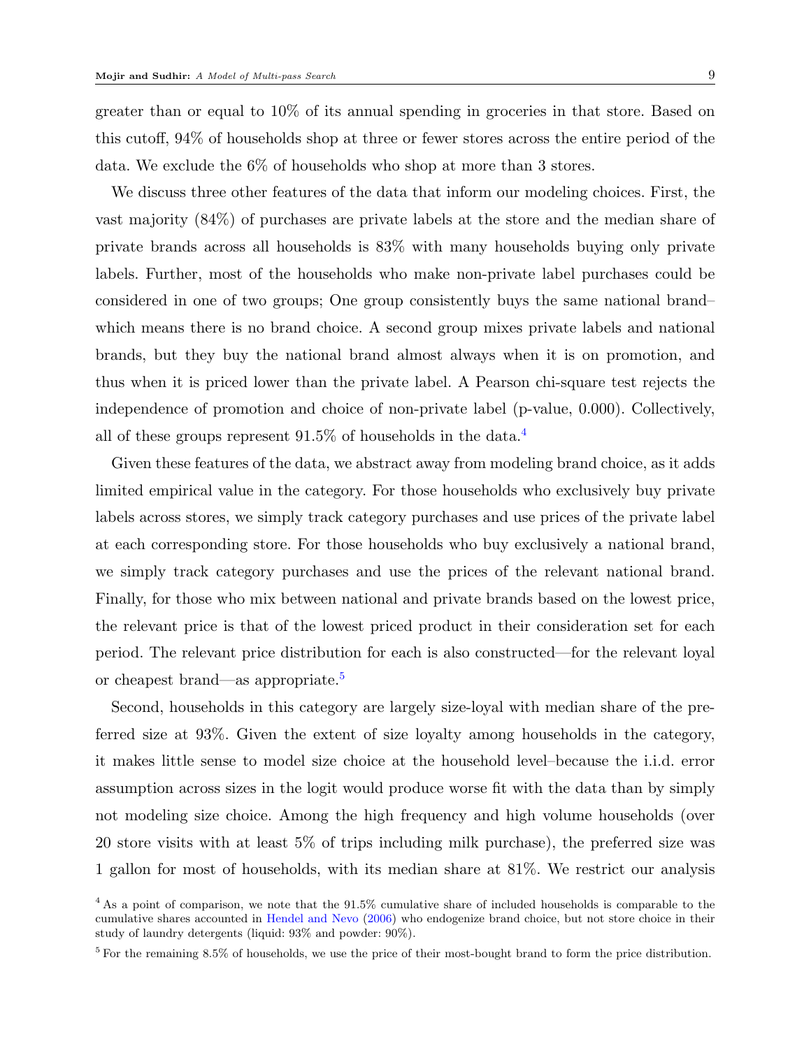greater than or equal to 10% of its annual spending in groceries in that store. Based on this cutoff, 94% of households shop at three or fewer stores across the entire period of the data. We exclude the 6% of households who shop at more than 3 stores.

We discuss three other features of the data that inform our modeling choices. First, the vast majority (84%) of purchases are private labels at the store and the median share of private brands across all households is 83% with many households buying only private labels. Further, most of the households who make non-private label purchases could be considered in one of two groups; One group consistently buys the same national brand–which means there is no brand choice. A second group mixes private labels and national brands, but they buy the national brand almost always when it is on promotion, and thus when it is priced lower than the private label. A Pearson chi-square test rejects the independence of promotion and choice of non-private label (p-value, 0.000). Collectively, all of these groups represent 91.5% of households in the data.[4]

Given these features of the data, we abstract away from modeling brand choice, as it adds limited empirical value in the category. For those households who exclusively buy private labels across stores, we simply track category purchases and use prices of the private label at each corresponding store. For those households who buy exclusively a national brand, we simply track category purchases and use the prices of the relevant national brand. Finally, for those who mix between national and private brands based on the lowest price, the relevant price is that of the lowest priced product in their consideration set for each period. The relevant price distribution for each is also constructed—for the relevant loyal or cheapest brand—as appropriate.[5]

Second, households in this category are largely size-loyal with median share of the preferred size at 93%. Given the extent of size loyalty among households in the category, it makes little sense to model size choice at the household level–because the i.i.d. error assumption across sizes in the logit would produce worse fit with the data than by simply not modeling size choice. Among the high frequency and high volume households (over 20 store visits with at least 5% of trips including milk purchase), the preferred size was 1 gallon for most of households, with its median share at 81%. We restrict our analysis

[4] As a point of comparison, we note that the 91.5% cumulative share of included households is comparable to the cumulative shares accounted in Hendel and Nevo (2006) who endogenize brand choice, but not store choice in their study of laundry detergents (liquid: 93% and powder: 90%).

[5] For the remaining 8.5% of households, we use the price of their most-bought brand to form the price distribution.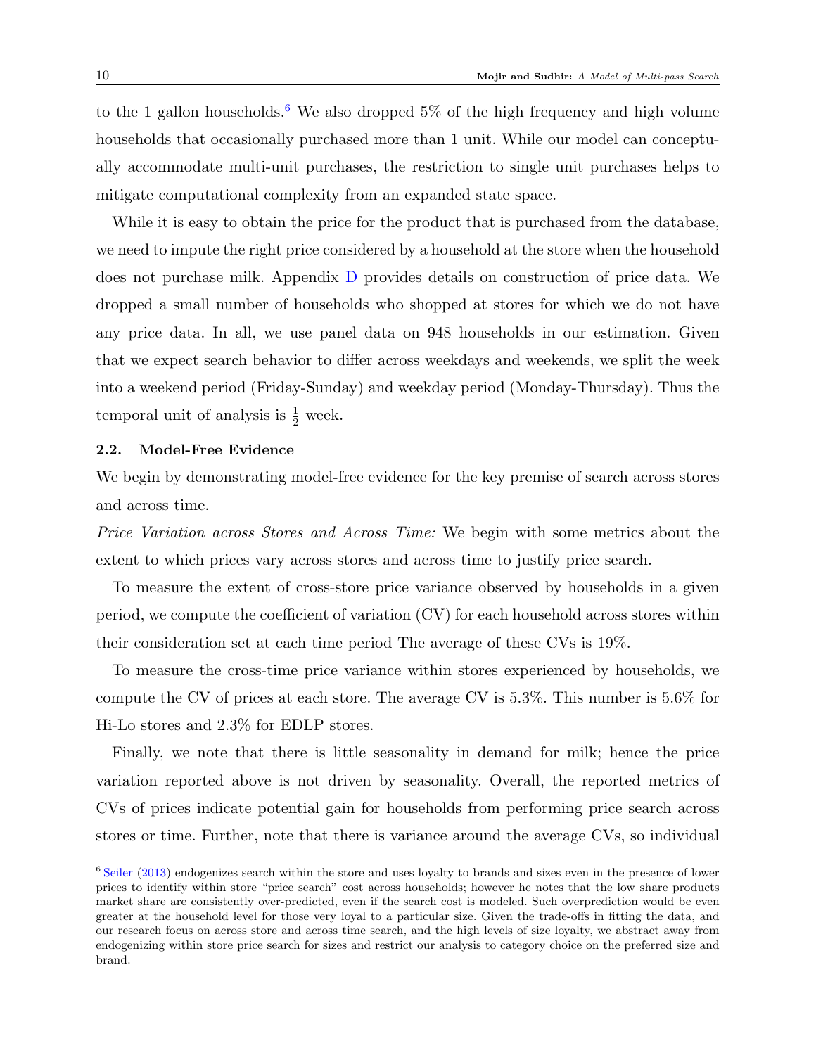to the 1 gallon households.[6] We also dropped 5% of the high frequency and high volume households that occasionally purchased more than 1 unit. While our model can conceptually accommodate multi-unit purchases, the restriction to single unit purchases helps to mitigate computational complexity from an expanded state space.

While it is easy to obtain the price for the product that is purchased from the database, we need to impute the right price considered by a household at the store when the household does not purchase milk. Appendix D provides details on construction of price data. We dropped a small number of households who shopped at stores for which we do not have any price data. In all, we use panel data on 948 households in our estimation. Given that we expect search behavior to differ across weekdays and weekends, we split the week into a weekend period (Friday-Sunday) and weekday period (Monday-Thursday). Thus the temporal unit of analysis is $\frac{1}{2}$ week.

### 2.2. Model-Free Evidence

We begin by demonstrating model-free evidence for the key premise of search across stores and across time.

*Price Variation across Stores and Across Time:* We begin with some metrics about the extent to which prices vary across stores and across time to justify price search.

To measure the extent of cross-store price variance observed by households in a given period, we compute the coefficient of variation (CV) for each household across stores within their consideration set at each time period The average of these CVs is 19%.

To measure the cross-time price variance within stores experienced by households, we compute the CV of prices at each store. The average CV is 5.3%. This number is 5.6% for Hi-Lo stores and 2.3% for EDLP stores.

Finally, we note that there is little seasonality in demand for milk; hence the price variation reported above is not driven by seasonality. Overall, the reported metrics of CVs of prices indicate potential gain for households from performing price search across stores or time. Further, note that there is variance around the average CVs, so individual

[6] Seiler (2013) endogenizes search within the store and uses loyalty to brands and sizes even in the presence of lower prices to identify within store "price search" cost across households; however he notes that the low share products market share are consistently over-predicted, even if the search cost is modeled. Such overprediction would be even greater at the household level for those very loyal to a particular size. Given the trade-offs in fitting the data, and our research focus on across store and across time search, and the high levels of size loyalty, we abstract away from endogenizing within store price search for sizes and restrict our analysis to category choice on the preferred size and brand.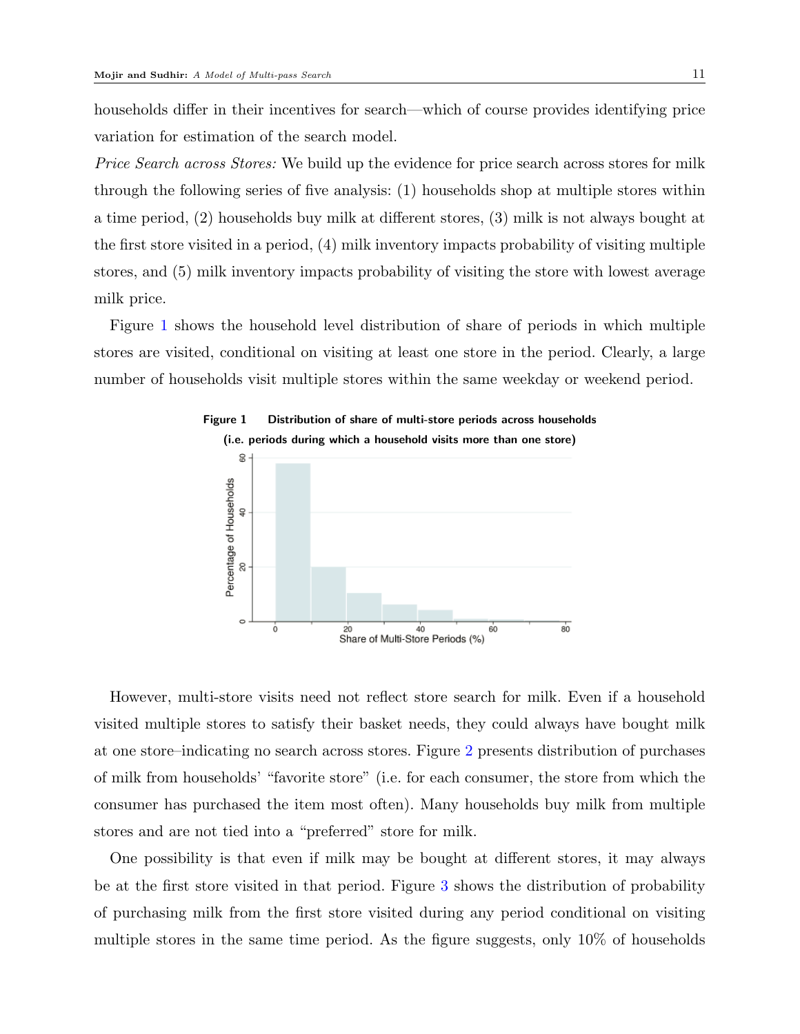households differ in their incentives for search—which of course provides identifying price variation for estimation of the search model.

*Price Search across Stores:* We build up the evidence for price search across stores for milk through the following series of five analysis: (1) households shop at multiple stores within a time period, (2) households buy milk at different stores, (3) milk is not always bought at the first store visited in a period, (4) milk inventory impacts probability of visiting multiple stores, and (5) milk inventory impacts probability of visiting the store with lowest average milk price.

Figure 1 shows the household level distribution of share of periods in which multiple stores are visited, conditional on visiting at least one store in the period. Clearly, a large number of households visit multiple stores within the same weekday or weekend period.

**Figure 1 Distribution of share of multi-store periods across households (i.e. periods during which a household visits more than one store)**

Percentage of Households

0
20
40
60

0
20
40
60
80

Share of Multi-Store Periods (%)

However, multi-store visits need not reflect store search for milk. Even if a household visited multiple stores to satisfy their basket needs, they could always have bought milk at one store–indicating no search across stores. Figure 2 presents distribution of purchases of milk from households' "favorite store" (i.e. for each consumer, the store from which the consumer has purchased the item most often). Many households buy milk from multiple stores and are not tied into a "preferred" store for milk.

One possibility is that even if milk may be bought at different stores, it may always be at the first store visited in that period. Figure 3 shows the distribution of probability of purchasing milk from the first store visited during any period conditional on visiting multiple stores in the same time period. As the figure suggests, only 10% of households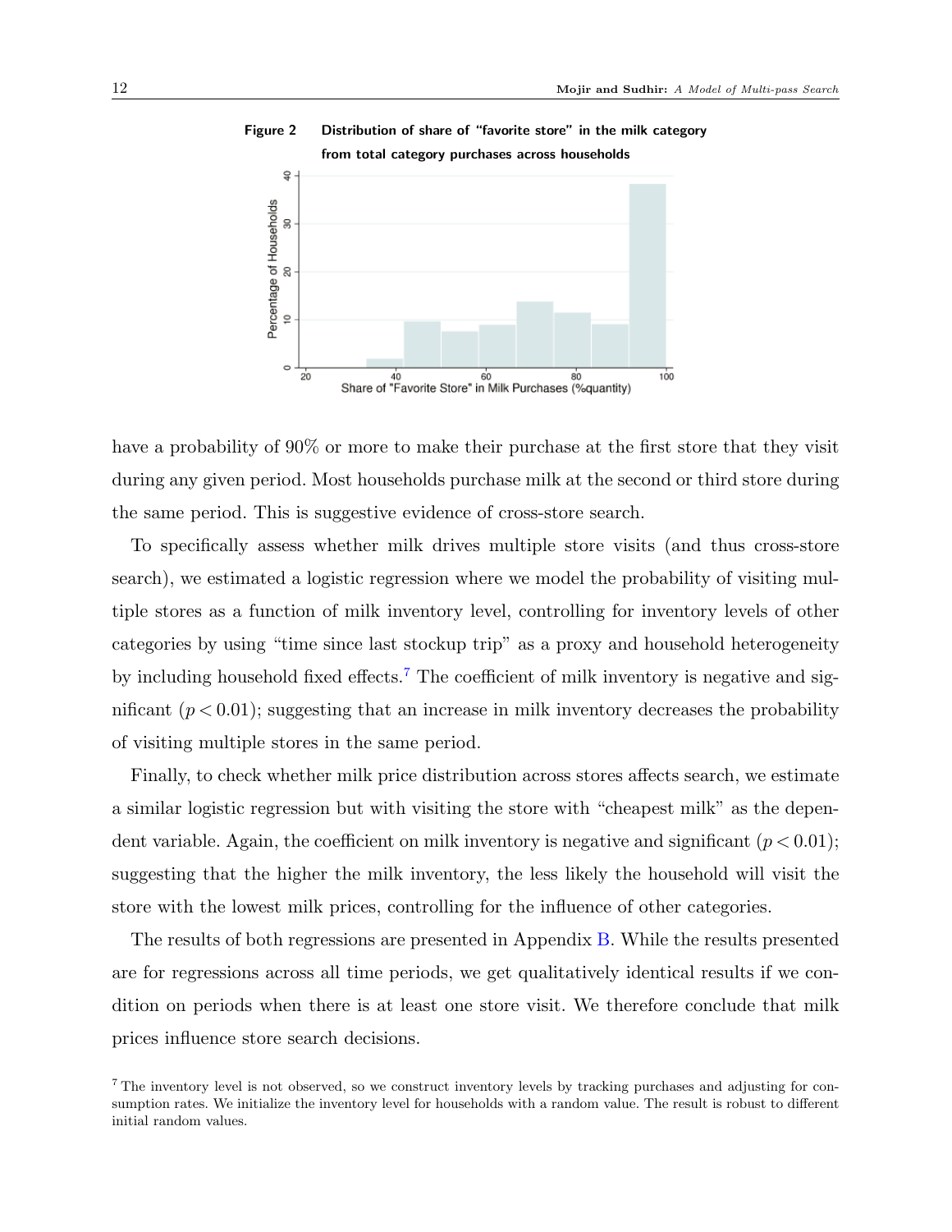Figure 2 Distribution of share of "favorite store" in the milk category from total category purchases across households

Percentage of Households

0
10
20
30
40

20
40
60
80
100

Share of "Favorite Store" in Milk Purchases (%quantity)

have a probability of 90% or more to make their purchase at the first store that they visit during any given period. Most households purchase milk at the second or third store during the same period. This is suggestive evidence of cross-store search.

To specifically assess whether milk drives multiple store visits (and thus cross-store search), we estimated a logistic regression where we model the probability of visiting multiple stores as a function of milk inventory level, controlling for inventory levels of other categories by using "time since last stockup trip" as a proxy and household heterogeneity by including household fixed effects.[7] The coefficient of milk inventory is negative and significant ($p < 0.01$); suggesting that an increase in milk inventory decreases the probability of visiting multiple stores in the same period.

Finally, to check whether milk price distribution across stores affects search, we estimate a similar logistic regression but with visiting the store with "cheapest milk" as the dependent variable. Again, the coefficient on milk inventory is negative and significant ($p < 0.01$); suggesting that the higher the milk inventory, the less likely the household will visit the store with the lowest milk prices, controlling for the influence of other categories.

The results of both regressions are presented in Appendix B. While the results presented are for regressions across all time periods, we get qualitatively identical results if we condition on periods when there is at least one store visit. We therefore conclude that milk prices influence store search decisions.

[7] The inventory level is not observed, so we construct inventory levels by tracking purchases and adjusting for consumption rates. We initialize the inventory level for households with a random value. The result is robust to different initial random values.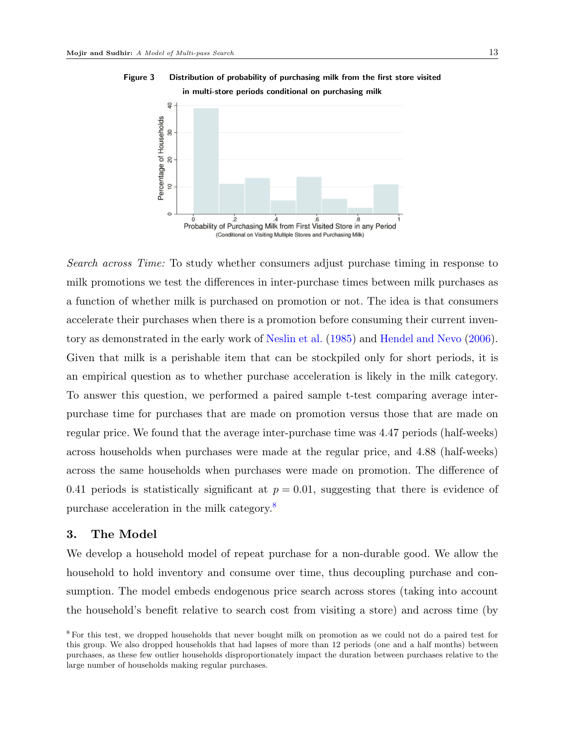**Figure 3** Distribution of probability of purchasing milk from the first store visited in multi-store periods conditional on purchasing milk

Percentage of Households

0 10 20 30 40

0 .2 .4 .6 .8 1

Probability of Purchasing Milk from First Visited Store in any Period

(Conditional on Visiting Multiple Stores and Purchasing Milk)

*Search across Time:* To study whether consumers adjust purchase timing in response to milk promotions we test the differences in inter-purchase times between milk purchases as a function of whether milk is purchased on promotion or not. The idea is that consumers accelerate their purchases when there is a promotion before consuming their current inventory as demonstrated in the early work of Neslin et al. (1985) and Hendel and Nevo (2006). Given that milk is a perishable item that can be stockpiled only for short periods, it is an empirical question as to whether purchase acceleration is likely in the milk category. To answer this question, we performed a paired sample t-test comparing average inter-purchase time for purchases that are made on promotion versus those that are made on regular price. We found that the average inter-purchase time was 4.47 periods (half-weeks) across households when purchases were made at the regular price, and 4.88 (half-weeks) across the same households when purchases were made on promotion. The difference of 0.41 periods is statistically significant at $p = 0.01$, suggesting that there is evidence of purchase acceleration in the milk category.[8]

## 3. The Model

We develop a household model of repeat purchase for a non-durable good. We allow the household to hold inventory and consume over time, thus decoupling purchase and consumption. The model embeds endogenous price search across stores (taking into account the household's benefit relative to search cost from visiting a store) and across time (by

[8] For this test, we dropped households that never bought milk on promotion as we could not do a paired test for this group. We also dropped households that had lapses of more than 12 periods (one and a half months) between purchases, as these few outlier households disproportionately impact the duration between purchases relative to the large number of households making regular purchases.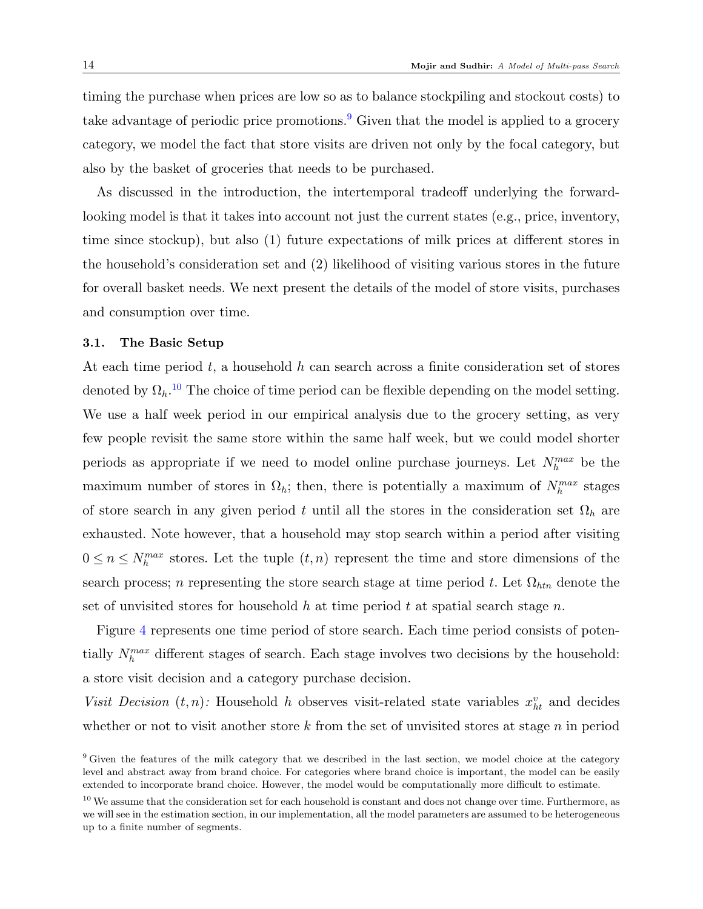timing the purchase when prices are low so as to balance stockpiling and stockout costs) to take advantage of periodic price promotions.[9] Given that the model is applied to a grocery category, we model the fact that store visits are driven not only by the focal category, but also by the basket of groceries that needs to be purchased.

As discussed in the introduction, the intertemporal tradeoff underlying the forward-looking model is that it takes into account not just the current states (e.g., price, inventory, time since stockup), but also (1) future expectations of milk prices at different stores in the household's consideration set and (2) likelihood of visiting various stores in the future for overall basket needs. We next present the details of the model of store visits, purchases and consumption over time.

### 3.1. The Basic Setup

At each time period $t$, a household $h$ can search across a finite consideration set of stores denoted by $\Omega_h$.[10] The choice of time period can be flexible depending on the model setting. We use a half week period in our empirical analysis due to the grocery setting, as very few people revisit the same store within the same half week, but we could model shorter periods as appropriate if we need to model online purchase journeys. Let $N_h^{max}$ be the maximum number of stores in $\Omega_h$; then, there is potentially a maximum of $N_h^{max}$ stages of store search in any given period $t$ until all the stores in the consideration set $\Omega_h$ are exhausted. Note however, that a household may stop search within a period after visiting $0 \leq n \leq N_h^{max}$ stores. Let the tuple $(t, n)$ represent the time and store dimensions of the search process; $n$ representing the store search stage at time period $t$. Let $\Omega_{htn}$ denote the set of unvisited stores for household $h$ at time period $t$ at spatial search stage $n$.

Figure 4 represents one time period of store search. Each time period consists of potentially $N_h^{max}$ different stages of search. Each stage involves two decisions by the household: a store visit decision and a category purchase decision.

*Visit Decision* $(t, n)$*:* Household $h$ observes visit-related state variables $x_{ht}^v$ and decides whether or not to visit another store $k$ from the set of unvisited stores at stage $n$ in period

[9] Given the features of the milk category that we described in the last section, we model choice at the category level and abstract away from brand choice. For categories where brand choice is important, the model can be easily extended to incorporate brand choice. However, the model would be computationally more difficult to estimate.

[10] We assume that the consideration set for each household is constant and does not change over time. Furthermore, as we will see in the estimation section, in our implementation, all the model parameters are assumed to be heterogeneous up to a finite number of segments.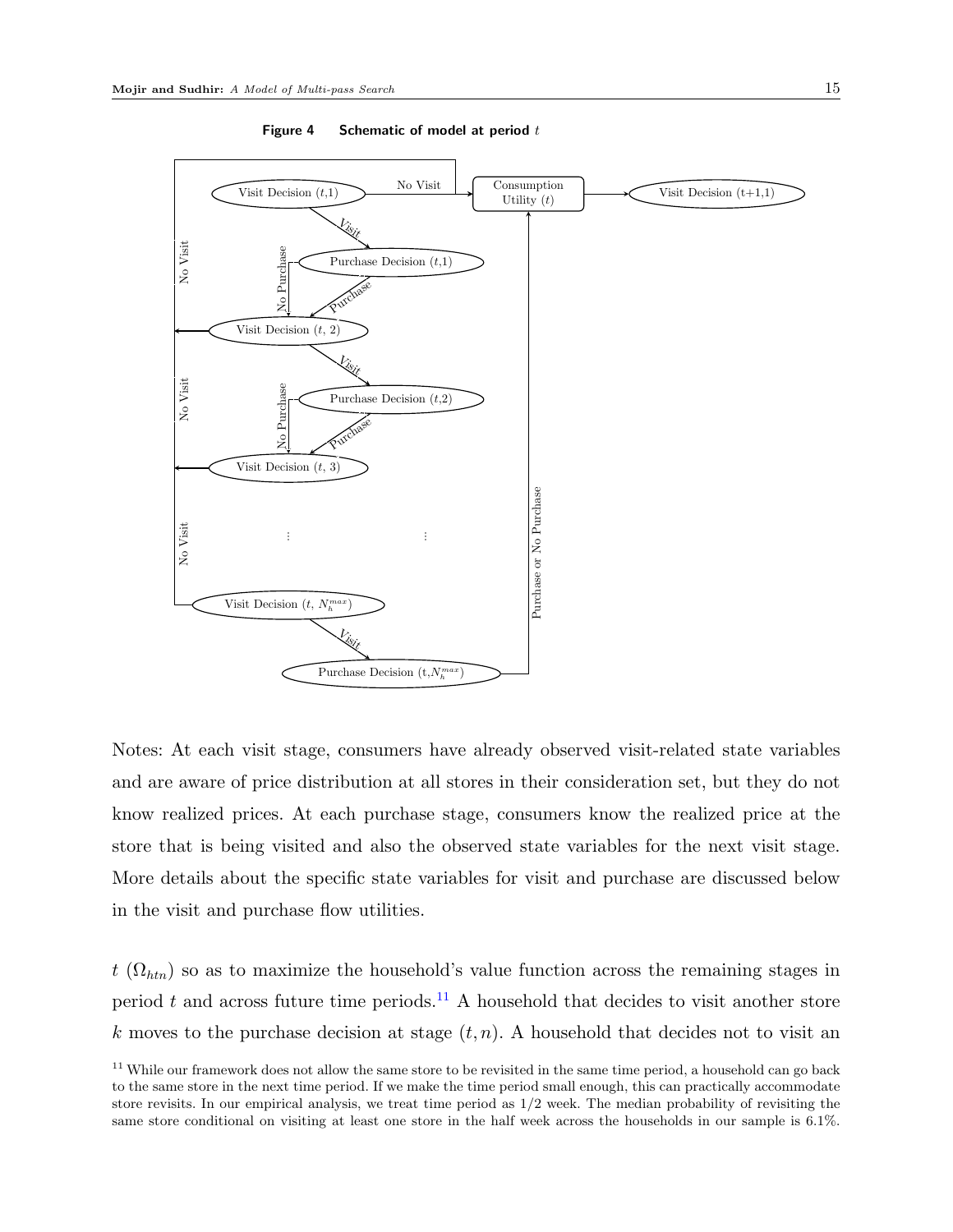**Figure 4 Schematic of model at period $t$**

Visit Decision $(t,1)$

No Visit

Consumption Utility $(t)$

Visit Decision $(t+1,1)$

Visit

Purchase Decision $(t,1)$

No Purchase

Purchase

Visit Decision $(t, 2)$

No Visit

Visit

Purchase Decision $(t,2)$

No Purchase

Purchase

Visit Decision $(t, 3)$

No Visit

Purchase or No Purchase

Visit Decision $(t, N_h^{max})$

Visit

Purchase Decision $(t, N_h^{max})$

Notes: At each visit stage, consumers have already observed visit-related state variables and are aware of price distribution at all stores in their consideration set, but they do not know realized prices. At each purchase stage, consumers know the realized price at the store that is being visited and also the observed state variables for the next visit stage. More details about the specific state variables for visit and purchase are discussed below in the visit and purchase flow utilities.

$t$ $(\Omega_{htn})$ so as to maximize the household's value function across the remaining stages in period $t$ and across future time periods.[11] A household that decides to visit another store $k$ moves to the purchase decision at stage $(t,n)$. A household that decides not to visit an

[11] While our framework does not allow the same store to be revisited in the same time period, a household can go back to the same store in the next time period. If we make the time period small enough, this can practically accommodate store revisits. In our empirical analysis, we treat time period as 1/2 week. The median probability of revisiting the same store conditional on visiting at least one store in the half week across the households in our sample is 6.1%.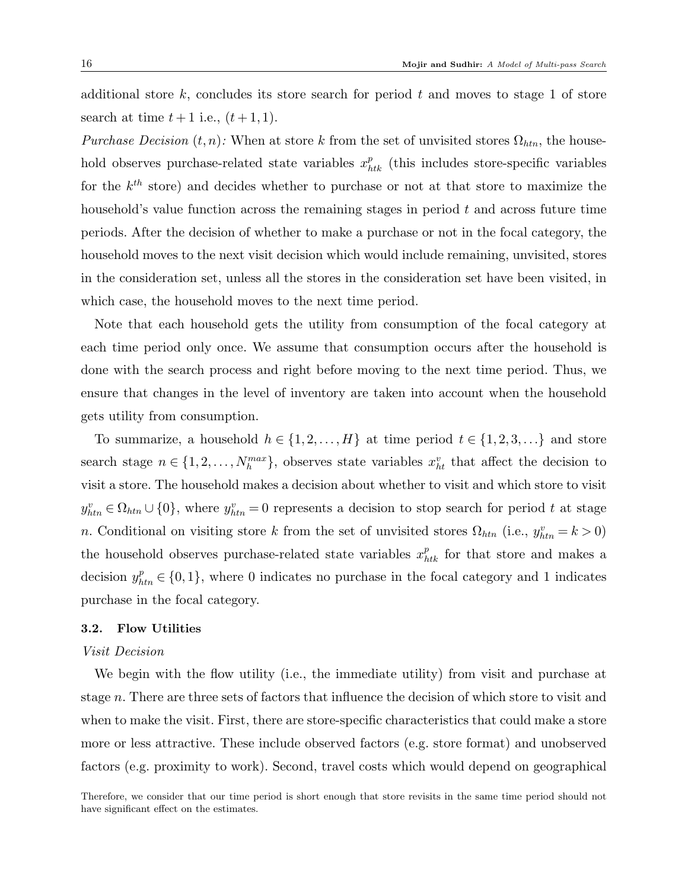additional store $k$, concludes its store search for period $t$ and moves to stage 1 of store search at time $t+1$ i.e., $(t+1, 1)$.

*Purchase Decision* $(t, n)$*:* When at store $k$ from the set of unvisited stores $\Omega_{htn}$, the household observes purchase-related state variables $x^p_{htk}$ (this includes store-specific variables for the $k^{th}$ store) and decides whether to purchase or not at that store to maximize the household's value function across the remaining stages in period $t$ and across future time periods. After the decision of whether to make a purchase or not in the focal category, the household moves to the next visit decision which would include remaining, unvisited, stores in the consideration set, unless all the stores in the consideration set have been visited, in which case, the household moves to the next time period.

Note that each household gets the utility from consumption of the focal category at each time period only once. We assume that consumption occurs after the household is done with the search process and right before moving to the next time period. Thus, we ensure that changes in the level of inventory are taken into account when the household gets utility from consumption.

To summarize, a household $h \in \{1, 2, \ldots, H\}$ at time period $t \in \{1, 2, 3, \ldots\}$ and store search stage $n \in \{1, 2, \ldots, N^{max}_h\}$, observes state variables $x^v_{ht}$ that affect the decision to visit a store. The household makes a decision about whether to visit and which store to visit $y^v_{htn} \in \Omega_{htn} \cup \{0\}$, where $y^v_{htn} = 0$ represents a decision to stop search for period $t$ at stage $n$. Conditional on visiting store $k$ from the set of unvisited stores $\Omega_{htn}$ (i.e., $y^v_{htn} = k > 0$) the household observes purchase-related state variables $x^p_{htk}$ for that store and makes a decision $y^p_{htn} \in \{0, 1\}$, where 0 indicates no purchase in the focal category and 1 indicates purchase in the focal category.

### 3.2. Flow Utilities

*Visit Decision*

We begin with the flow utility (i.e., the immediate utility) from visit and purchase at stage $n$. There are three sets of factors that influence the decision of which store to visit and when to make the visit. First, there are store-specific characteristics that could make a store more or less attractive. These include observed factors (e.g. store format) and unobserved factors (e.g. proximity to work). Second, travel costs which would depend on geographical

Therefore, we consider that our time period is short enough that store revisits in the same time period should not have significant effect on the estimates.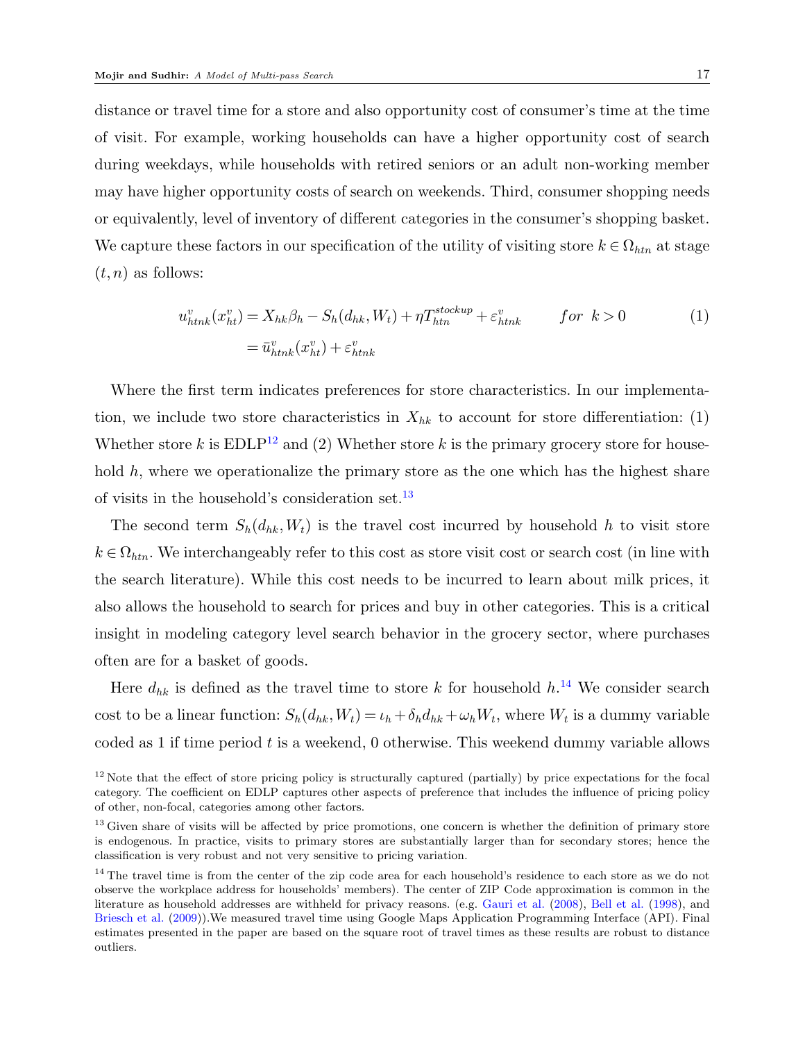distance or travel time for a store and also opportunity cost of consumer's time at the time of visit. For example, working households can have a higher opportunity cost of search during weekdays, while households with retired seniors or an adult non-working member may have higher opportunity costs of search on weekends. Third, consumer shopping needs or equivalently, level of inventory of different categories in the consumer's shopping basket. We capture these factors in our specification of the utility of visiting store $k \in \Omega_{htn}$ at stage $(t, n)$ as follows:

$$
\begin{aligned}
u^{v}_{htnk}(x^{v}_{ht}) &= X_{hk}\beta_h - S_h(d_{hk}, W_t) + \eta T^{stockup}_{htn} + \varepsilon^{v}_{htnk} \qquad for \;\; k > 0 \qquad (1) \\
&= \bar{u}^{v}_{htnk}(x^{v}_{ht}) + \varepsilon^{v}_{htnk}
\end{aligned}
$$

Where the first term indicates preferences for store characteristics. In our implementation, we include two store characteristics in $X_{hk}$ to account for store differentiation: (1) Whether store $k$ is EDLP[12] and (2) Whether store $k$ is the primary grocery store for household $h$, where we operationalize the primary store as the one which has the highest share of visits in the household's consideration set.[13]

The second term $S_h(d_{hk}, W_t)$ is the travel cost incurred by household $h$ to visit store $k \in \Omega_{htn}$. We interchangeably refer to this cost as store visit cost or search cost (in line with the search literature). While this cost needs to be incurred to learn about milk prices, it also allows the household to search for prices and buy in other categories. This is a critical insight in modeling category level search behavior in the grocery sector, where purchases often are for a basket of goods.

Here $d_{hk}$ is defined as the travel time to store $k$ for household $h$.[14] We consider search cost to be a linear function: $S_h(d_{hk}, W_t) = \iota_h + \delta_h d_{hk} + \omega_h W_t$, where $W_t$ is a dummy variable coded as 1 if time period $t$ is a weekend, 0 otherwise. This weekend dummy variable allows

[12] Note that the effect of store pricing policy is structurally captured (partially) by price expectations for the focal category. The coefficient on EDLP captures other aspects of preference that includes the influence of pricing policy of other, non-focal, categories among other factors.

[13] Given share of visits will be affected by price promotions, one concern is whether the definition of primary store is endogenous. In practice, visits to primary stores are substantially larger than for secondary stores; hence the classification is very robust and not very sensitive to pricing variation.

[14] The travel time is from the center of the zip code area for each household's residence to each store as we do not observe the workplace address for households' members). The center of ZIP Code approximation is common in the literature as household addresses are withheld for privacy reasons. (e.g. Gauri et al. (2008), Bell et al. (1998), and Briesch et al. (2009)).We measured travel time using Google Maps Application Programming Interface (API). Final estimates presented in the paper are based on the square root of travel times as these results are robust to distance outliers.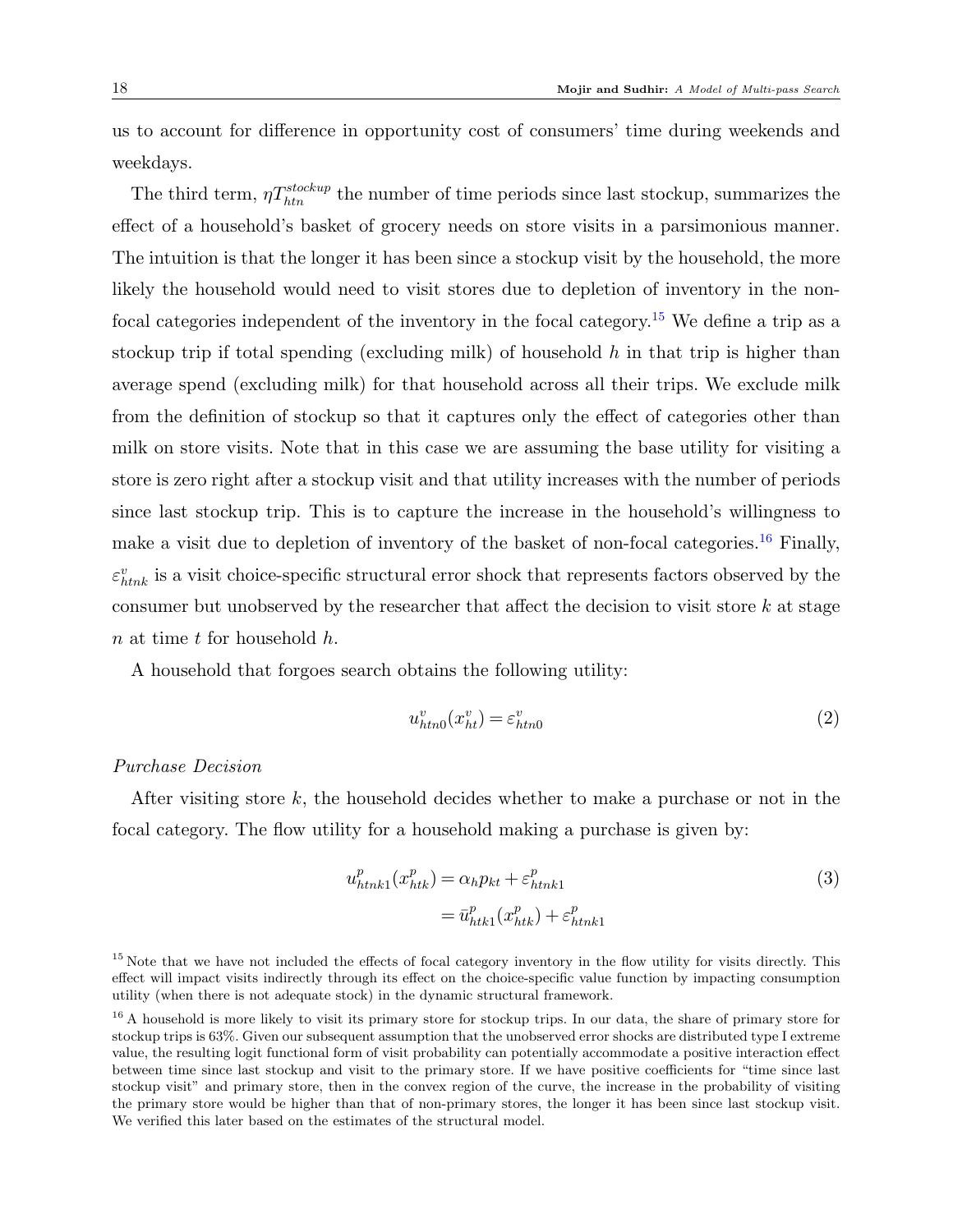us to account for difference in opportunity cost of consumers' time during weekends and weekdays.

The third term, $\eta T_{htn}^{stockup}$ the number of time periods since last stockup, summarizes the effect of a household's basket of grocery needs on store visits in a parsimonious manner. The intuition is that the longer it has been since a stockup visit by the household, the more likely the household would need to visit stores due to depletion of inventory in the non-focal categories independent of the inventory in the focal category.[15] We define a trip as a stockup trip if total spending (excluding milk) of household $h$ in that trip is higher than average spend (excluding milk) for that household across all their trips. We exclude milk from the definition of stockup so that it captures only the effect of categories other than milk on store visits. Note that in this case we are assuming the base utility for visiting a store is zero right after a stockup visit and that utility increases with the number of periods since last stockup trip. This is to capture the increase in the household's willingness to make a visit due to depletion of inventory of the basket of non-focal categories.[16] Finally, $\varepsilon_{htnk}^{v}$ is a visit choice-specific structural error shock that represents factors observed by the consumer but unobserved by the researcher that affect the decision to visit store $k$ at stage $n$ at time $t$ for household $h$.

A household that forgoes search obtains the following utility:

$$u_{htn0}^{v}(x_{ht}^{v}) = \varepsilon_{htn0}^{v} \tag{2}$$

*Purchase Decision*

After visiting store $k$, the household decides whether to make a purchase or not in the focal category. The flow utility for a household making a purchase is given by:

$$\begin{aligned} u_{htnk1}^{p}(x_{htk}^{p}) &= \alpha_h p_{kt} + \varepsilon_{htnk1}^{p} \\ &= \bar{u}_{htk1}^{p}(x_{htk}^{p}) + \varepsilon_{htnk1}^{p} \end{aligned} \tag{3}$$

[15] Note that we have not included the effects of focal category inventory in the flow utility for visits directly. This effect will impact visits indirectly through its effect on the choice-specific value function by impacting consumption utility (when there is not adequate stock) in the dynamic structural framework.

[16] A household is more likely to visit its primary store for stockup trips. In our data, the share of primary store for stockup trips is 63%. Given our subsequent assumption that the unobserved error shocks are distributed type I extreme value, the resulting logit functional form of visit probability can potentially accommodate a positive interaction effect between time since last stockup and visit to the primary store. If we have positive coefficients for "time since last stockup visit" and primary store, then in the convex region of the curve, the increase in the probability of visiting the primary store would be higher than that of non-primary stores, the longer it has been since last stockup visit. We verified this later based on the estimates of the structural model.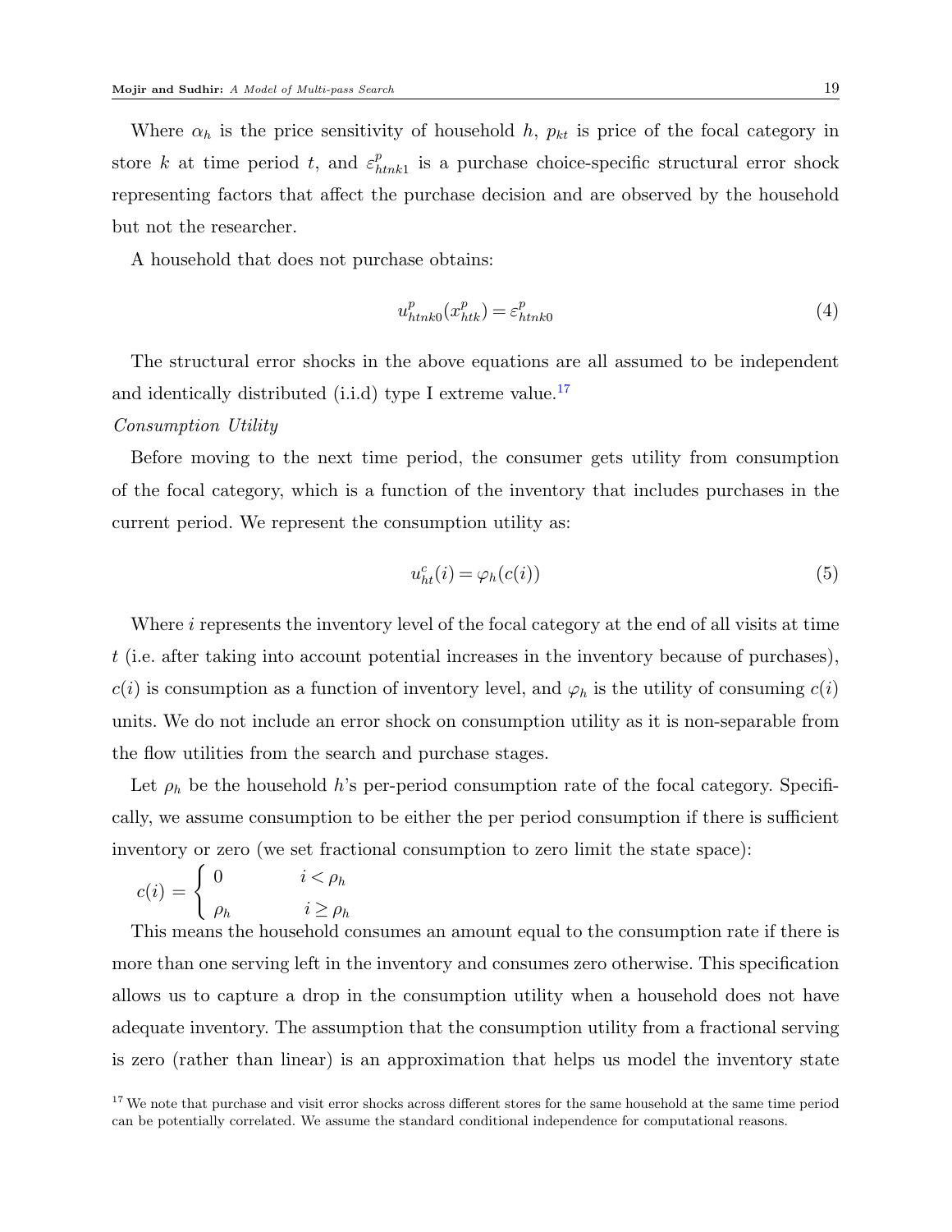Where $\alpha_h$ is the price sensitivity of household $h$, $p_{kt}$ is price of the focal category in store $k$ at time period $t$, and $\varepsilon^p_{htnk1}$ is a purchase choice-specific structural error shock representing factors that affect the purchase decision and are observed by the household but not the researcher.

A household that does not purchase obtains:

$$u^p_{htnk0}(x^p_{htk}) = \varepsilon^p_{htnk0} \tag{4}$$

The structural error shocks in the above equations are all assumed to be independent and identically distributed (i.i.d) type I extreme value.[17]

*Consumption Utility*

Before moving to the next time period, the consumer gets utility from consumption of the focal category, which is a function of the inventory that includes purchases in the current period. We represent the consumption utility as:

$$u^c_{ht}(i) = \varphi_h(c(i)) \tag{5}$$

Where $i$ represents the inventory level of the focal category at the end of all visits at time $t$ (i.e. after taking into account potential increases in the inventory because of purchases), $c(i)$ is consumption as a function of inventory level, and $\varphi_h$ is the utility of consuming $c(i)$ units. We do not include an error shock on consumption utility as it is non-separable from the flow utilities from the search and purchase stages.

Let $\rho_h$ be the household $h$'s per-period consumption rate of the focal category. Specifically, we assume consumption to be either the per period consumption if there is sufficient inventory or zero (we set fractional consumption to zero limit the state space):

$$c(i) = \begin{cases} 0 & i < \rho_h \\ \rho_h & i \geq \rho_h \end{cases}$$

This means the household consumes an amount equal to the consumption rate if there is more than one serving left in the inventory and consumes zero otherwise. This specification allows us to capture a drop in the consumption utility when a household does not have adequate inventory. The assumption that the consumption utility from a fractional serving is zero (rather than linear) is an approximation that helps us model the inventory state

[17] We note that purchase and visit error shocks across different stores for the same household at the same time period can be potentially correlated. We assume the standard conditional independence for computational reasons.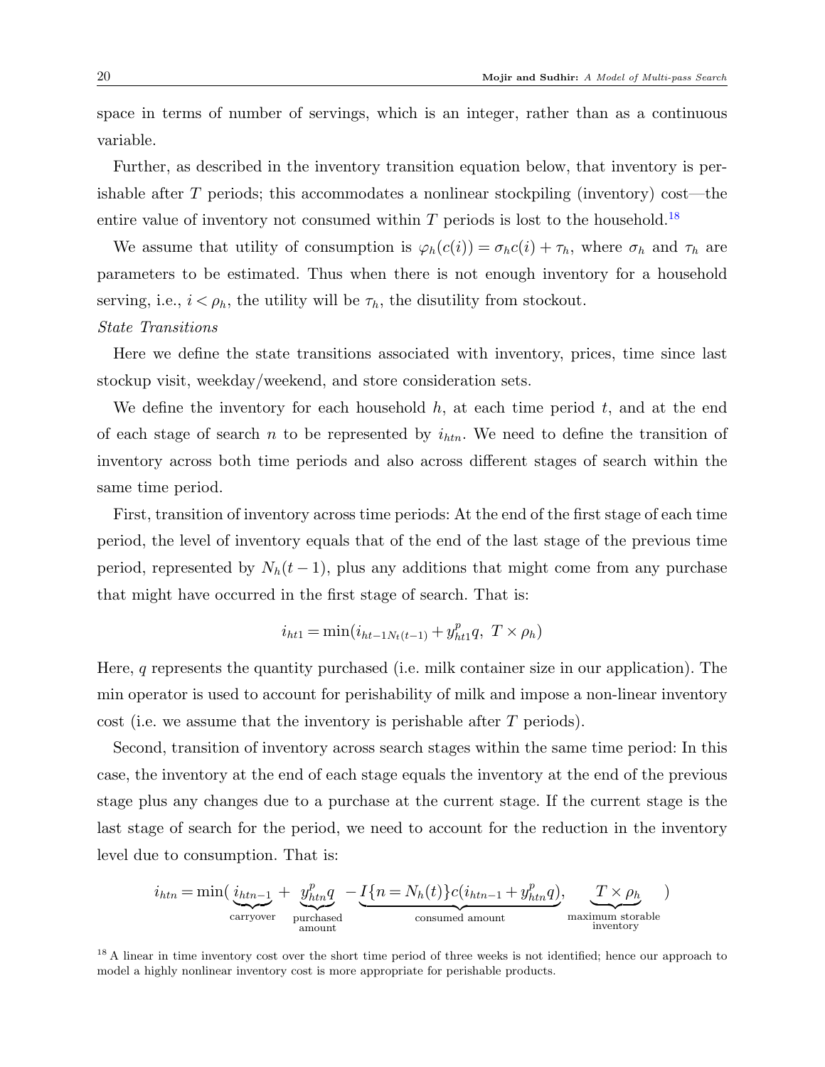space in terms of number of servings, which is an integer, rather than as a continuous variable.

Further, as described in the inventory transition equation below, that inventory is perishable after $T$ periods; this accommodates a nonlinear stockpiling (inventory) cost—the entire value of inventory not consumed within $T$ periods is lost to the household.[18]

We assume that utility of consumption is $\varphi_h(c(i)) = \sigma_h c(i) + \tau_h$, where $\sigma_h$ and $\tau_h$ are parameters to be estimated. Thus when there is not enough inventory for a household serving, i.e., $i < \rho_h$, the utility will be $\tau_h$, the disutility from stockout.

*State Transitions*

Here we define the state transitions associated with inventory, prices, time since last stockup visit, weekday/weekend, and store consideration sets.

We define the inventory for each household $h$, at each time period $t$, and at the end of each stage of search $n$ to be represented by $i_{htn}$. We need to define the transition of inventory across both time periods and also across different stages of search within the same time period.

First, transition of inventory across time periods: At the end of the first stage of each time period, the level of inventory equals that of the end of the last stage of the previous time period, represented by $N_h(t-1)$, plus any additions that might come from any purchase that might have occurred in the first stage of search. That is:

$$i_{ht1} = \min(i_{ht-1N_t(t-1)} + y^p_{ht1} q,\ T \times \rho_h)$$

Here, $q$ represents the quantity purchased (i.e. milk container size in our application). The min operator is used to account for perishability of milk and impose a non-linear inventory cost (i.e. we assume that the inventory is perishable after $T$ periods).

Second, transition of inventory across search stages within the same time period: In this case, the inventory at the end of each stage equals the inventory at the end of the previous stage plus any changes due to a purchase at the current stage. If the current stage is the last stage of search for the period, we need to account for the reduction in the inventory level due to consumption. That is:

$$i_{htn} = \min(\underbrace{i_{htn-1}}_{\text{carryover}} + \underbrace{y^p_{htn} q}_{\substack{\text{purchased} \\ \text{amount}}} - \underbrace{I\{n = N_h(t)\} c(i_{htn-1} + y^p_{htn} q)}_{\text{consumed amount}},\ \underbrace{T \times \rho_h}_{\substack{\text{maximum storable} \\ \text{inventory}}})$$

[18] A linear in time inventory cost over the short time period of three weeks is not identified; hence our approach to model a highly nonlinear inventory cost is more appropriate for perishable products.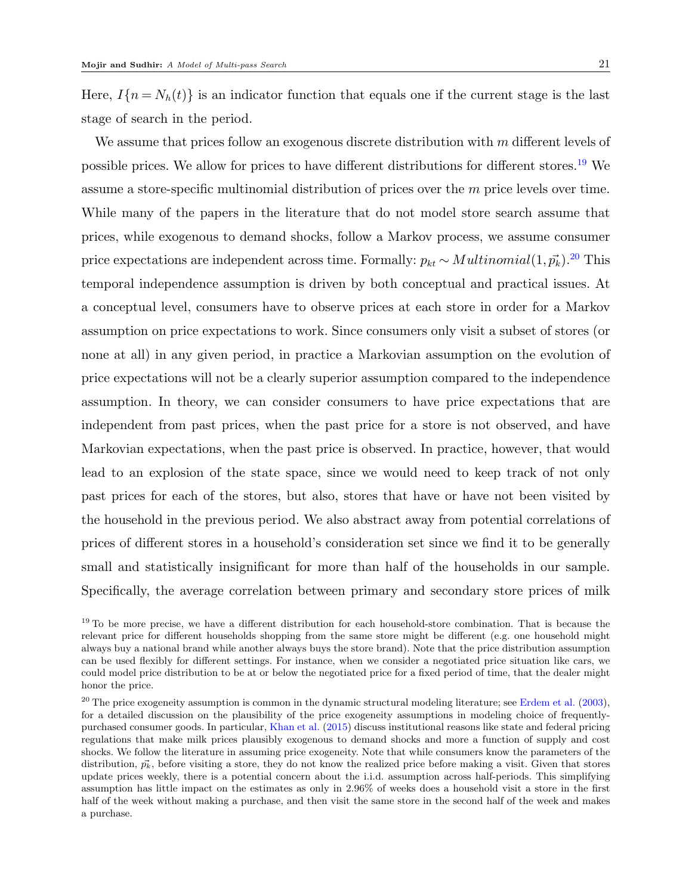Here, $I\{n = N_h(t)\}$ is an indicator function that equals one if the current stage is the last stage of search in the period.

We assume that prices follow an exogenous discrete distribution with $m$ different levels of possible prices. We allow for prices to have different distributions for different stores.[19] We assume a store-specific multinomial distribution of prices over the $m$ price levels over time. While many of the papers in the literature that do not model store search assume that prices, while exogenous to demand shocks, follow a Markov process, we assume consumer price expectations are independent across time. Formally: $p_{kt} \sim Multinomial(1, \vec{p_k})$.[20] This temporal independence assumption is driven by both conceptual and practical issues. At a conceptual level, consumers have to observe prices at each store in order for a Markov assumption on price expectations to work. Since consumers only visit a subset of stores (or none at all) in any given period, in practice a Markovian assumption on the evolution of price expectations will not be a clearly superior assumption compared to the independence assumption. In theory, we can consider consumers to have price expectations that are independent from past prices, when the past price for a store is not observed, and have Markovian expectations, when the past price is observed. In practice, however, that would lead to an explosion of the state space, since we would need to keep track of not only past prices for each of the stores, but also, stores that have or have not been visited by the household in the previous period. We also abstract away from potential correlations of prices of different stores in a household's consideration set since we find it to be generally small and statistically insignificant for more than half of the households in our sample. Specifically, the average correlation between primary and secondary store prices of milk

[19] To be more precise, we have a different distribution for each household-store combination. That is because the relevant price for different households shopping from the same store might be different (e.g. one household might always buy a national brand while another always buys the store brand). Note that the price distribution assumption can be used flexibly for different settings. For instance, when we consider a negotiated price situation like cars, we could model price distribution to be at or below the negotiated price for a fixed period of time, that the dealer might honor the price.

[20] The price exogeneity assumption is common in the dynamic structural modeling literature; see Erdem et al. (2003), for a detailed discussion on the plausibility of the price exogeneity assumptions in modeling choice of frequently-purchased consumer goods. In particular, Khan et al. (2015) discuss institutional reasons like state and federal pricing regulations that make milk prices plausibly exogenous to demand shocks and more a function of supply and cost shocks. We follow the literature in assuming price exogeneity. Note that while consumers know the parameters of the distribution, $\vec{p_k}$, before visiting a store, they do not know the realized price before making a visit. Given that stores update prices weekly, there is a potential concern about the i.i.d. assumption across half-periods. This simplifying assumption has little impact on the estimates as only in 2.96% of weeks does a household visit a store in the first half of the week without making a purchase, and then visit the same store in the second half of the week and makes a purchase.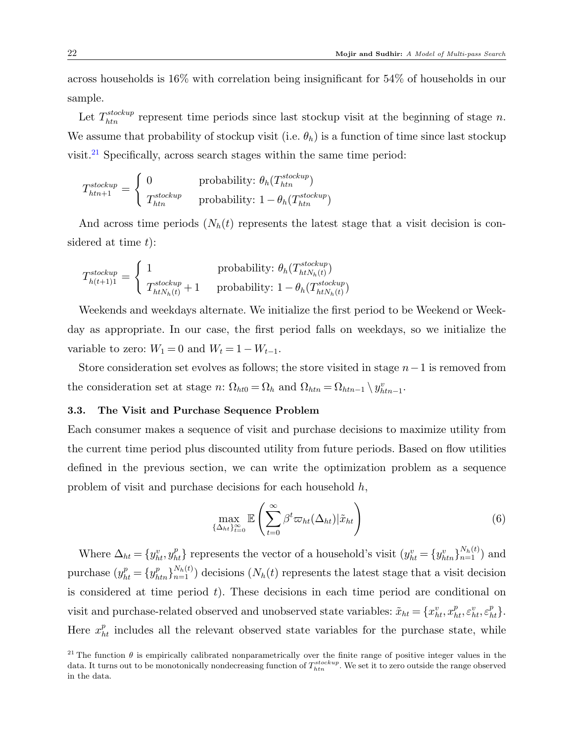across households is 16% with correlation being insignificant for 54% of households in our sample.

Let $T^{stockup}_{htn}$ represent time periods since last stockup visit at the beginning of stage $n$. We assume that probability of stockup visit (i.e. $\theta_h$) is a function of time since last stockup visit.[21] Specifically, across search stages within the same time period:

$$T^{stockup}_{htn+1} = \begin{cases} 0 & \text{probability: } \theta_h(T^{stockup}_{htn}) \\ T^{stockup}_{htn} & \text{probability: } 1-\theta_h(T^{stockup}_{htn}) \end{cases}$$

And across time periods ($N_h(t)$ represents the latest stage that a visit decision is considered at time $t$):

$$T^{stockup}_{h(t+1)1} = \begin{cases} 1 & \text{probability: } \theta_h(T^{stockup}_{htN_h(t)}) \\ T^{stockup}_{htN_h(t)} + 1 & \text{probability: } 1-\theta_h(T^{stockup}_{htN_h(t)}) \end{cases}$$

Weekends and weekdays alternate. We initialize the first period to be Weekend or Weekday as appropriate. In our case, the first period falls on weekdays, so we initialize the variable to zero: $W_1 = 0$ and $W_t = 1 - W_{t-1}$.

Store consideration set evolves as follows; the store visited in stage $n-1$ is removed from the consideration set at stage $n$: $\Omega_{ht0} = \Omega_h$ and $\Omega_{htn} = \Omega_{htn-1} \setminus y^v_{htn-1}$.

### 3.3. The Visit and Purchase Sequence Problem

Each consumer makes a sequence of visit and purchase decisions to maximize utility from the current time period plus discounted utility from future periods. Based on flow utilities defined in the previous section, we can write the optimization problem as a sequence problem of visit and purchase decisions for each household $h$,

$$\max_{\{\Delta_{ht}\}_{t=0}^{\infty}} \mathbb{E}\left(\sum_{t=0}^{\infty} \beta^t \varpi_{ht}(\Delta_{ht}) | \tilde{x}_{ht}\right) \tag{6}$$

Where $\Delta_{ht} = \{y^v_{ht}, y^p_{ht}\}$ represents the vector of a household's visit ($y^v_{ht} = \{y^v_{htn}\}_{n=1}^{N_h(t)}$) and purchase ($y^p_{ht} = \{y^p_{htn}\}_{n=1}^{N_h(t)}$) decisions ($N_h(t)$ represents the latest stage that a visit decision is considered at time period $t$). These decisions in each time period are conditional on visit and purchase-related observed and unobserved state variables: $\tilde{x}_{ht} = \{x^v_{ht}, x^p_{ht}, \varepsilon^v_{ht}, \varepsilon^p_{ht}\}$. Here $x^p_{ht}$ includes all the relevant observed state variables for the purchase state, while

[21] The function $\theta$ is empirically calibrated nonparametrically over the finite range of positive integer values in the data. It turns out to be monotonically nondecreasing function of $T^{stockup}_{htn}$. We set it to zero outside the range observed in the data.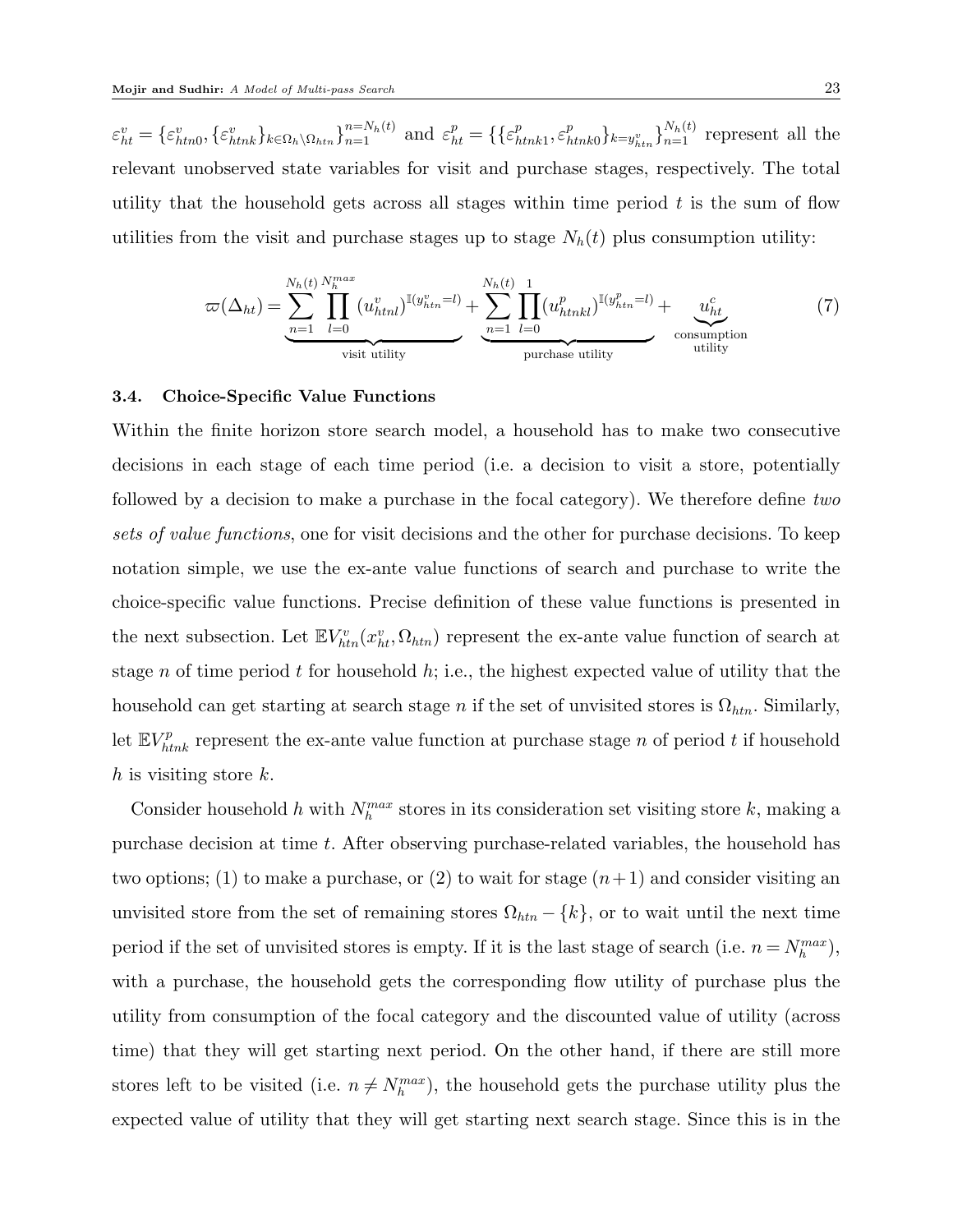$\varepsilon^v_{ht} = \{\varepsilon^v_{htn0}, \{\varepsilon^v_{htnk}\}_{k\in\Omega_h\setminus\Omega_{htn}}\}_{n=1}^{n=N_h(t)}$ and $\varepsilon^p_{ht} = \{\{\varepsilon^p_{htnk1}, \varepsilon^p_{htnk0}\}_{k=y^v_{htn}}\}_{n=1}^{N_h(t)}$ represent all the relevant unobserved state variables for visit and purchase stages, respectively. The total utility that the household gets across all stages within time period $t$ is the sum of flow utilities from the visit and purchase stages up to stage $N_h(t)$ plus consumption utility:

$$\varpi(\Delta_{ht}) = \underbrace{\sum_{n=1}^{N_h(t)} \prod_{l=0}^{N_h^{max}} (u^v_{htnl})^{\mathbb{I}(y^v_{htn}=l)}}_{\text{visit utility}} + \underbrace{\sum_{n=1}^{N_h(t)} \prod_{l=0}^{1} (u^p_{htnkl})^{\mathbb{I}(y^p_{htn}=l)}}_{\text{purchase utility}} + \underbrace{u^c_{ht}}_{\substack{\text{consumption} \\ \text{utility}}} \tag{7}$$

### 3.4. Choice-Specific Value Functions

Within the finite horizon store search model, a household has to make two consecutive decisions in each stage of each time period (i.e. a decision to visit a store, potentially followed by a decision to make a purchase in the focal category). We therefore define *two sets of value functions*, one for visit decisions and the other for purchase decisions. To keep notation simple, we use the ex-ante value functions of search and purchase to write the choice-specific value functions. Precise definition of these value functions is presented in the next subsection. Let $\mathbb{E}V^v_{htn}(x^v_{ht}, \Omega_{htn})$ represent the ex-ante value function of search at stage $n$ of time period $t$ for household $h$; i.e., the highest expected value of utility that the household can get starting at search stage $n$ if the set of unvisited stores is $\Omega_{htn}$. Similarly, let $\mathbb{E}V^p_{htnk}$ represent the ex-ante value function at purchase stage $n$ of period $t$ if household $h$ is visiting store $k$.

Consider household $h$ with $N_h^{max}$ stores in its consideration set visiting store $k$, making a purchase decision at time $t$. After observing purchase-related variables, the household has two options; (1) to make a purchase, or (2) to wait for stage $(n+1)$ and consider visiting an unvisited store from the set of remaining stores $\Omega_{htn} - \{k\}$, or to wait until the next time period if the set of unvisited stores is empty. If it is the last stage of search (i.e. $n = N_h^{max}$), with a purchase, the household gets the corresponding flow utility of purchase plus the utility from consumption of the focal category and the discounted value of utility (across time) that they will get starting next period. On the other hand, if there are still more stores left to be visited (i.e. $n \neq N_h^{max}$), the household gets the purchase utility plus the expected value of utility that they will get starting next search stage. Since this is in the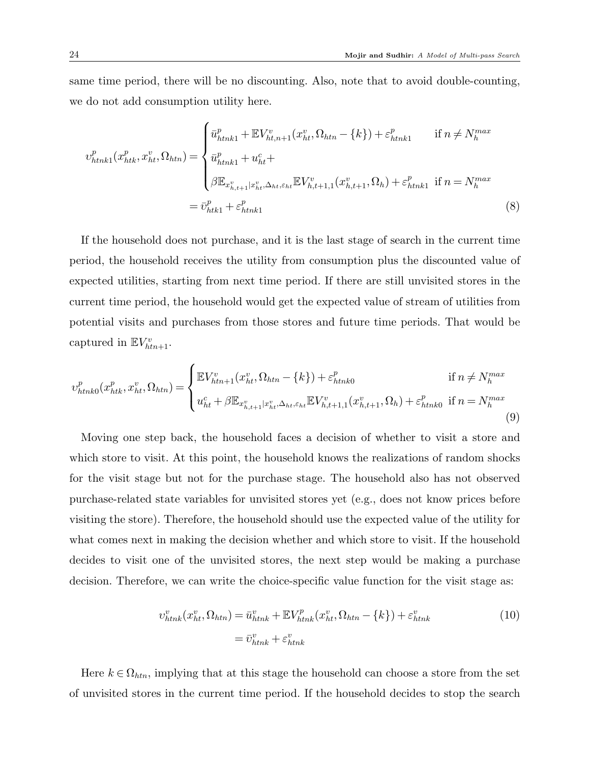same time period, there will be no discounting. Also, note that to avoid double-counting, we do not add consumption utility here.

$$
\begin{aligned}
\upsilon^p_{htnk1}(x^p_{htk}, x^v_{ht}, \Omega_{htn}) &= \begin{cases} \bar{u}^p_{htnk1} + \mathbb{E}V^v_{ht,n+1}(x^v_{ht}, \Omega_{htn} - \{k\}) + \varepsilon^p_{htnk1} & \text{if } n \neq N^{max}_h \\ \bar{u}^p_{htnk1} + u^c_{ht} + \\ \beta \mathbb{E}_{x^v_{h,t+1}|x^v_{ht}, \Delta_{ht}, \varepsilon_{ht}} \mathbb{E}V^v_{h,t+1,1}(x^v_{h,t+1}, \Omega_h) + \varepsilon^p_{htnk1} & \text{if } n = N^{max}_h \end{cases} \\
&= \bar{\upsilon}^p_{htk1} + \varepsilon^p_{htnk1}
\end{aligned} \tag{8}
$$

If the household does not purchase, and it is the last stage of search in the current time period, the household receives the utility from consumption plus the discounted value of expected utilities, starting from next time period. If there are still unvisited stores in the current time period, the household would get the expected value of stream of utilities from potential visits and purchases from those stores and future time periods. That would be captured in $\mathbb{E}V^v_{htn+1}$.

$$
\upsilon^p_{htnk0}(x^p_{htk}, x^v_{ht}, \Omega_{htn}) = \begin{cases} \mathbb{E}V^v_{htn+1}(x^v_{ht}, \Omega_{htn} - \{k\}) + \varepsilon^p_{htnk0} & \text{if } n \neq N^{max}_h \\ u^c_{ht} + \beta \mathbb{E}_{x^v_{h,t+1}|x^v_{ht}, \Delta_{ht}, \varepsilon_{ht}} \mathbb{E}V^v_{h,t+1,1}(x^v_{h,t+1}, \Omega_h) + \varepsilon^p_{htnk0} & \text{if } n = N^{max}_h \end{cases} \tag{9}
$$

Moving one step back, the household faces a decision of whether to visit a store and which store to visit. At this point, the household knows the realizations of random shocks for the visit stage but not for the purchase stage. The household also has not observed purchase-related state variables for unvisited stores yet (e.g., does not know prices before visiting the store). Therefore, the household should use the expected value of the utility for what comes next in making the decision whether and which store to visit. If the household decides to visit one of the unvisited stores, the next step would be making a purchase decision. Therefore, we can write the choice-specific value function for the visit stage as:

$$
\begin{aligned}
\upsilon^v_{htnk}(x^v_{ht}, \Omega_{htn}) &= \bar{u}^v_{htnk} + \mathbb{E}V^p_{htnk}(x^v_{ht}, \Omega_{htn} - \{k\}) + \varepsilon^v_{htnk} \\
&= \bar{\upsilon}^v_{htnk} + \varepsilon^v_{htnk}
\end{aligned} \tag{10}
$$

Here $k \in \Omega_{htn}$, implying that at this stage the household can choose a store from the set of unvisited stores in the current time period. If the household decides to stop the search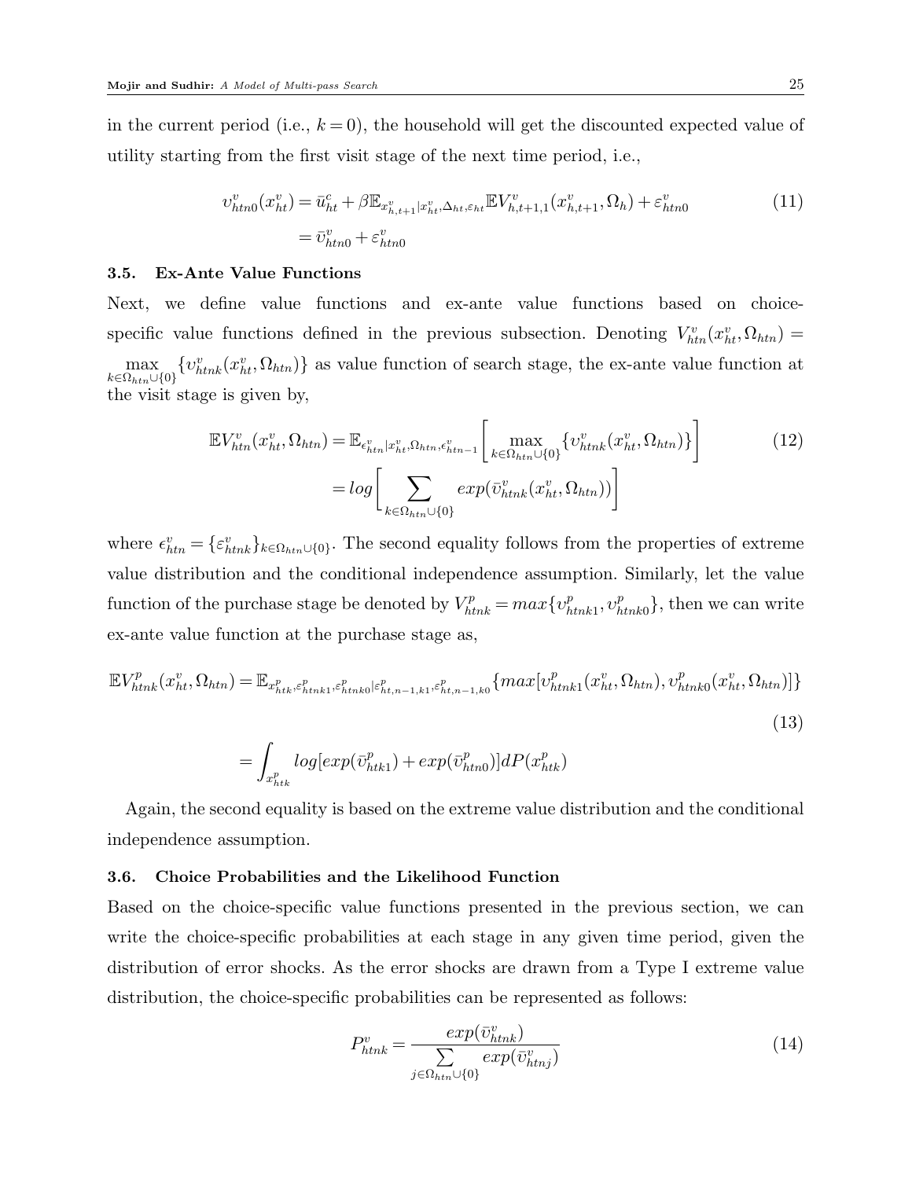in the current period (i.e., $k = 0$), the household will get the discounted expected value of utility starting from the first visit stage of the next time period, i.e.,

$$
\begin{aligned}
\upsilon^v_{htn0}(x^v_{ht}) &= \bar{u}^c_{ht} + \beta \mathbb{E}_{x^v_{h,t+1}|x^v_{ht},\Delta_{ht},\varepsilon_{ht}} \mathbb{E}V^v_{h,t+1,1}(x^v_{h,t+1}, \Omega_h) + \varepsilon^v_{htn0} \\
&= \bar{\upsilon}^v_{htn0} + \varepsilon^v_{htn0}
\end{aligned}
\tag{11}
$$

### 3.5. Ex-Ante Value Functions

Next, we define value functions and ex-ante value functions based on choice-specific value functions defined in the previous subsection. Denoting $V^v_{htn}(x^v_{ht}, \Omega_{htn}) = \max_{k \in \Omega_{htn} \cup \{0\}} \{\upsilon^v_{htnk}(x^v_{ht}, \Omega_{htn})\}$ as value function of search stage, the ex-ante value function at the visit stage is given by,

$$
\begin{aligned}
\mathbb{E}V^v_{htn}(x^v_{ht}, \Omega_{htn}) &= \mathbb{E}_{\epsilon^v_{htn}|x^v_{ht},\Omega_{htn},\epsilon^v_{htn-1}} \left[ \max_{k \in \Omega_{htn} \cup \{0\}} \{\upsilon^v_{htnk}(x^v_{ht}, \Omega_{htn})\} \right] \\
&= log \left[ \sum_{k \in \Omega_{htn} \cup \{0\}} exp(\bar{\upsilon}^v_{htnk}(x^v_{ht}, \Omega_{htn})) \right]
\end{aligned}
\tag{12}
$$

where $\epsilon^v_{htn} = \{\varepsilon^v_{htnk}\}_{k \in \Omega_{htn} \cup \{0\}}$. The second equality follows from the properties of extreme value distribution and the conditional independence assumption. Similarly, let the value function of the purchase stage be denoted by $V^p_{htnk} = max\{\upsilon^p_{htnk1}, \upsilon^p_{htnk0}\}$, then we can write ex-ante value function at the purchase stage as,

$$
\begin{aligned}
\mathbb{E}V^p_{htnk}(x^v_{ht}, \Omega_{htn}) &= \mathbb{E}_{x^p_{htk},\varepsilon^p_{htnk1},\varepsilon^p_{htnk0}|\varepsilon^p_{ht,n-1,k1},\varepsilon^p_{ht,n-1,k0}} \{max[\upsilon^p_{htnk1}(x^v_{ht}, \Omega_{htn}), \upsilon^p_{htnk0}(x^v_{ht}, \Omega_{htn})]\} \\
&= \int_{x^p_{htk}} log[exp(\bar{\upsilon}^p_{htk1}) + exp(\bar{\upsilon}^p_{htn0})] dP(x^p_{htk})
\end{aligned}
\tag{13}
$$

Again, the second equality is based on the extreme value distribution and the conditional independence assumption.

### 3.6. Choice Probabilities and the Likelihood Function

Based on the choice-specific value functions presented in the previous section, we can write the choice-specific probabilities at each stage in any given time period, given the distribution of error shocks. As the error shocks are drawn from a Type I extreme value distribution, the choice-specific probabilities can be represented as follows:

$$
P^v_{htnk} = \frac{exp(\bar{\upsilon}^v_{htnk})}{\sum_{j \in \Omega_{htn} \cup \{0\}} exp(\bar{\upsilon}^v_{htnj})}
\tag{14}
$$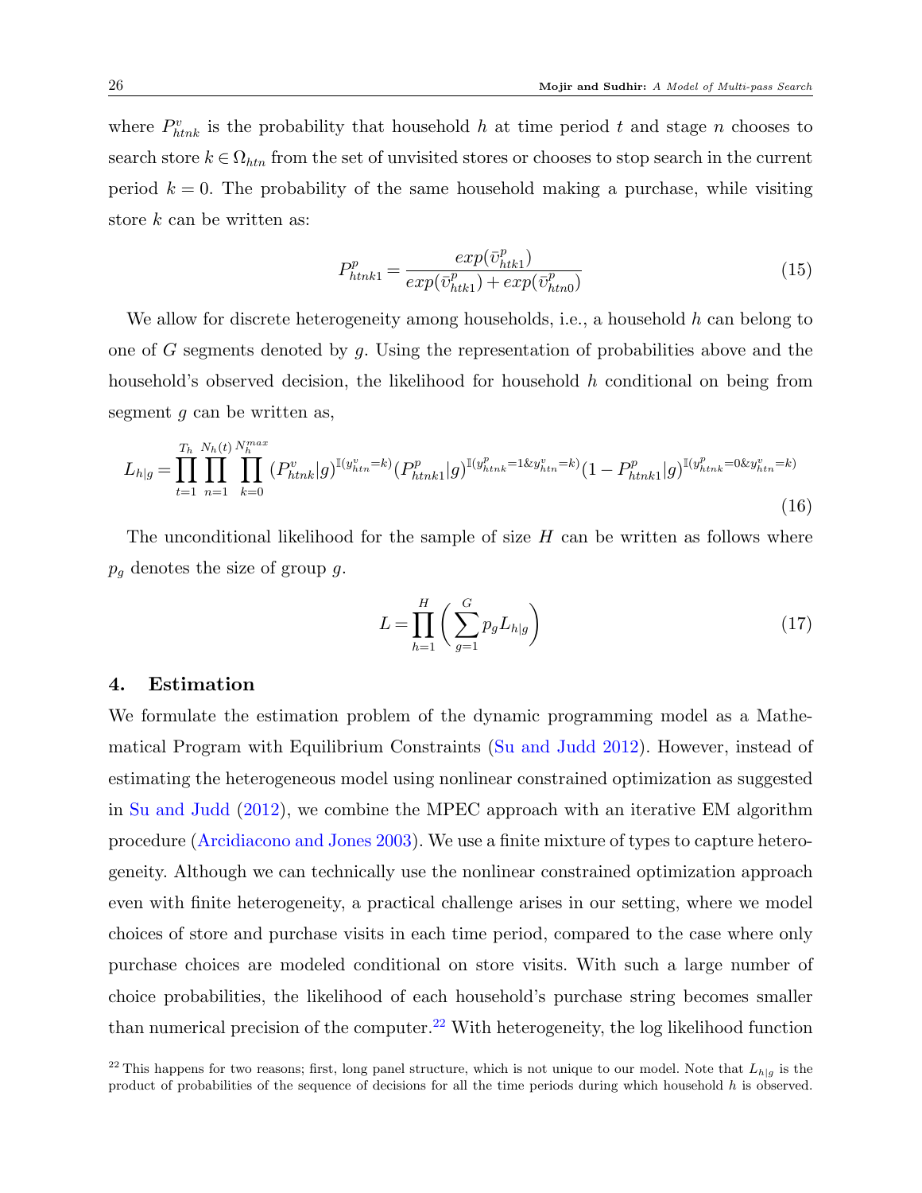where $P^{v}_{htnk}$ is the probability that household $h$ at time period $t$ and stage $n$ chooses to search store $k \in \Omega_{htn}$ from the set of unvisited stores or chooses to stop search in the current period $k = 0$. The probability of the same household making a purchase, while visiting store $k$ can be written as:

$$P^{p}_{htnk1} = \frac{exp(\bar{v}^{p}_{htk1})}{exp(\bar{v}^{p}_{htk1}) + exp(\bar{v}^{p}_{htn0})} \tag{15}$$

We allow for discrete heterogeneity among households, i.e., a household $h$ can belong to one of $G$ segments denoted by $g$. Using the representation of probabilities above and the household's observed decision, the likelihood for household $h$ conditional on being from segment $g$ can be written as,

$$L_{h|g} = \prod_{t=1}^{T_h} \prod_{n=1}^{N_h(t)} \prod_{k=0}^{N_h^{max}} (P^{v}_{htnk}|g)^{\mathbb{I}(y^{v}_{htn}=k)} (P^{p}_{htnk1}|g)^{\mathbb{I}(y^{p}_{htnk}=1 \& y^{v}_{htn}=k)} (1 - P^{p}_{htnk1}|g)^{\mathbb{I}(y^{p}_{htnk}=0 \& y^{v}_{htn}=k)} \tag{16}$$

The unconditional likelihood for the sample of size $H$ can be written as follows where $p_g$ denotes the size of group $g$.

$$L = \prod_{h=1}^{H} \left( \sum_{g=1}^{G} p_g L_{h|g} \right) \tag{17}$$

## 4. Estimation

We formulate the estimation problem of the dynamic programming model as a Mathematical Program with Equilibrium Constraints (Su and Judd 2012). However, instead of estimating the heterogeneous model using nonlinear constrained optimization as suggested in Su and Judd (2012), we combine the MPEC approach with an iterative EM algorithm procedure (Arcidiacono and Jones 2003). We use a finite mixture of types to capture heterogeneity. Although we can technically use the nonlinear constrained optimization approach even with finite heterogeneity, a practical challenge arises in our setting, where we model choices of store and purchase visits in each time period, compared to the case where only purchase choices are modeled conditional on store visits. With such a large number of choice probabilities, the likelihood of each household's purchase string becomes smaller than numerical precision of the computer.[22] With heterogeneity, the log likelihood function

[22] This happens for two reasons; first, long panel structure, which is not unique to our model. Note that $L_{h|g}$ is the product of probabilities of the sequence of decisions for all the time periods during which household $h$ is observed.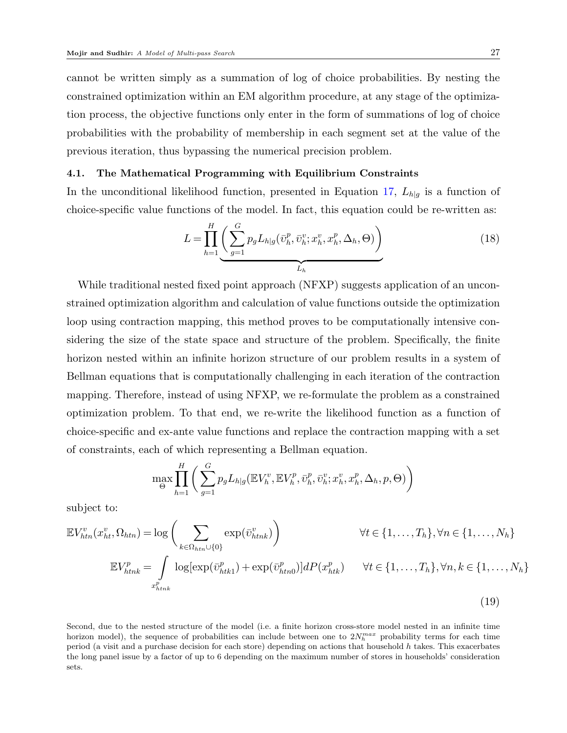cannot be written simply as a summation of log of choice probabilities. By nesting the constrained optimization within an EM algorithm procedure, at any stage of the optimization process, the objective functions only enter in the form of summations of log of choice probabilities with the probability of membership in each segment set at the value of the previous iteration, thus bypassing the numerical precision problem.

### 4.1. The Mathematical Programming with Equilibrium Constraints

In the unconditional likelihood function, presented in Equation 17, $L_{h|g}$ is a function of choice-specific value functions of the model. In fact, this equation could be re-written as:

$$L = \prod_{h=1}^{H} \underbrace{\left( \sum_{g=1}^{G} p_g L_{h|g}(\bar{v}_h^p, \bar{v}_h^v; x_h^v, x_h^p, \Delta_h, \Theta) \right)}_{L_h} \tag{18}$$

While traditional nested fixed point approach (NFXP) suggests application of an unconstrained optimization algorithm and calculation of value functions outside the optimization loop using contraction mapping, this method proves to be computationally intensive considering the size of the state space and structure of the problem. Specifically, the finite horizon nested within an infinite horizon structure of our problem results in a system of Bellman equations that is computationally challenging in each iteration of the contraction mapping. Therefore, instead of using NFXP, we re-formulate the problem as a constrained optimization problem. To that end, we re-write the likelihood function as a function of choice-specific and ex-ante value functions and replace the contraction mapping with a set of constraints, each of which representing a Bellman equation.

$$\max_{\Theta} \prod_{h=1}^{H} \left( \sum_{g=1}^{G} p_g L_{h|g}(\mathbb{E}V_h^v, \mathbb{E}V_h^p, \bar{v}_h^p, \bar{v}_h^v; x_h^v, x_h^p, \Delta_h, p, \Theta) \right)$$

subject to:

$$\begin{aligned}
\mathbb{E}V_{htn}^v(x_{ht}^v, \Omega_{htn}) &= \log\left( \sum_{k \in \Omega_{htn} \cup \{0\}} \exp(\bar{v}_{htnk}^v) \right) && \forall t \in \{1, \ldots, T_h\}, \forall n \in \{1, \ldots, N_h\} \\
\mathbb{E}V_{htnk}^p &= \int_{x_{htnk}^p} \log[\exp(\bar{v}_{htk1}^p) + \exp(\bar{v}_{htn0}^p)] dP(x_{htk}^p) && \forall t \in \{1, \ldots, T_h\}, \forall n, k \in \{1, \ldots, N_h\}
\end{aligned} \tag{19}$$

Second, due to the nested structure of the model (i.e. a finite horizon cross-store model nested in an infinite time horizon model), the sequence of probabilities can include between one to $2N_h^{max}$ probability terms for each time period (a visit and a purchase decision for each store) depending on actions that household $h$ takes. This exacerbates the long panel issue by a factor of up to 6 depending on the maximum number of stores in households' consideration sets.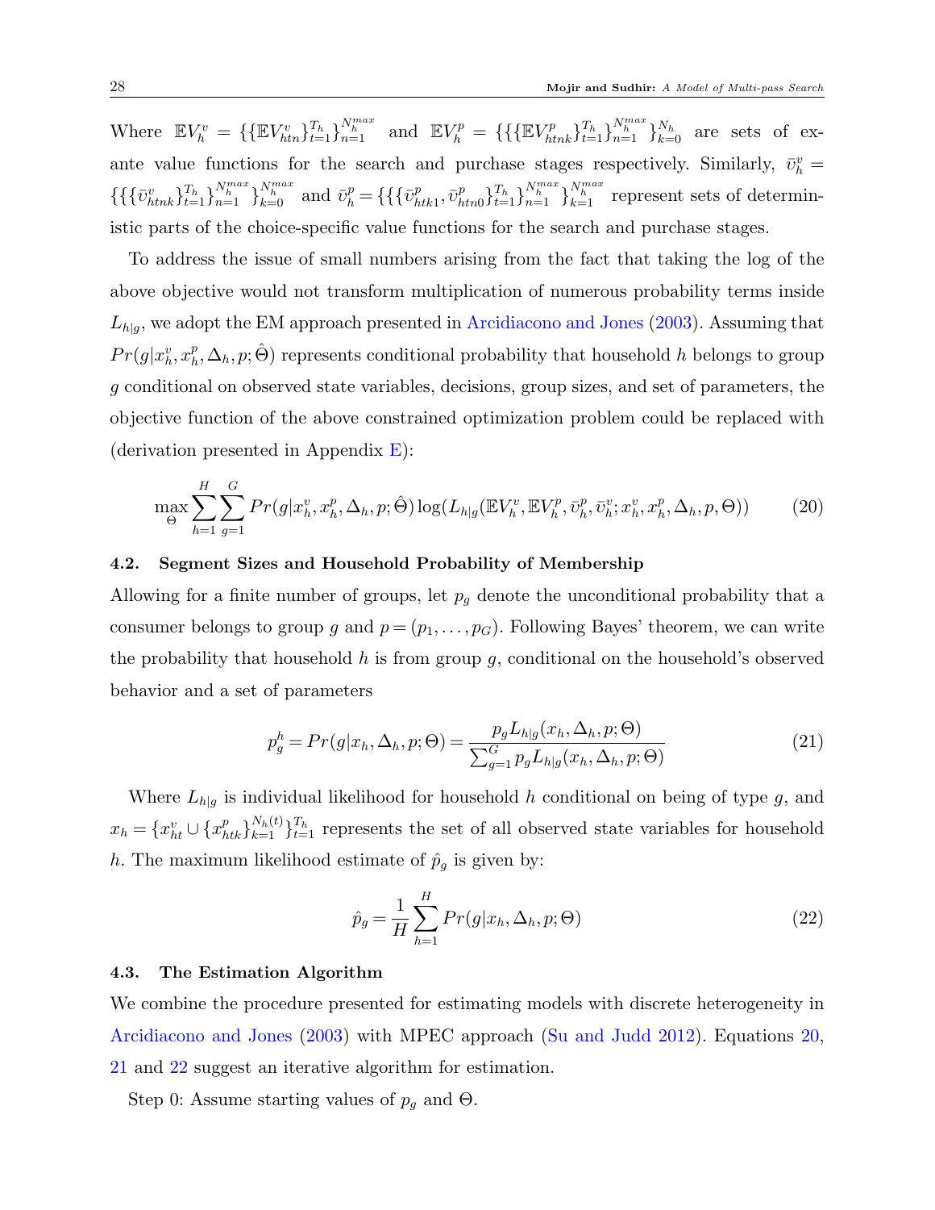Where $\mathbb{E}V_h^v = \{\{\mathbb{E}V_{htn}^v\}_{t=1}^{T_h}\}_{n=1}^{N_h^{max}}$ and $\mathbb{E}V_h^p = \{\{\{\mathbb{E}V_{htnk}^p\}_{t=1}^{T_h}\}_{n=1}^{N_h^{max}}\}_{k=0}^{N_h}$ are sets of ex-ante value functions for the search and purchase stages respectively. Similarly, $\bar{\upsilon}_h^v = \{\{\{\bar{\upsilon}_{htnk}^v\}_{t=1}^{T_h}\}_{n=1}^{N_h^{max}}\}_{k=0}^{N_h^{max}}$ and $\bar{\upsilon}_h^p = \{\{\{\bar{\upsilon}_{htk1}^p, \bar{\upsilon}_{htn0}^p\}_{t=1}^{T_h}\}_{n=1}^{N_h^{max}}\}_{k=1}^{N_h^{max}}$ represent sets of deterministic parts of the choice-specific value functions for the search and purchase stages.

To address the issue of small numbers arising from the fact that taking the log of the above objective would not transform multiplication of numerous probability terms inside $L_{h|g}$, we adopt the EM approach presented in Arcidiacono and Jones (2003). Assuming that $Pr(g|x_h^v, x_h^p, \Delta_h, p; \hat{\Theta})$ represents conditional probability that household $h$ belongs to group $g$ conditional on observed state variables, decisions, group sizes, and set of parameters, the objective function of the above constrained optimization problem could be replaced with (derivation presented in Appendix E):

$$\max_{\Theta} \sum_{h=1}^{H} \sum_{g=1}^{G} Pr(g|x_h^v, x_h^p, \Delta_h, p; \hat{\Theta}) \log(L_{h|g}(\mathbb{E}V_h^v, \mathbb{E}V_h^p, \bar{\upsilon}_h^p, \bar{\upsilon}_h^v; x_h^v, x_h^p, \Delta_h, p, \Theta)) \tag{20}$$

### 4.2. Segment Sizes and Household Probability of Membership

Allowing for a finite number of groups, let $p_g$ denote the unconditional probability that a consumer belongs to group $g$ and $p = (p_1, \ldots, p_G)$. Following Bayes' theorem, we can write the probability that household $h$ is from group $g$, conditional on the household's observed behavior and a set of parameters

$$p_g^h = Pr(g|x_h, \Delta_h, p; \Theta) = \frac{p_g L_{h|g}(x_h, \Delta_h, p; \Theta)}{\sum_{g=1}^{G} p_g L_{h|g}(x_h, \Delta_h, p; \Theta)} \tag{21}$$

Where $L_{h|g}$ is individual likelihood for household $h$ conditional on being of type $g$, and $x_h = \{x_{ht}^v \cup \{x_{htk}^p\}_{k=1}^{N_h(t)}\}_{t=1}^{T_h}$ represents the set of all observed state variables for household $h$. The maximum likelihood estimate of $\hat{p}_g$ is given by:

$$\hat{p}_g = \frac{1}{H} \sum_{h=1}^{H} Pr(g|x_h, \Delta_h, p; \Theta) \tag{22}$$

### 4.3. The Estimation Algorithm

We combine the procedure presented for estimating models with discrete heterogeneity in Arcidiacono and Jones (2003) with MPEC approach (Su and Judd 2012). Equations 20, 21 and 22 suggest an iterative algorithm for estimation.

Step 0: Assume starting values of $p_g$ and $\Theta$.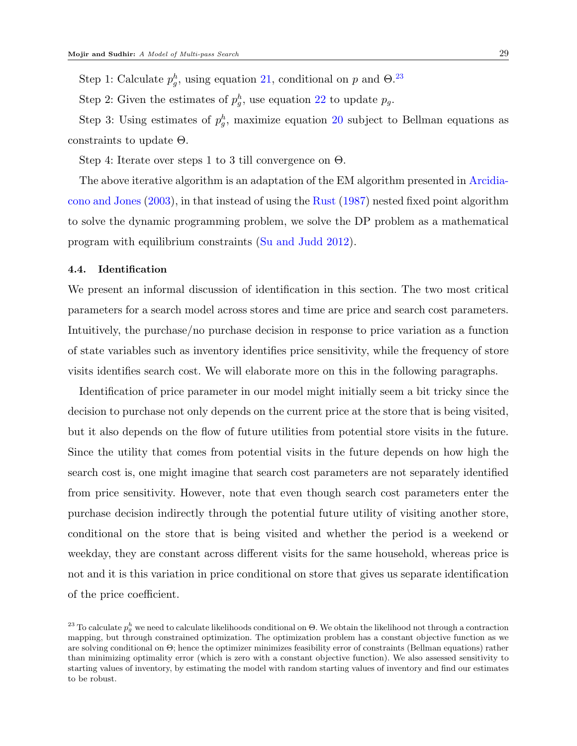Step 1: Calculate $p_g^h$, using equation 21, conditional on $p$ and $\Theta$.[23]

Step 2: Given the estimates of $p_g^h$, use equation 22 to update $p_g$.

Step 3: Using estimates of $p_g^h$, maximize equation 20 subject to Bellman equations as constraints to update $\Theta$.

Step 4: Iterate over steps 1 to 3 till convergence on $\Theta$.

The above iterative algorithm is an adaptation of the EM algorithm presented in Arcidiacono and Jones (2003), in that instead of using the Rust (1987) nested fixed point algorithm to solve the dynamic programming problem, we solve the DP problem as a mathematical program with equilibrium constraints (Su and Judd 2012).

### 4.4. Identification

We present an informal discussion of identification in this section. The two most critical parameters for a search model across stores and time are price and search cost parameters. Intuitively, the purchase/no purchase decision in response to price variation as a function of state variables such as inventory identifies price sensitivity, while the frequency of store visits identifies search cost. We will elaborate more on this in the following paragraphs.

Identification of price parameter in our model might initially seem a bit tricky since the decision to purchase not only depends on the current price at the store that is being visited, but it also depends on the flow of future utilities from potential store visits in the future. Since the utility that comes from potential visits in the future depends on how high the search cost is, one might imagine that search cost parameters are not separately identified from price sensitivity. However, note that even though search cost parameters enter the purchase decision indirectly through the potential future utility of visiting another store, conditional on the store that is being visited and whether the period is a weekend or weekday, they are constant across different visits for the same household, whereas price is not and it is this variation in price conditional on store that gives us separate identification of the price coefficient.

[23] To calculate $p_g^h$ we need to calculate likelihoods conditional on $\Theta$. We obtain the likelihood not through a contraction mapping, but through constrained optimization. The optimization problem has a constant objective function as we are solving conditional on $\Theta$; hence the optimizer minimizes feasibility error of constraints (Bellman equations) rather than minimizing optimality error (which is zero with a constant objective function). We also assessed sensitivity to starting values of inventory, by estimating the model with random starting values of inventory and find our estimates to be robust.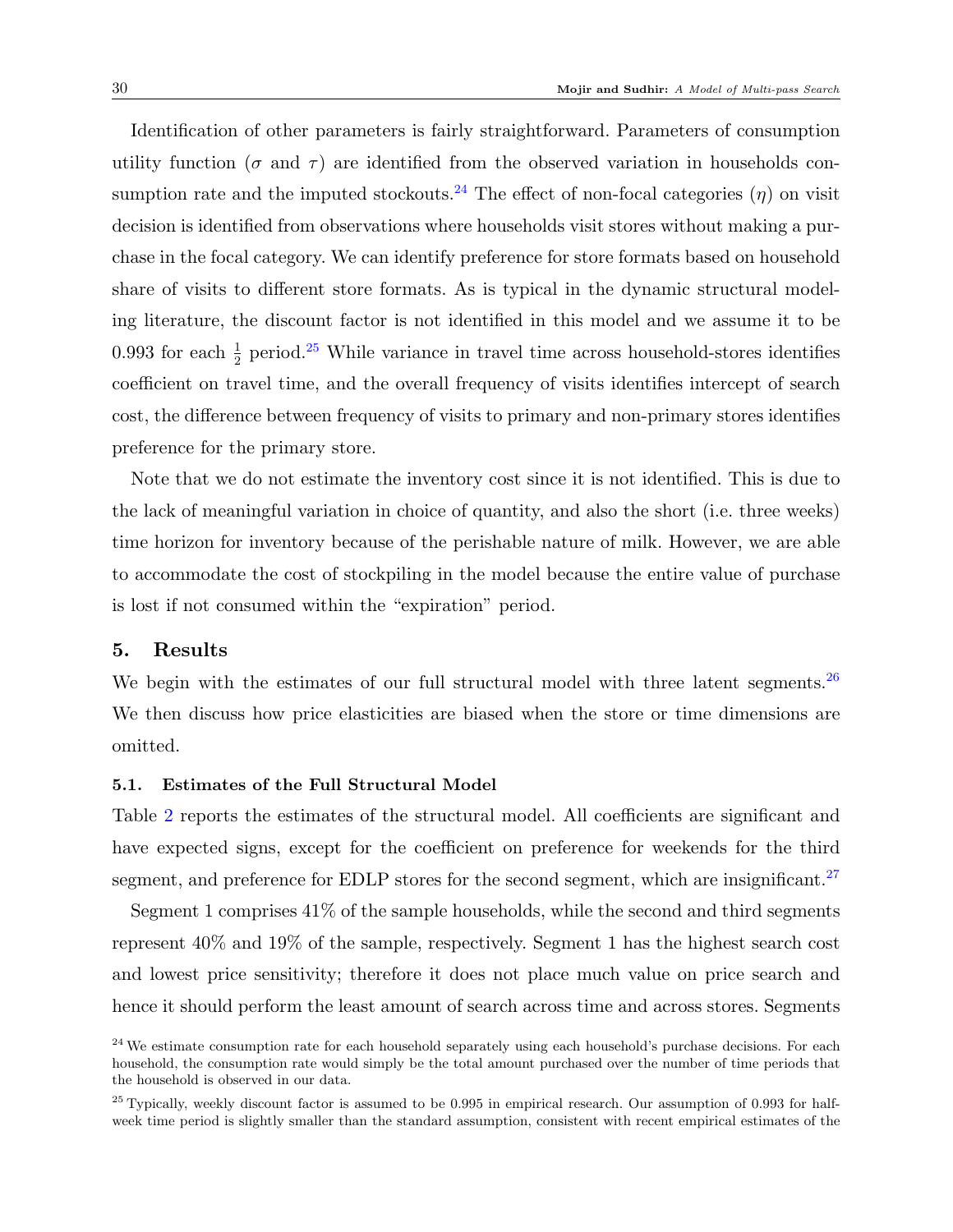Identification of other parameters is fairly straightforward. Parameters of consumption utility function ($\sigma$ and $\tau$) are identified from the observed variation in households consumption rate and the imputed stockouts.[24] The effect of non-focal categories ($\eta$) on visit decision is identified from observations where households visit stores without making a purchase in the focal category. We can identify preference for store formats based on household share of visits to different store formats. As is typical in the dynamic structural modeling literature, the discount factor is not identified in this model and we assume it to be 0.993 for each $\frac{1}{2}$ period.[25] While variance in travel time across household-stores identifies coefficient on travel time, and the overall frequency of visits identifies intercept of search cost, the difference between frequency of visits to primary and non-primary stores identifies preference for the primary store.

Note that we do not estimate the inventory cost since it is not identified. This is due to the lack of meaningful variation in choice of quantity, and also the short (i.e. three weeks) time horizon for inventory because of the perishable nature of milk. However, we are able to accommodate the cost of stockpiling in the model because the entire value of purchase is lost if not consumed within the "expiration" period.

## 5. Results

We begin with the estimates of our full structural model with three latent segments.[26] We then discuss how price elasticities are biased when the store or time dimensions are omitted.

### 5.1. Estimates of the Full Structural Model

Table 2 reports the estimates of the structural model. All coefficients are significant and have expected signs, except for the coefficient on preference for weekends for the third segment, and preference for EDLP stores for the second segment, which are insignificant.[27]

Segment 1 comprises 41% of the sample households, while the second and third segments represent 40% and 19% of the sample, respectively. Segment 1 has the highest search cost and lowest price sensitivity; therefore it does not place much value on price search and hence it should perform the least amount of search across time and across stores. Segments

[24] We estimate consumption rate for each household separately using each household's purchase decisions. For each household, the consumption rate would simply be the total amount purchased over the number of time periods that the household is observed in our data.

[25] Typically, weekly discount factor is assumed to be 0.995 in empirical research. Our assumption of 0.993 for half-week time period is slightly smaller than the standard assumption, consistent with recent empirical estimates of the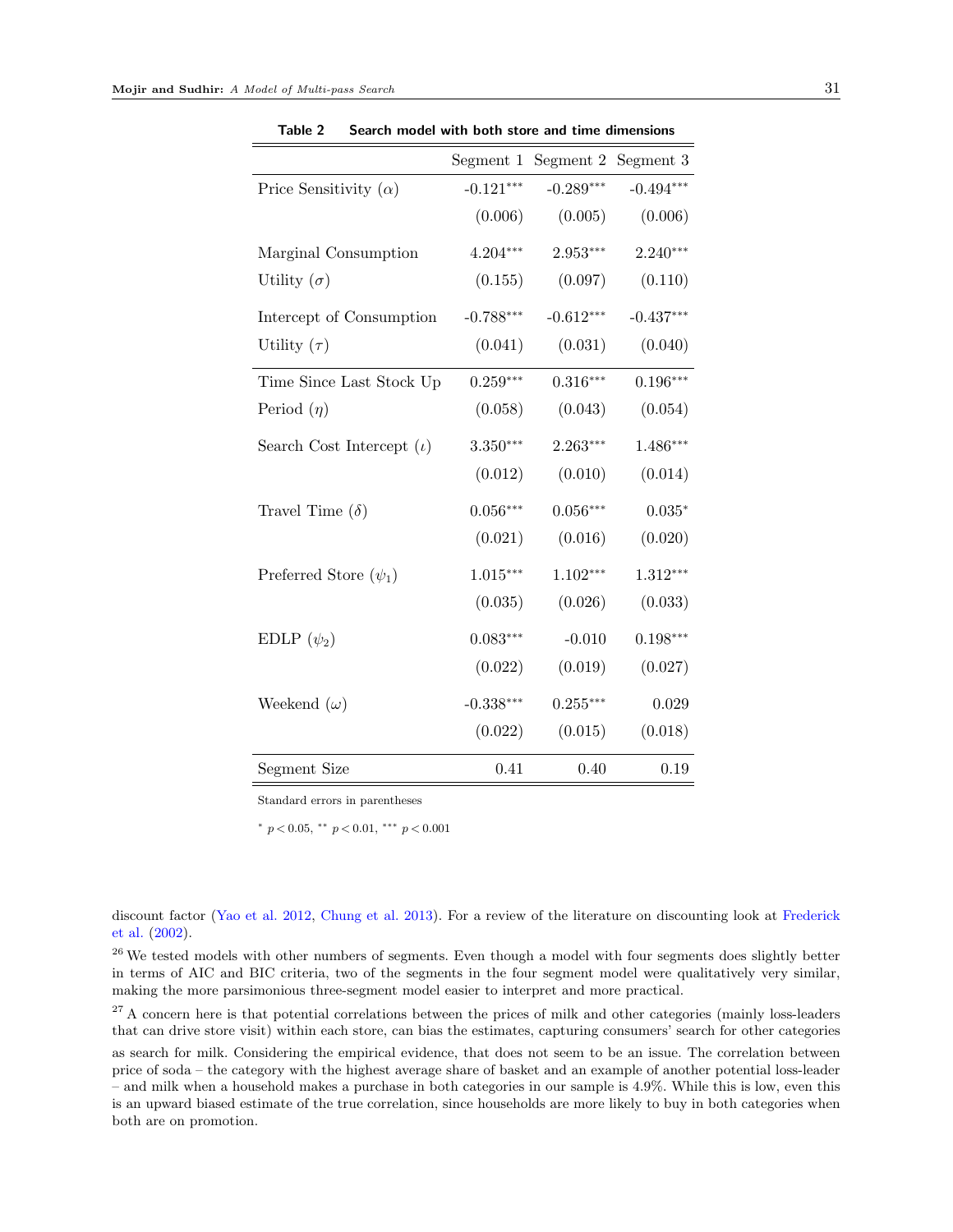**Table 2 Search model with both store and time dimensions**

| | Segment 1 | Segment 2 | Segment 3 |
|---|---|---|---|
| Price Sensitivity ($\alpha$) | -0.121*** | -0.289*** | -0.494*** |
| | (0.006) | (0.005) | (0.006) |
| Marginal Consumption Utility ($\sigma$) | 4.204*** | 2.953*** | 2.240*** |
| | (0.155) | (0.097) | (0.110) |
| Intercept of Consumption Utility ($\tau$) | -0.788*** | -0.612*** | -0.437*** |
| | (0.041) | (0.031) | (0.040) |
| Time Since Last Stock Up Period ($\eta$) | 0.259*** | 0.316*** | 0.196*** |
| | (0.058) | (0.043) | (0.054) |
| Search Cost Intercept ($\iota$) | 3.350*** | 2.263*** | 1.486*** |
| | (0.012) | (0.010) | (0.014) |
| Travel Time ($\delta$) | 0.056*** | 0.056*** | 0.035* |
| | (0.021) | (0.016) | (0.020) |
| Preferred Store ($\psi_1$) | 1.015*** | 1.102*** | 1.312*** |
| | (0.035) | (0.026) | (0.033) |
| EDLP ($\psi_2$) | 0.083*** | -0.010 | 0.198*** |
| | (0.022) | (0.019) | (0.027) |
| Weekend ($\omega$) | -0.338*** | 0.255*** | 0.029 |
| | (0.022) | (0.015) | (0.018) |
| Segment Size | 0.41 | 0.40 | 0.19 |

Standard errors in parentheses

* $p < 0.05$, ** $p < 0.01$, *** $p < 0.001$

discount factor (Yao et al. 2012, Chung et al. 2013). For a review of the literature on discounting look at Frederick et al. (2002).

[26] We tested models with other numbers of segments. Even though a model with four segments does slightly better in terms of AIC and BIC criteria, two of the segments in the four segment model were qualitatively very similar, making the more parsimonious three-segment model easier to interpret and more practical.

[27] A concern here is that potential correlations between the prices of milk and other categories (mainly loss-leaders that can drive store visit) within each store, can bias the estimates, capturing consumers' search for other categories as search for milk. Considering the empirical evidence, that does not seem to be an issue. The correlation between price of soda – the category with the highest average share of basket and an example of another potential loss-leader – and milk when a household makes a purchase in both categories in our sample is 4.9%. While this is low, even this is an upward biased estimate of the true correlation, since households are more likely to buy in both categories when both are on promotion.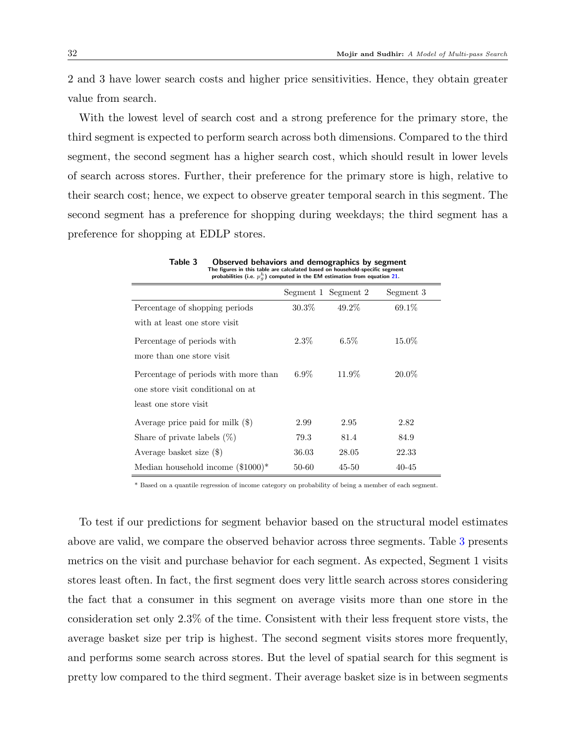2 and 3 have lower search costs and higher price sensitivities. Hence, they obtain greater value from search.

With the lowest level of search cost and a strong preference for the primary store, the third segment is expected to perform search across both dimensions. Compared to the third segment, the second segment has a higher search cost, which should result in lower levels of search across stores. Further, their preference for the primary store is high, relative to their search cost; hence, we expect to observe greater temporal search in this segment. The second segment has a preference for shopping during weekdays; the third segment has a preference for shopping at EDLP stores.

**Table 3 Observed behaviors and demographics by segment**
The figures in this table are calculated based on household-specific segment probabilities (i.e. $p_g^h$) computed in the EM estimation from equation 21.

| | Segment 1 | Segment 2 | Segment 3 |
|---|---|---|---|
| Percentage of shopping periods with at least one store visit | 30.3% | 49.2% | 69.1% |
| Percentage of periods with more than one store visit | 2.3% | 6.5% | 15.0% |
| Percentage of periods with more than one store visit conditional on at least one store visit | 6.9% | 11.9% | 20.0% |
| Average price paid for milk ($) | 2.99 | 2.95 | 2.82 |
| Share of private labels (%) | 79.3 | 81.4 | 84.9 |
| Average basket size ($) | 36.03 | 28.05 | 22.33 |
| Median household income ($1000)* | 50-60 | 45-50 | 40-45 |

\* Based on a quantile regression of income category on probability of being a member of each segment.

To test if our predictions for segment behavior based on the structural model estimates above are valid, we compare the observed behavior across three segments. Table 3 presents metrics on the visit and purchase behavior for each segment. As expected, Segment 1 visits stores least often. In fact, the first segment does very little search across stores considering the fact that a consumer in this segment on average visits more than one store in the consideration set only 2.3% of the time. Consistent with their less frequent store vists, the average basket size per trip is highest. The second segment visits stores more frequently, and performs some search across stores. But the level of spatial search for this segment is pretty low compared to the third segment. Their average basket size is in between segments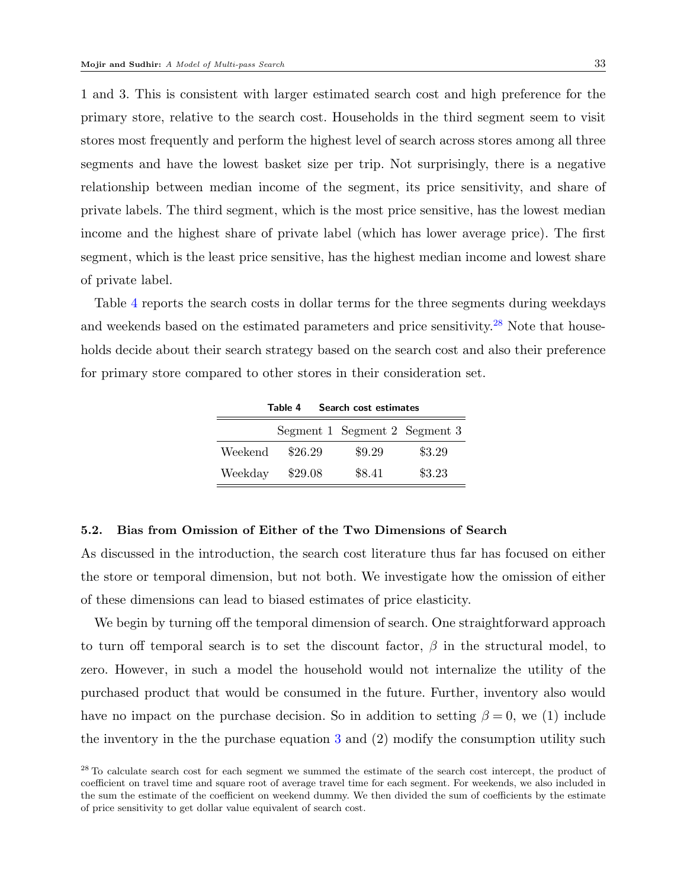1 and 3. This is consistent with larger estimated search cost and high preference for the primary store, relative to the search cost. Households in the third segment seem to visit stores most frequently and perform the highest level of search across stores among all three segments and have the lowest basket size per trip. Not surprisingly, there is a negative relationship between median income of the segment, its price sensitivity, and share of private labels. The third segment, which is the most price sensitive, has the lowest median income and the highest share of private label (which has lower average price). The first segment, which is the least price sensitive, has the highest median income and lowest share of private label.

Table 4 reports the search costs in dollar terms for the three segments during weekdays and weekends based on the estimated parameters and price sensitivity.[28] Note that households decide about their search strategy based on the search cost and also their preference for primary store compared to other stores in their consideration set.

**Table 4 Search cost estimates**

| | Segment 1 | Segment 2 | Segment 3 |
|---|---|---|---|
| Weekend | \$26.29 | \$9.29 | \$3.29 |
| Weekday | \$29.08 | \$8.41 | \$3.23 |

### 5.2. Bias from Omission of Either of the Two Dimensions of Search

As discussed in the introduction, the search cost literature thus far has focused on either the store or temporal dimension, but not both. We investigate how the omission of either of these dimensions can lead to biased estimates of price elasticity.

We begin by turning off the temporal dimension of search. One straightforward approach to turn off temporal search is to set the discount factor, $\beta$ in the structural model, to zero. However, in such a model the household would not internalize the utility of the purchased product that would be consumed in the future. Further, inventory also would have no impact on the purchase decision. So in addition to setting $\beta = 0$, we (1) include the inventory in the the purchase equation 3 and (2) modify the consumption utility such

[28] To calculate search cost for each segment we summed the estimate of the search cost intercept, the product of coefficient on travel time and square root of average travel time for each segment. For weekends, we also included in the sum the estimate of the coefficient on weekend dummy. We then divided the sum of coefficients by the estimate of price sensitivity to get dollar value equivalent of search cost.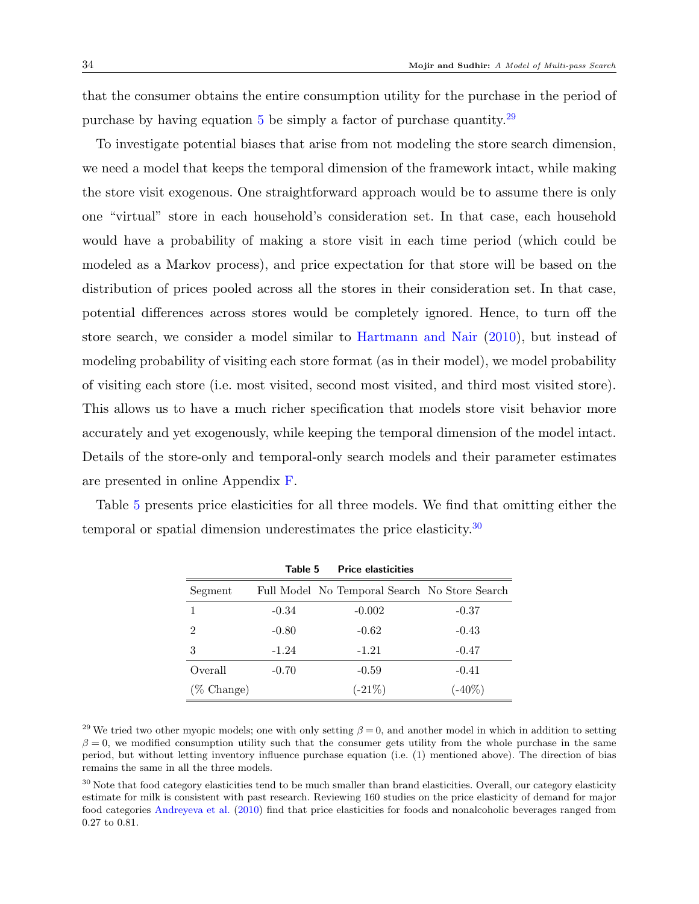that the consumer obtains the entire consumption utility for the purchase in the period of purchase by having equation 5 be simply a factor of purchase quantity.[29]

To investigate potential biases that arise from not modeling the store search dimension, we need a model that keeps the temporal dimension of the framework intact, while making the store visit exogenous. One straightforward approach would be to assume there is only one "virtual" store in each household's consideration set. In that case, each household would have a probability of making a store visit in each time period (which could be modeled as a Markov process), and price expectation for that store will be based on the distribution of prices pooled across all the stores in their consideration set. In that case, potential differences across stores would be completely ignored. Hence, to turn off the store search, we consider a model similar to Hartmann and Nair (2010), but instead of modeling probability of visiting each store format (as in their model), we model probability of visiting each store (i.e. most visited, second most visited, and third most visited store). This allows us to have a much richer specification that models store visit behavior more accurately and yet exogenously, while keeping the temporal dimension of the model intact. Details of the store-only and temporal-only search models and their parameter estimates are presented in online Appendix F.

Table 5 presents price elasticities for all three models. We find that omitting either the temporal or spatial dimension underestimates the price elasticity.[30]

**Table 5 Price elasticities**

| Segment | Full Model | No Temporal Search | No Store Search |
|---|---|---|---|
| 1 | -0.34 | -0.002 | -0.37 |
| 2 | -0.80 | -0.62 | -0.43 |
| 3 | -1.24 | -1.21 | -0.47 |
| Overall | -0.70 | -0.59 | -0.41 |
| (% Change) | | (-21%) | (-40%) |

[29] We tried two other myopic models; one with only setting $\beta = 0$, and another model in which in addition to setting $\beta = 0$, we modified consumption utility such that the consumer gets utility from the whole purchase in the same period, but without letting inventory influence purchase equation (i.e. (1) mentioned above). The direction of bias remains the same in all the three models.

[30] Note that food category elasticities tend to be much smaller than brand elasticities. Overall, our category elasticity estimate for milk is consistent with past research. Reviewing 160 studies on the price elasticity of demand for major food categories Andreyeva et al. (2010) find that price elasticities for foods and nonalcoholic beverages ranged from 0.27 to 0.81.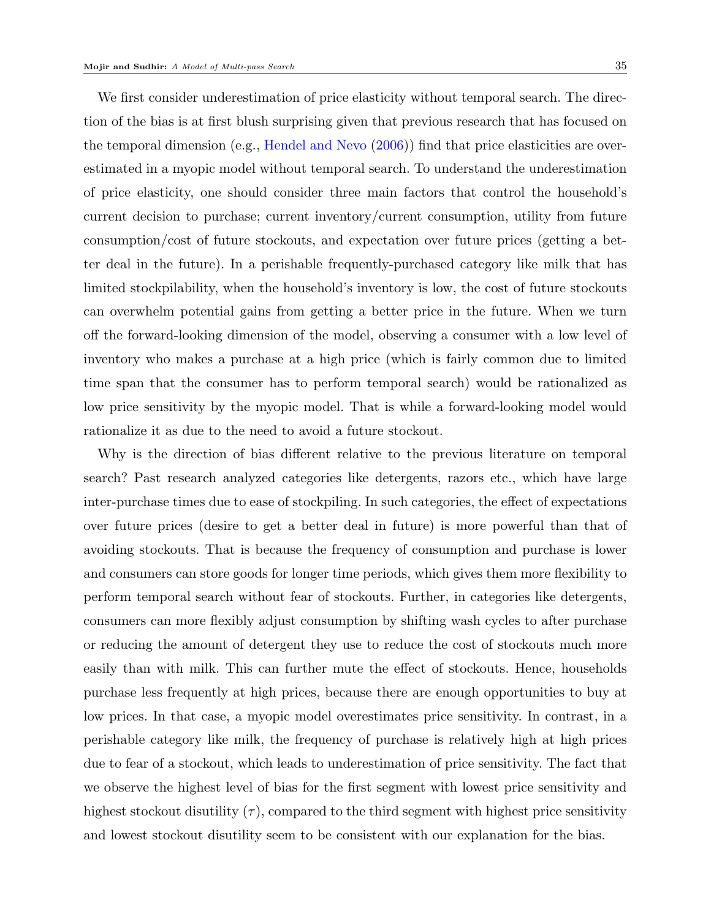We first consider underestimation of price elasticity without temporal search. The direction of the bias is at first blush surprising given that previous research that has focused on the temporal dimension (e.g., Hendel and Nevo (2006)) find that price elasticities are overestimated in a myopic model without temporal search. To understand the underestimation of price elasticity, one should consider three main factors that control the household's current decision to purchase; current inventory/current consumption, utility from future consumption/cost of future stockouts, and expectation over future prices (getting a better deal in the future). In a perishable frequently-purchased category like milk that has limited stockpilability, when the household's inventory is low, the cost of future stockouts can overwhelm potential gains from getting a better price in the future. When we turn off the forward-looking dimension of the model, observing a consumer with a low level of inventory who makes a purchase at a high price (which is fairly common due to limited time span that the consumer has to perform temporal search) would be rationalized as low price sensitivity by the myopic model. That is while a forward-looking model would rationalize it as due to the need to avoid a future stockout.

Why is the direction of bias different relative to the previous literature on temporal search? Past research analyzed categories like detergents, razors etc., which have large inter-purchase times due to ease of stockpiling. In such categories, the effect of expectations over future prices (desire to get a better deal in future) is more powerful than that of avoiding stockouts. That is because the frequency of consumption and purchase is lower and consumers can store goods for longer time periods, which gives them more flexibility to perform temporal search without fear of stockouts. Further, in categories like detergents, consumers can more flexibly adjust consumption by shifting wash cycles to after purchase or reducing the amount of detergent they use to reduce the cost of stockouts much more easily than with milk. This can further mute the effect of stockouts. Hence, households purchase less frequently at high prices, because there are enough opportunities to buy at low prices. In that case, a myopic model overestimates price sensitivity. In contrast, in a perishable category like milk, the frequency of purchase is relatively high at high prices due to fear of a stockout, which leads to underestimation of price sensitivity. The fact that we observe the highest level of bias for the first segment with lowest price sensitivity and highest stockout disutility ($\tau$), compared to the third segment with highest price sensitivity and lowest stockout disutility seem to be consistent with our explanation for the bias.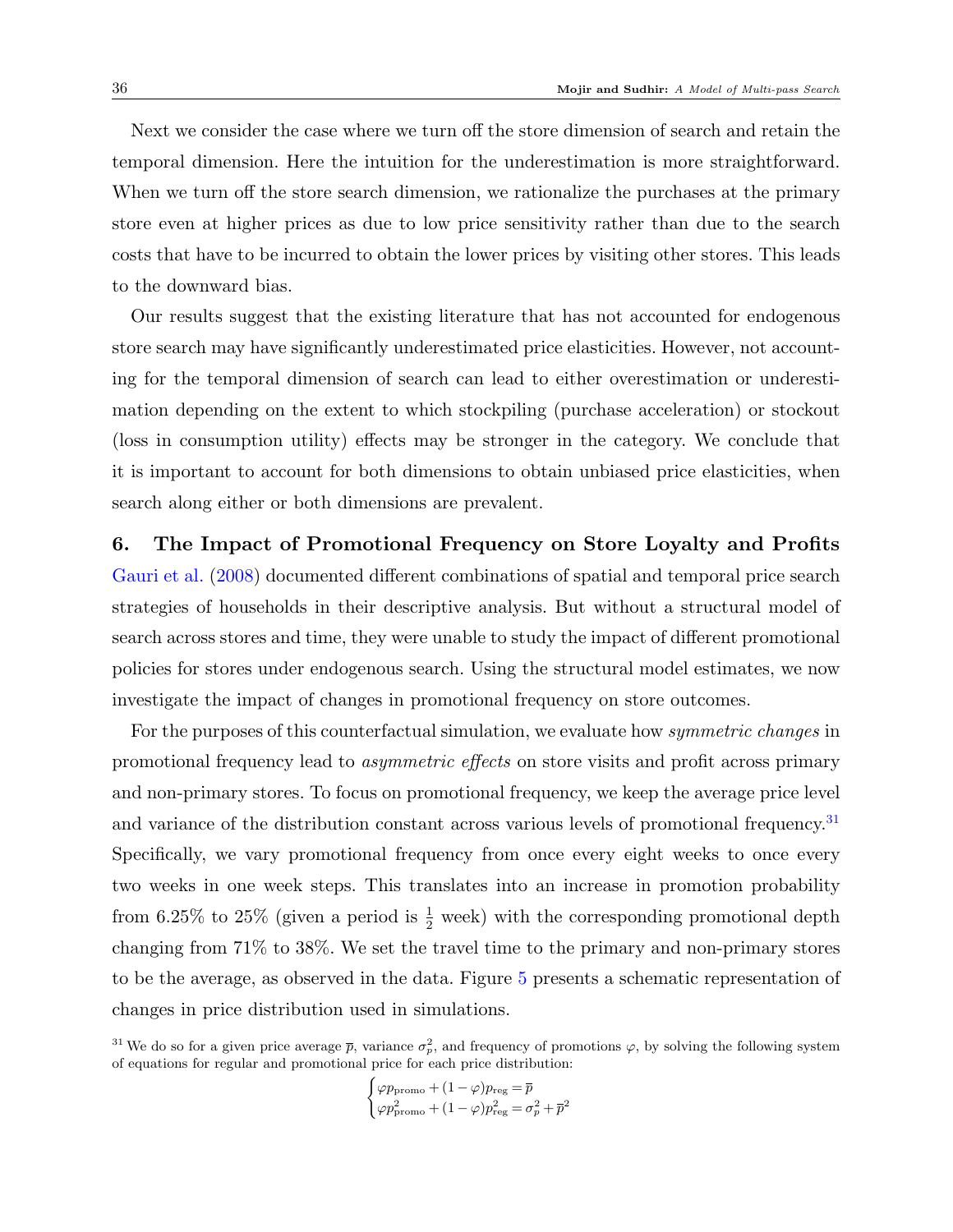Next we consider the case where we turn off the store dimension of search and retain the temporal dimension. Here the intuition for the underestimation is more straightforward. When we turn off the store search dimension, we rationalize the purchases at the primary store even at higher prices as due to low price sensitivity rather than due to the search costs that have to be incurred to obtain the lower prices by visiting other stores. This leads to the downward bias.

Our results suggest that the existing literature that has not accounted for endogenous store search may have significantly underestimated price elasticities. However, not accounting for the temporal dimension of search can lead to either overestimation or underestimation depending on the extent to which stockpiling (purchase acceleration) or stockout (loss in consumption utility) effects may be stronger in the category. We conclude that it is important to account for both dimensions to obtain unbiased price elasticities, when search along either or both dimensions are prevalent.

## 6. The Impact of Promotional Frequency on Store Loyalty and Profits

Gauri et al. (2008) documented different combinations of spatial and temporal price search strategies of households in their descriptive analysis. But without a structural model of search across stores and time, they were unable to study the impact of different promotional policies for stores under endogenous search. Using the structural model estimates, we now investigate the impact of changes in promotional frequency on store outcomes.

For the purposes of this counterfactual simulation, we evaluate how *symmetric changes* in promotional frequency lead to *asymmetric effects* on store visits and profit across primary and non-primary stores. To focus on promotional frequency, we keep the average price level and variance of the distribution constant across various levels of promotional frequency.[31] Specifically, we vary promotional frequency from once every eight weeks to once every two weeks in one week steps. This translates into an increase in promotion probability from 6.25% to 25% (given a period is $\frac{1}{2}$ week) with the corresponding promotional depth changing from 71% to 38%. We set the travel time to the primary and non-primary stores to be the average, as observed in the data. Figure 5 presents a schematic representation of changes in price distribution used in simulations.

[31] We do so for a given price average $\overline{p}$, variance $\sigma_p^2$, and frequency of promotions $\varphi$, by solving the following system of equations for regular and promotional price for each price distribution:

$$\begin{cases} \varphi p_{\text{promo}} + (1-\varphi) p_{\text{reg}} = \overline{p} \\ \varphi p_{\text{promo}}^2 + (1-\varphi) p_{\text{reg}}^2 = \sigma_p^2 + \overline{p}^2 \end{cases}$$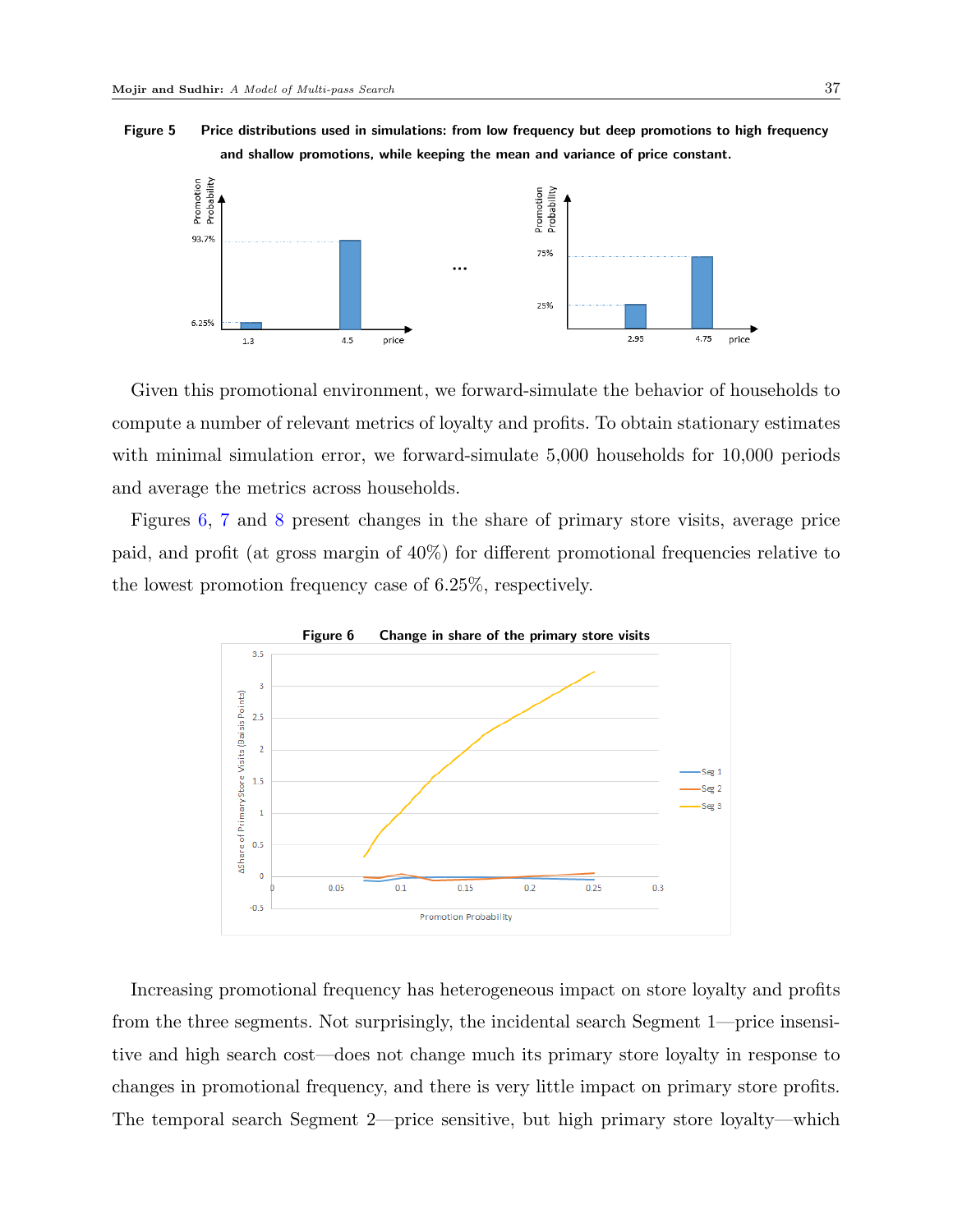**Figure 5** Price distributions used in simulations: from low frequency but deep promotions to high frequency and shallow promotions, while keeping the mean and variance of price constant.

Promotion Probability

93.7%

6.25%

1.3

4.5

price

...

Promotion Probability

75%

25%

2.95

4.75

price

Given this promotional environment, we forward-simulate the behavior of households to compute a number of relevant metrics of loyalty and profits. To obtain stationary estimates with minimal simulation error, we forward-simulate 5,000 households for 10,000 periods and average the metrics across households.

Figures 6, 7 and 8 present changes in the share of primary store visits, average price paid, and profit (at gross margin of 40%) for different promotional frequencies relative to the lowest promotion frequency case of 6.25%, respectively.

**Figure 6** Change in share of the primary store visits

ΔShare of Primary Store Visits (Basis Points)

3.5

3

2.5

2

1.5

1

0.5

0

-0.5

0

0.05

0.1

0.15

0.2

0.25

0.3

Promotion Probability

Seg 1

Seg 2

Seg 3

Increasing promotional frequency has heterogeneous impact on store loyalty and profits from the three segments. Not surprisingly, the incidental search Segment 1—price insensitive and high search cost—does not change much its primary store loyalty in response to changes in promotional frequency, and there is very little impact on primary store profits. The temporal search Segment 2—price sensitive, but high primary store loyalty—which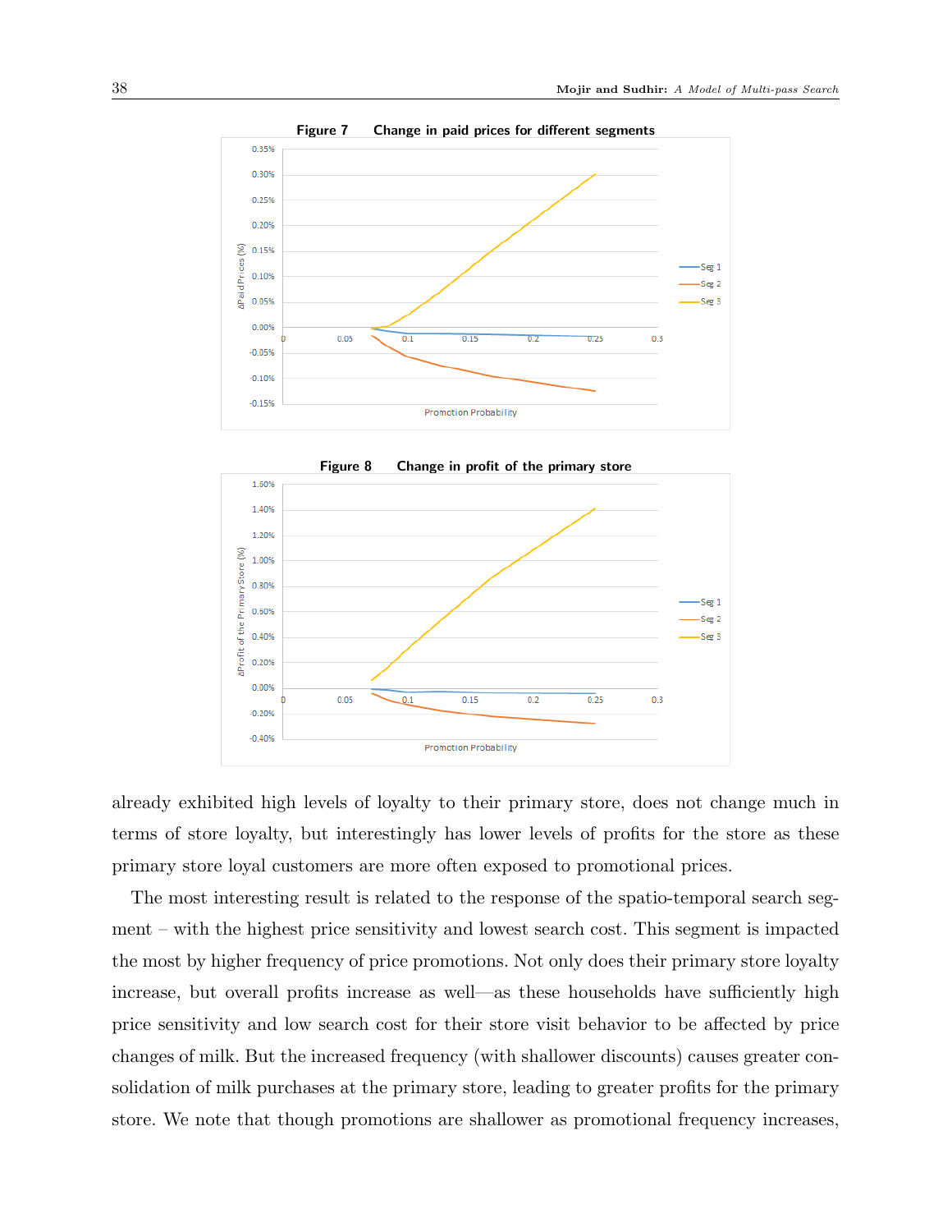**Figure 7** Change in paid prices for different segments

0.35%
0.30%
0.25%
0.20%
0.15%
0.10%
0.05%
0.00%
-0.05%
-0.10%
-0.15%

ΔPaid Prices (%)

0
0.05
0.1
0.15
0.2
0.25
0.3

Promotion Probability

Seg 1
Seg 2
Seg 3

**Figure 8** Change in profit of the primary store

1.60%
1.40%
1.20%
1.00%
0.80%
0.60%
0.40%
0.20%
0.00%
-0.20%
-0.40%

ΔProfit of the Primary Store (%)

0
0.05
0.1
0.15
0.2
0.25
0.3

Promotion Probability

Seg 1
Seg 2
Seg 3

already exhibited high levels of loyalty to their primary store, does not change much in terms of store loyalty, but interestingly has lower levels of profits for the store as these primary store loyal customers are more often exposed to promotional prices.

The most interesting result is related to the response of the spatio-temporal search segment – with the highest price sensitivity and lowest search cost. This segment is impacted the most by higher frequency of price promotions. Not only does their primary store loyalty increase, but overall profits increase as well—as these households have sufficiently high price sensitivity and low search cost for their store visit behavior to be affected by price changes of milk. But the increased frequency (with shallower discounts) causes greater consolidation of milk purchases at the primary store, leading to greater profits for the primary store. We note that though promotions are shallower as promotional frequency increases,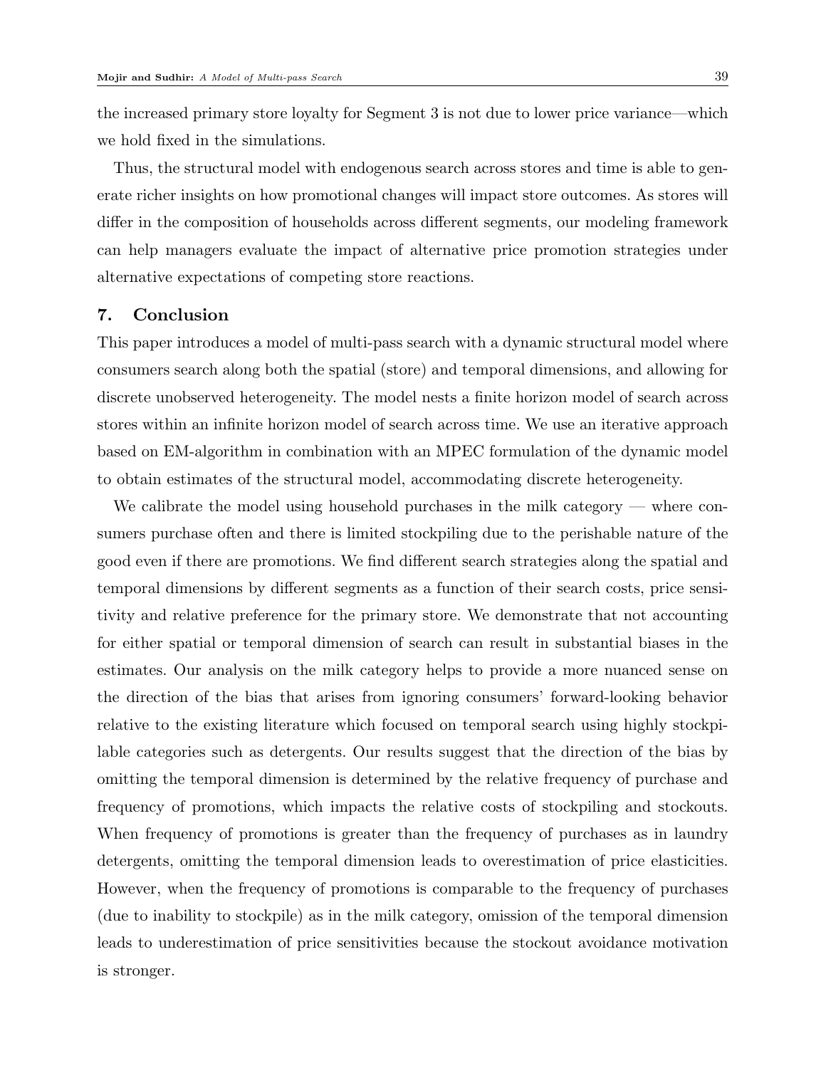the increased primary store loyalty for Segment 3 is not due to lower price variance—which we hold fixed in the simulations.

Thus, the structural model with endogenous search across stores and time is able to generate richer insights on how promotional changes will impact store outcomes. As stores will differ in the composition of households across different segments, our modeling framework can help managers evaluate the impact of alternative price promotion strategies under alternative expectations of competing store reactions.

## 7. Conclusion

This paper introduces a model of multi-pass search with a dynamic structural model where consumers search along both the spatial (store) and temporal dimensions, and allowing for discrete unobserved heterogeneity. The model nests a finite horizon model of search across stores within an infinite horizon model of search across time. We use an iterative approach based on EM-algorithm in combination with an MPEC formulation of the dynamic model to obtain estimates of the structural model, accommodating discrete heterogeneity.

We calibrate the model using household purchases in the milk category — where consumers purchase often and there is limited stockpiling due to the perishable nature of the good even if there are promotions. We find different search strategies along the spatial and temporal dimensions by different segments as a function of their search costs, price sensitivity and relative preference for the primary store. We demonstrate that not accounting for either spatial or temporal dimension of search can result in substantial biases in the estimates. Our analysis on the milk category helps to provide a more nuanced sense on the direction of the bias that arises from ignoring consumers' forward-looking behavior relative to the existing literature which focused on temporal search using highly stockpilable categories such as detergents. Our results suggest that the direction of the bias by omitting the temporal dimension is determined by the relative frequency of purchase and frequency of promotions, which impacts the relative costs of stockpiling and stockouts. When frequency of promotions is greater than the frequency of purchases as in laundry detergents, omitting the temporal dimension leads to overestimation of price elasticities. However, when the frequency of promotions is comparable to the frequency of purchases (due to inability to stockpile) as in the milk category, omission of the temporal dimension leads to underestimation of price sensitivities because the stockout avoidance motivation is stronger.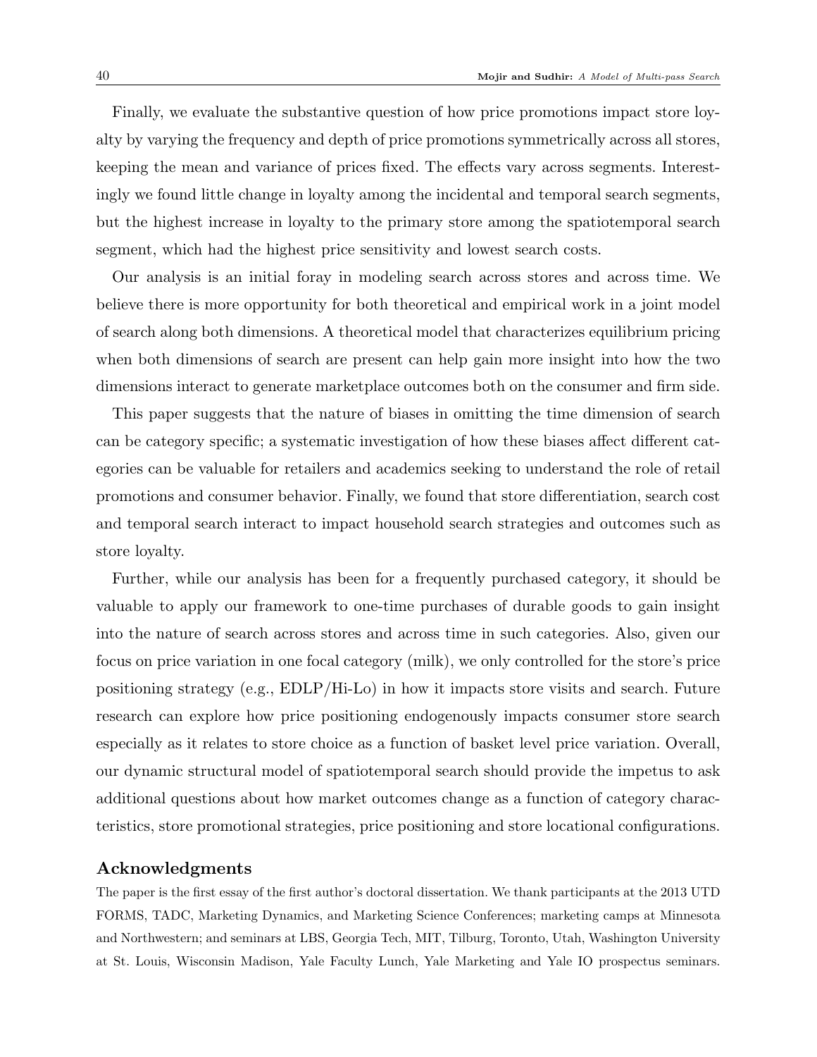Finally, we evaluate the substantive question of how price promotions impact store loyalty by varying the frequency and depth of price promotions symmetrically across all stores, keeping the mean and variance of prices fixed. The effects vary across segments. Interestingly we found little change in loyalty among the incidental and temporal search segments, but the highest increase in loyalty to the primary store among the spatiotemporal search segment, which had the highest price sensitivity and lowest search costs.

Our analysis is an initial foray in modeling search across stores and across time. We believe there is more opportunity for both theoretical and empirical work in a joint model of search along both dimensions. A theoretical model that characterizes equilibrium pricing when both dimensions of search are present can help gain more insight into how the two dimensions interact to generate marketplace outcomes both on the consumer and firm side.

This paper suggests that the nature of biases in omitting the time dimension of search can be category specific; a systematic investigation of how these biases affect different categories can be valuable for retailers and academics seeking to understand the role of retail promotions and consumer behavior. Finally, we found that store differentiation, search cost and temporal search interact to impact household search strategies and outcomes such as store loyalty.

Further, while our analysis has been for a frequently purchased category, it should be valuable to apply our framework to one-time purchases of durable goods to gain insight into the nature of search across stores and across time in such categories. Also, given our focus on price variation in one focal category (milk), we only controlled for the store's price positioning strategy (e.g., EDLP/Hi-Lo) in how it impacts store visits and search. Future research can explore how price positioning endogenously impacts consumer store search especially as it relates to store choice as a function of basket level price variation. Overall, our dynamic structural model of spatiotemporal search should provide the impetus to ask additional questions about how market outcomes change as a function of category characteristics, store promotional strategies, price positioning and store locational configurations.

## Acknowledgments

The paper is the first essay of the first author's doctoral dissertation. We thank participants at the 2013 UTD FORMS, TADC, Marketing Dynamics, and Marketing Science Conferences; marketing camps at Minnesota and Northwestern; and seminars at LBS, Georgia Tech, MIT, Tilburg, Toronto, Utah, Washington University at St. Louis, Wisconsin Madison, Yale Faculty Lunch, Yale Marketing and Yale IO prospectus seminars.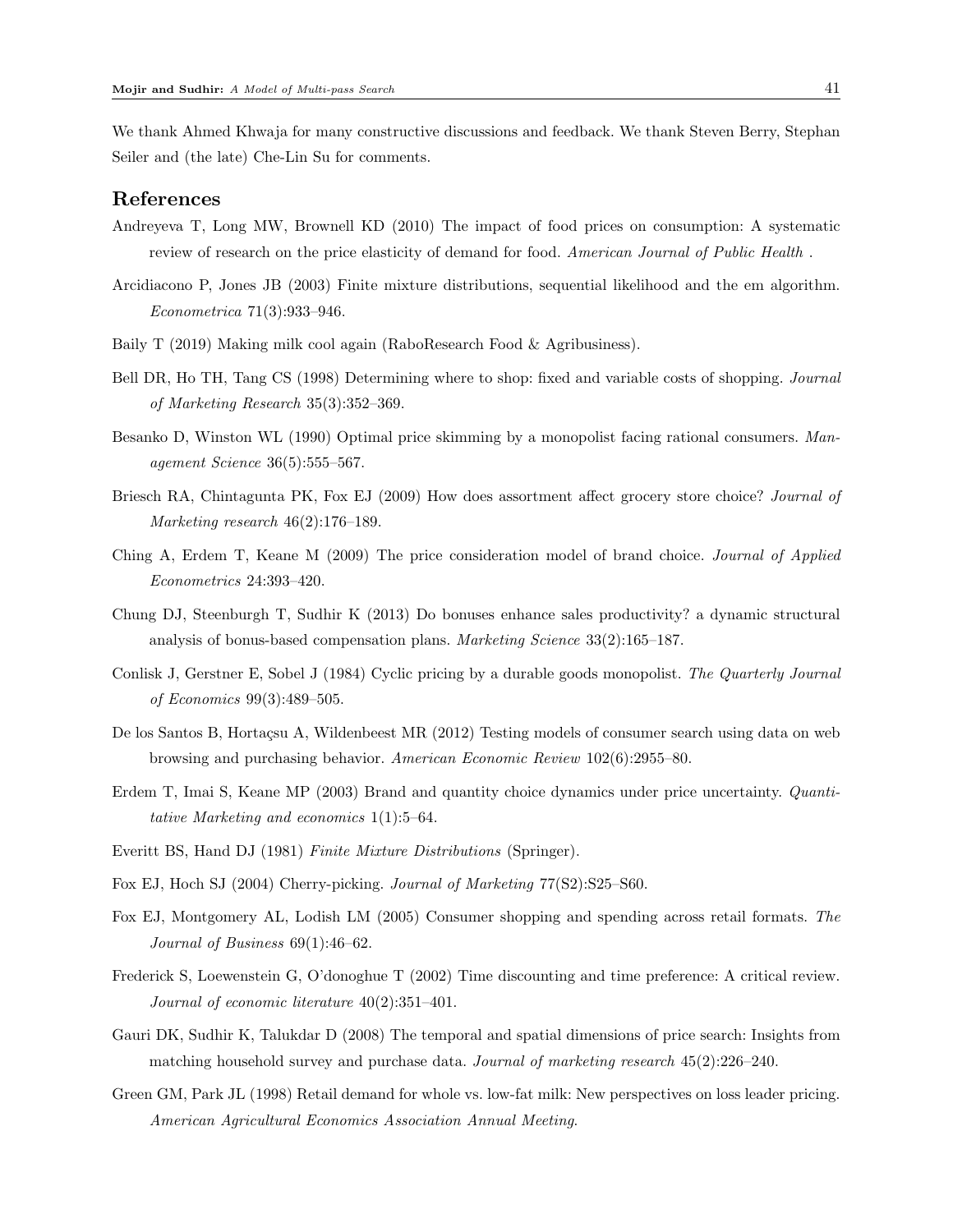We thank Ahmed Khwaja for many constructive discussions and feedback. We thank Steven Berry, Stephan Seiler and (the late) Che-Lin Su for comments.

## References

Andreyeva T, Long MW, Brownell KD (2010) The impact of food prices on consumption: A systematic review of research on the price elasticity of demand for food. *American Journal of Public Health* .

Arcidiacono P, Jones JB (2003) Finite mixture distributions, sequential likelihood and the em algorithm. *Econometrica* 71(3):933–946.

Baily T (2019) Making milk cool again (RaboResearch Food & Agribusiness).

Bell DR, Ho TH, Tang CS (1998) Determining where to shop: fixed and variable costs of shopping. *Journal of Marketing Research* 35(3):352–369.

Besanko D, Winston WL (1990) Optimal price skimming by a monopolist facing rational consumers. *Management Science* 36(5):555–567.

Briesch RA, Chintagunta PK, Fox EJ (2009) How does assortment affect grocery store choice? *Journal of Marketing research* 46(2):176–189.

Ching A, Erdem T, Keane M (2009) The price consideration model of brand choice. *Journal of Applied Econometrics* 24:393–420.

Chung DJ, Steenburgh T, Sudhir K (2013) Do bonuses enhance sales productivity? a dynamic structural analysis of bonus-based compensation plans. *Marketing Science* 33(2):165–187.

Conlisk J, Gerstner E, Sobel J (1984) Cyclic pricing by a durable goods monopolist. *The Quarterly Journal of Economics* 99(3):489–505.

De los Santos B, Hortaçsu A, Wildenbeest MR (2012) Testing models of consumer search using data on web browsing and purchasing behavior. *American Economic Review* 102(6):2955–80.

Erdem T, Imai S, Keane MP (2003) Brand and quantity choice dynamics under price uncertainty. *Quantitative Marketing and economics* 1(1):5–64.

Everitt BS, Hand DJ (1981) *Finite Mixture Distributions* (Springer).

Fox EJ, Hoch SJ (2004) Cherry-picking. *Journal of Marketing* 77(S2):S25–S60.

Fox EJ, Montgomery AL, Lodish LM (2005) Consumer shopping and spending across retail formats. *The Journal of Business* 69(1):46–62.

Frederick S, Loewenstein G, O'donoghue T (2002) Time discounting and time preference: A critical review. *Journal of economic literature* 40(2):351–401.

Gauri DK, Sudhir K, Talukdar D (2008) The temporal and spatial dimensions of price search: Insights from matching household survey and purchase data. *Journal of marketing research* 45(2):226–240.

Green GM, Park JL (1998) Retail demand for whole vs. low-fat milk: New perspectives on loss leader pricing. *American Agricultural Economics Association Annual Meeting*.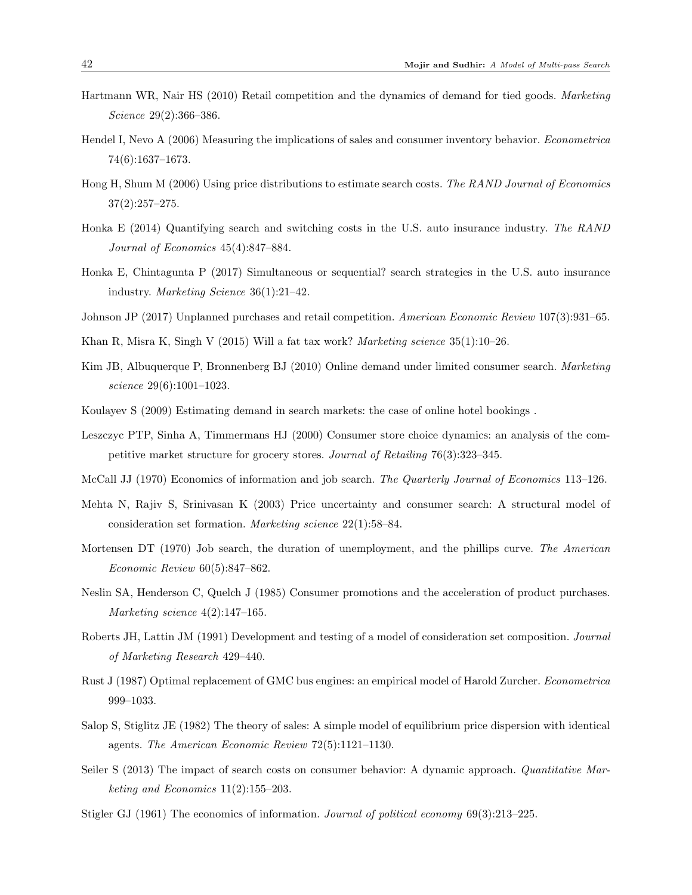Hartmann WR, Nair HS (2010) Retail competition and the dynamics of demand for tied goods. *Marketing Science* 29(2):366–386.

Hendel I, Nevo A (2006) Measuring the implications of sales and consumer inventory behavior. *Econometrica* 74(6):1637–1673.

Hong H, Shum M (2006) Using price distributions to estimate search costs. *The RAND Journal of Economics* 37(2):257–275.

Honka E (2014) Quantifying search and switching costs in the U.S. auto insurance industry. *The RAND Journal of Economics* 45(4):847–884.

Honka E, Chintagunta P (2017) Simultaneous or sequential? search strategies in the U.S. auto insurance industry. *Marketing Science* 36(1):21–42.

Johnson JP (2017) Unplanned purchases and retail competition. *American Economic Review* 107(3):931–65.

Khan R, Misra K, Singh V (2015) Will a fat tax work? *Marketing science* 35(1):10–26.

Kim JB, Albuquerque P, Bronnenberg BJ (2010) Online demand under limited consumer search. *Marketing science* 29(6):1001–1023.

Koulayev S (2009) Estimating demand in search markets: the case of online hotel bookings .

Leszczyc PTP, Sinha A, Timmermans HJ (2000) Consumer store choice dynamics: an analysis of the competitive market structure for grocery stores. *Journal of Retailing* 76(3):323–345.

McCall JJ (1970) Economics of information and job search. *The Quarterly Journal of Economics* 113–126.

Mehta N, Rajiv S, Srinivasan K (2003) Price uncertainty and consumer search: A structural model of consideration set formation. *Marketing science* 22(1):58–84.

Mortensen DT (1970) Job search, the duration of unemployment, and the phillips curve. *The American Economic Review* 60(5):847–862.

Neslin SA, Henderson C, Quelch J (1985) Consumer promotions and the acceleration of product purchases. *Marketing science* 4(2):147–165.

Roberts JH, Lattin JM (1991) Development and testing of a model of consideration set composition. *Journal of Marketing Research* 429–440.

Rust J (1987) Optimal replacement of GMC bus engines: an empirical model of Harold Zurcher. *Econometrica* 999–1033.

Salop S, Stiglitz JE (1982) The theory of sales: A simple model of equilibrium price dispersion with identical agents. *The American Economic Review* 72(5):1121–1130.

Seiler S (2013) The impact of search costs on consumer behavior: A dynamic approach. *Quantitative Marketing and Economics* 11(2):155–203.

Stigler GJ (1961) The economics of information. *Journal of political economy* 69(3):213–225.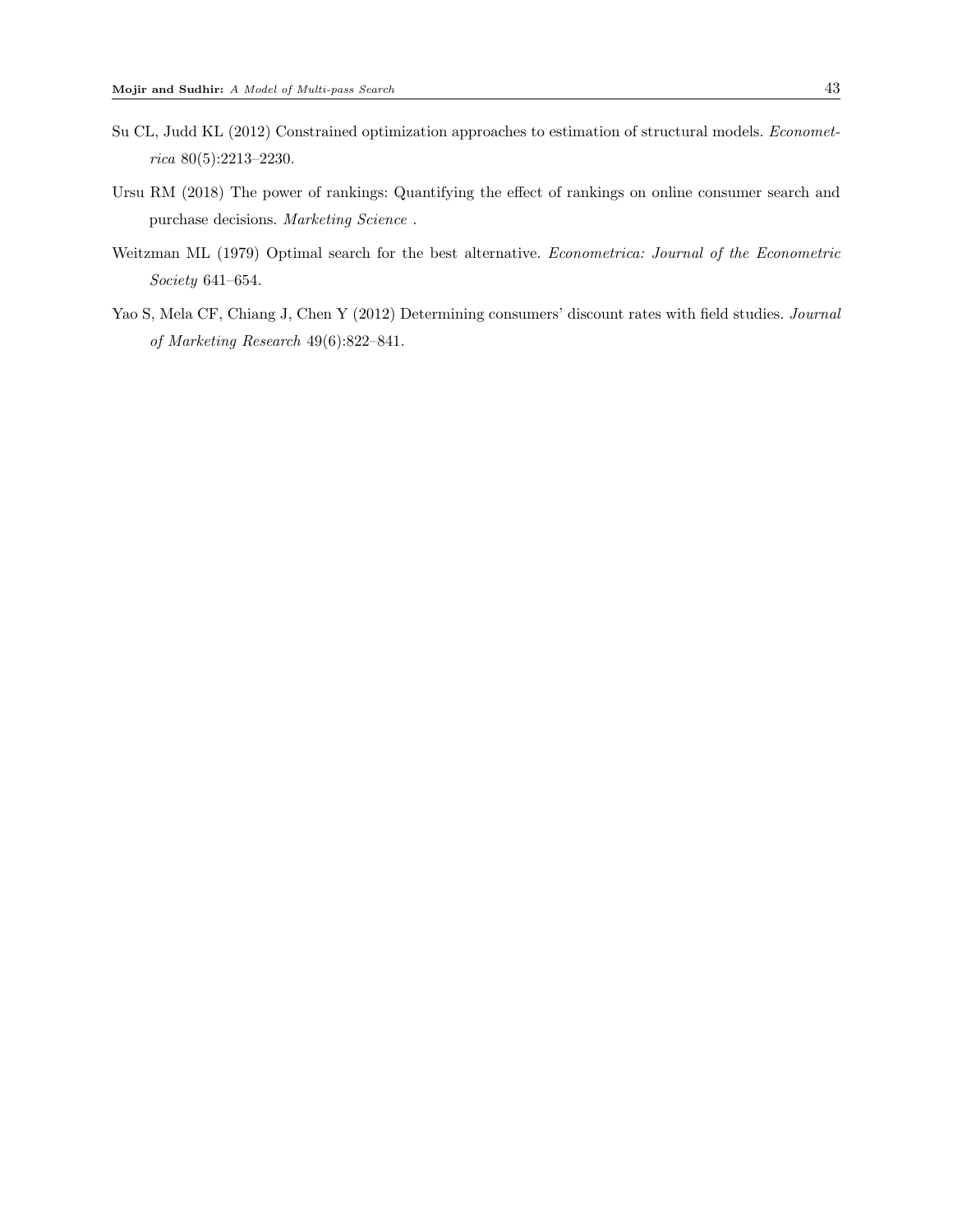Su CL, Judd KL (2012) Constrained optimization approaches to estimation of structural models. *Econometrica* 80(5):2213–2230.

Ursu RM (2018) The power of rankings: Quantifying the effect of rankings on online consumer search and purchase decisions. *Marketing Science* .

Weitzman ML (1979) Optimal search for the best alternative. *Econometrica: Journal of the Econometric Society* 641–654.

Yao S, Mela CF, Chiang J, Chen Y (2012) Determining consumers' discount rates with field studies. *Journal of Marketing Research* 49(6):822–841.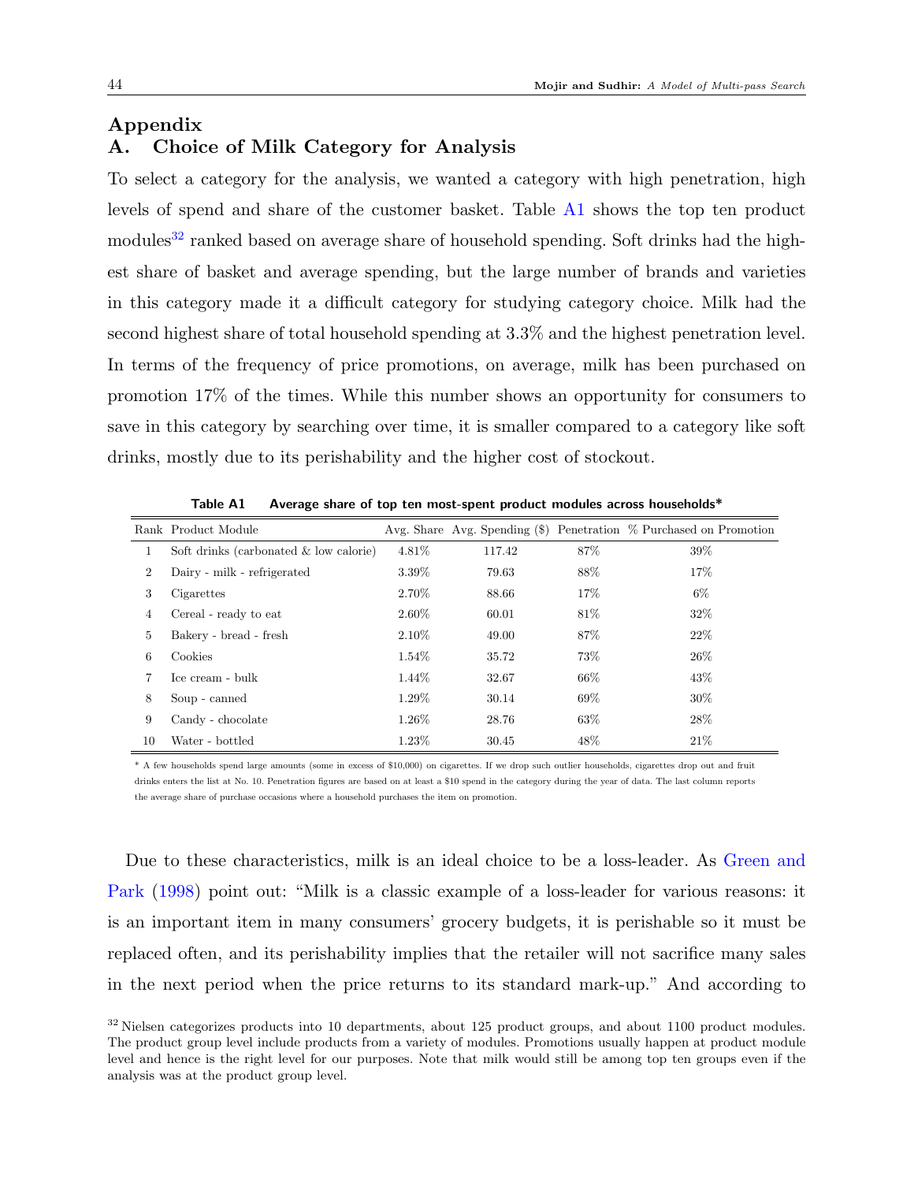# Appendix

## A. Choice of Milk Category for Analysis

To select a category for the analysis, we wanted a category with high penetration, high levels of spend and share of the customer basket. Table A1 shows the top ten product modules[32] ranked based on average share of household spending. Soft drinks had the highest share of basket and average spending, but the large number of brands and varieties in this category made it a difficult category for studying category choice. Milk had the second highest share of total household spending at 3.3% and the highest penetration level. In terms of the frequency of price promotions, on average, milk has been purchased on promotion 17% of the times. While this number shows an opportunity for consumers to save in this category by searching over time, it is smaller compared to a category like soft drinks, mostly due to its perishability and the higher cost of stockout.

**Table A1 Average share of top ten most-spent product modules across households***

| Rank | Product Module | Avg. Share | Avg. Spending ($) | Penetration | % Purchased on Promotion |
|---|---|---|---|---|---|
| 1 | Soft drinks (carbonated & low calorie) | 4.81% | 117.42 | 87% | 39% |
| 2 | Dairy - milk - refrigerated | 3.39% | 79.63 | 88% | 17% |
| 3 | Cigarettes | 2.70% | 88.66 | 17% | 6% |
| 4 | Cereal - ready to eat | 2.60% | 60.01 | 81% | 32% |
| 5 | Bakery - bread - fresh | 2.10% | 49.00 | 87% | 22% |
| 6 | Cookies | 1.54% | 35.72 | 73% | 26% |
| 7 | Ice cream - bulk | 1.44% | 32.67 | 66% | 43% |
| 8 | Soup - canned | 1.29% | 30.14 | 69% | 30% |
| 9 | Candy - chocolate | 1.26% | 28.76 | 63% | 28% |
| 10 | Water - bottled | 1.23% | 30.45 | 48% | 21% |

* A few households spend large amounts (some in excess of $10,000) on cigarettes. If we drop such outlier households, cigarettes drop out and fruit drinks enters the list at No. 10. Penetration figures are based on at least a $10 spend in the category during the year of data. The last column reports the average share of purchase occasions where a household purchases the item on promotion.

Due to these characteristics, milk is an ideal choice to be a loss-leader. As Green and Park (1998) point out: "Milk is a classic example of a loss-leader for various reasons: it is an important item in many consumers' grocery budgets, it is perishable so it must be replaced often, and its perishability implies that the retailer will not sacrifice many sales in the next period when the price returns to its standard mark-up." And according to

[32] Nielsen categorizes products into 10 departments, about 125 product groups, and about 1100 product modules. The product group level include products from a variety of modules. Promotions usually happen at product module level and hence is the right level for our purposes. Note that milk would still be among top ten groups even if the analysis was at the product group level.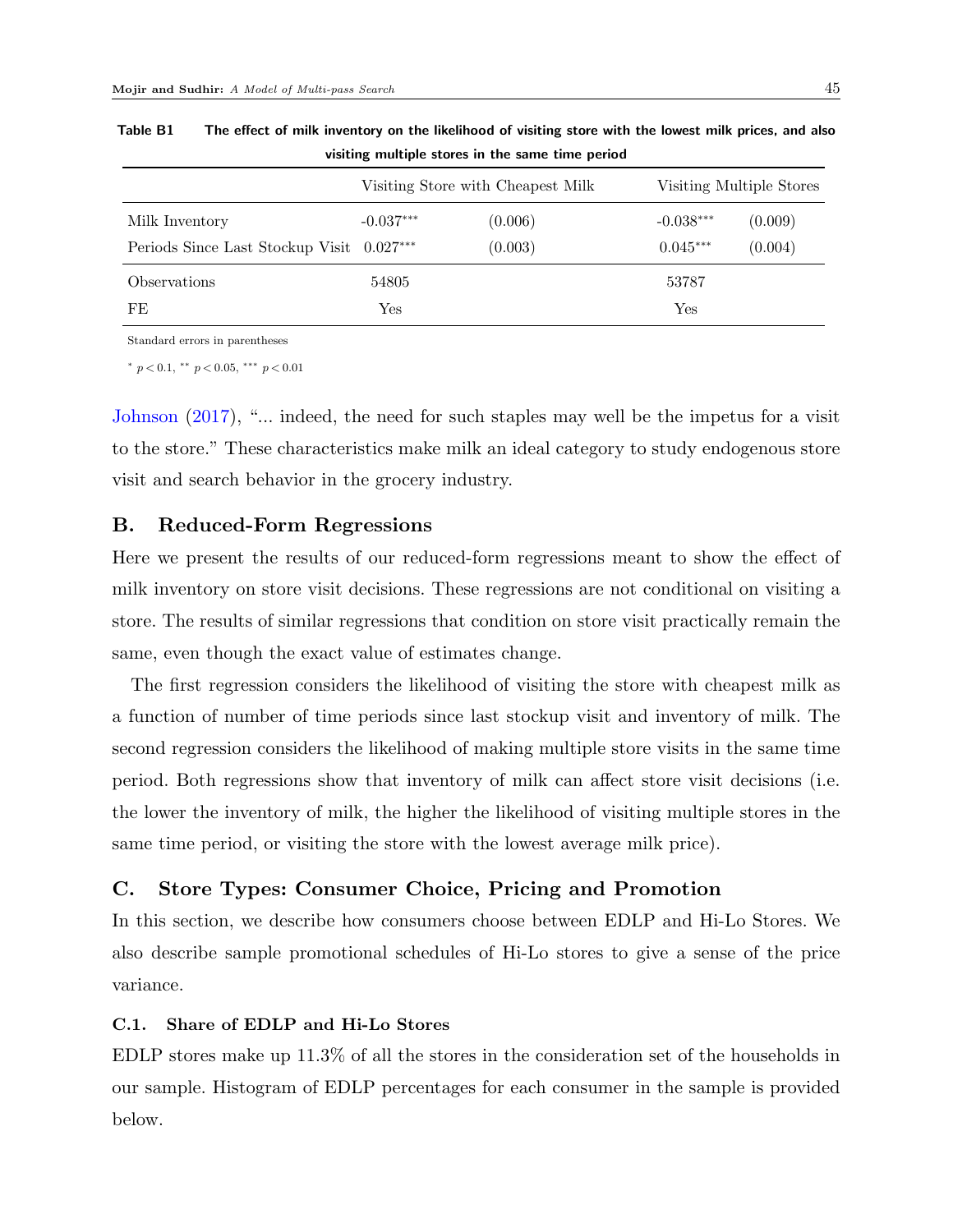**Table B1 The effect of milk inventory on the likelihood of visiting store with the lowest milk prices, and also visiting multiple stores in the same time period**

| | Visiting Store with Cheapest Milk | | Visiting Multiple Stores | |
|---|---|---|---|---|
| Milk Inventory | -0.037*** | (0.006) | -0.038*** | (0.009) |
| Periods Since Last Stockup Visit | 0.027*** | (0.003) | 0.045*** | (0.004) |
| Observations | 54805 | | 53787 | |
| FE | Yes | | Yes | |

Standard errors in parentheses

* $p < 0.1$, ** $p < 0.05$, *** $p < 0.01$

Johnson (2017), "... indeed, the need for such staples may well be the impetus for a visit to the store." These characteristics make milk an ideal category to study endogenous store visit and search behavior in the grocery industry.

## B. Reduced-Form Regressions

Here we present the results of our reduced-form regressions meant to show the effect of milk inventory on store visit decisions. These regressions are not conditional on visiting a store. The results of similar regressions that condition on store visit practically remain the same, even though the exact value of estimates change.

The first regression considers the likelihood of visiting the store with cheapest milk as a function of number of time periods since last stockup visit and inventory of milk. The second regression considers the likelihood of making multiple store visits in the same time period. Both regressions show that inventory of milk can affect store visit decisions (i.e. the lower the inventory of milk, the higher the likelihood of visiting multiple stores in the same time period, or visiting the store with the lowest average milk price).

## C. Store Types: Consumer Choice, Pricing and Promotion

In this section, we describe how consumers choose between EDLP and Hi-Lo Stores. We also describe sample promotional schedules of Hi-Lo stores to give a sense of the price variance.

### C.1. Share of EDLP and Hi-Lo Stores

EDLP stores make up 11.3% of all the stores in the consideration set of the households in our sample. Histogram of EDLP percentages for each consumer in the sample is provided below.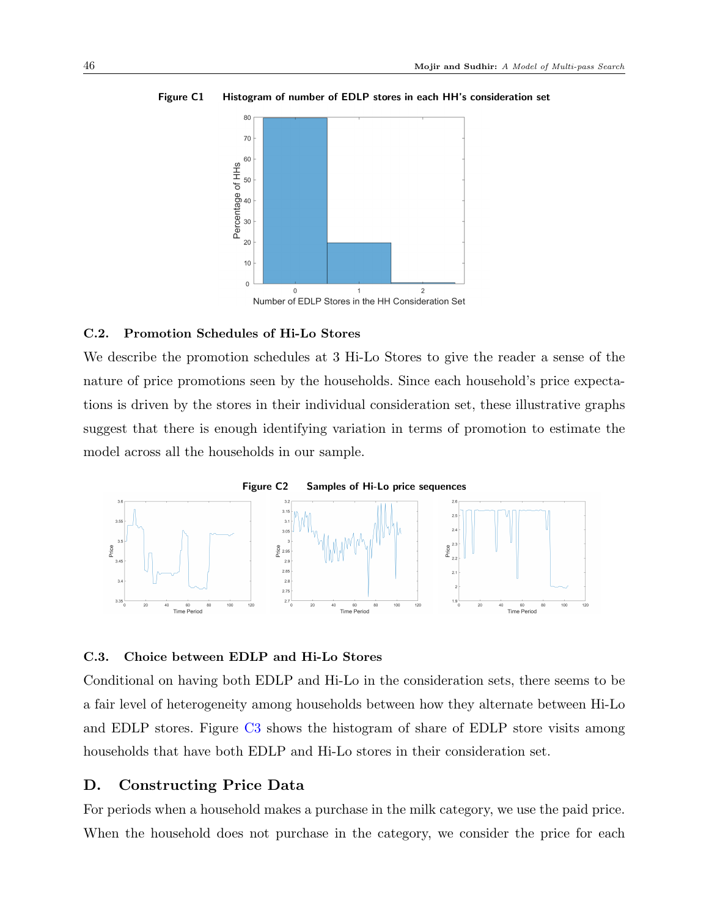Figure C1    Histogram of number of EDLP stores in each HH's consideration set

Percentage of HHs
0
10
20
30
40
50
60
70
80
0
1
2
Number of EDLP Stores in the HH Consideration Set

### C.2. Promotion Schedules of Hi-Lo Stores

We describe the promotion schedules at 3 Hi-Lo Stores to give the reader a sense of the nature of price promotions seen by the households. Since each household's price expectations is driven by the stores in their individual consideration set, these illustrative graphs suggest that there is enough identifying variation in terms of promotion to estimate the model across all the households in our sample.

Figure C2    Samples of Hi-Lo price sequences

Price
3.35
3.4
3.45
3.5
3.55
3.6
0
20
40
60
80
100
120
Time Period

Price
2.7
2.75
2.8
2.85
2.9
2.95
3
3.05
3.1
3.15
3.2
0
20
40
60
80
100
120
Time Period

Price
1.9
2
2.1
2.2
2.3
2.4
2.5
2.6
0
20
40
60
80
100
120
Time Period

### C.3. Choice between EDLP and Hi-Lo Stores

Conditional on having both EDLP and Hi-Lo in the consideration sets, there seems to be a fair level of heterogeneity among households between how they alternate between Hi-Lo and EDLP stores. Figure C3 shows the histogram of share of EDLP store visits among households that have both EDLP and Hi-Lo stores in their consideration set.

## D. Constructing Price Data

For periods when a household makes a purchase in the milk category, we use the paid price. When the household does not purchase in the category, we consider the price for each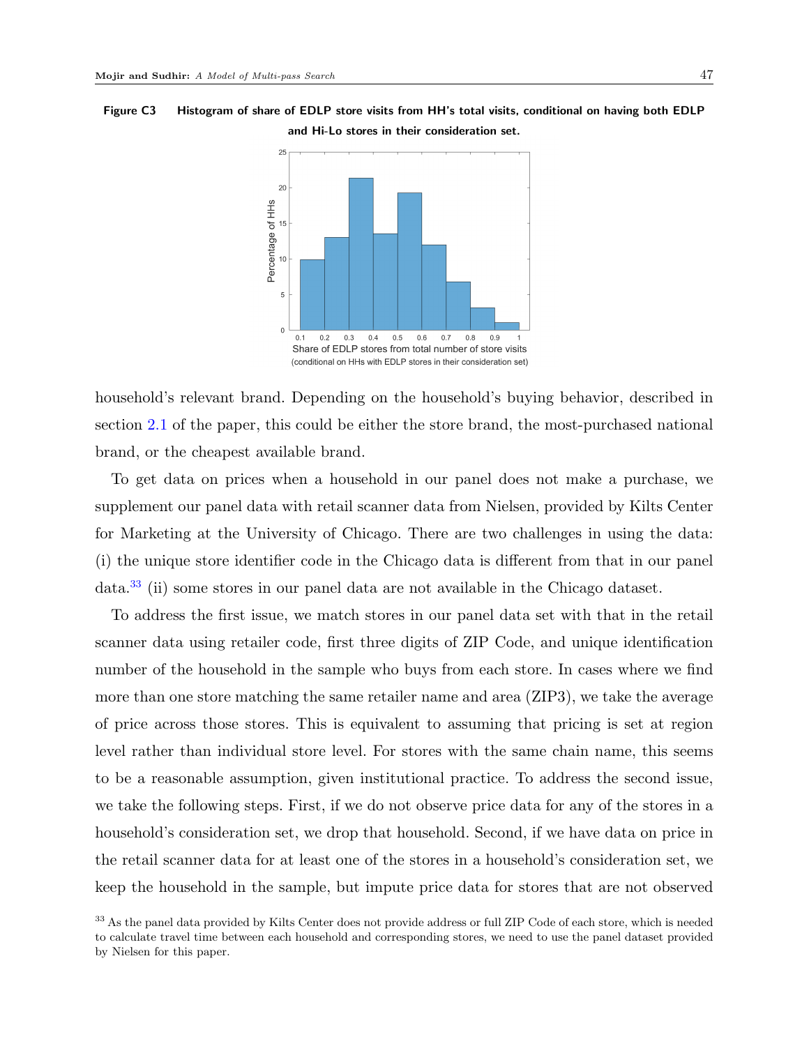**Figure C3** Histogram of share of EDLP store visits from HH's total visits, conditional on having both EDLP and Hi-Lo stores in their consideration set.

Percentage of HHs

0
5
10
15
20
25

0.1 0.2 0.3 0.4 0.5 0.6 0.7 0.8 0.9 1

Share of EDLP stores from total number of store visits
(conditional on HHs with EDLP stores in their consideration set)

household's relevant brand. Depending on the household's buying behavior, described in section 2.1 of the paper, this could be either the store brand, the most-purchased national brand, or the cheapest available brand.

To get data on prices when a household in our panel does not make a purchase, we supplement our panel data with retail scanner data from Nielsen, provided by Kilts Center for Marketing at the University of Chicago. There are two challenges in using the data: (i) the unique store identifier code in the Chicago data is different from that in our panel data.[33] (ii) some stores in our panel data are not available in the Chicago dataset.

To address the first issue, we match stores in our panel data set with that in the retail scanner data using retailer code, first three digits of ZIP Code, and unique identification number of the household in the sample who buys from each store. In cases where we find more than one store matching the same retailer name and area (ZIP3), we take the average of price across those stores. This is equivalent to assuming that pricing is set at region level rather than individual store level. For stores with the same chain name, this seems to be a reasonable assumption, given institutional practice. To address the second issue, we take the following steps. First, if we do not observe price data for any of the stores in a household's consideration set, we drop that household. Second, if we have data on price in the retail scanner data for at least one of the stores in a household's consideration set, we keep the household in the sample, but impute price data for stores that are not observed

[33] As the panel data provided by Kilts Center does not provide address or full ZIP Code of each store, which is needed to calculate travel time between each household and corresponding stores, we need to use the panel dataset provided by Nielsen for this paper.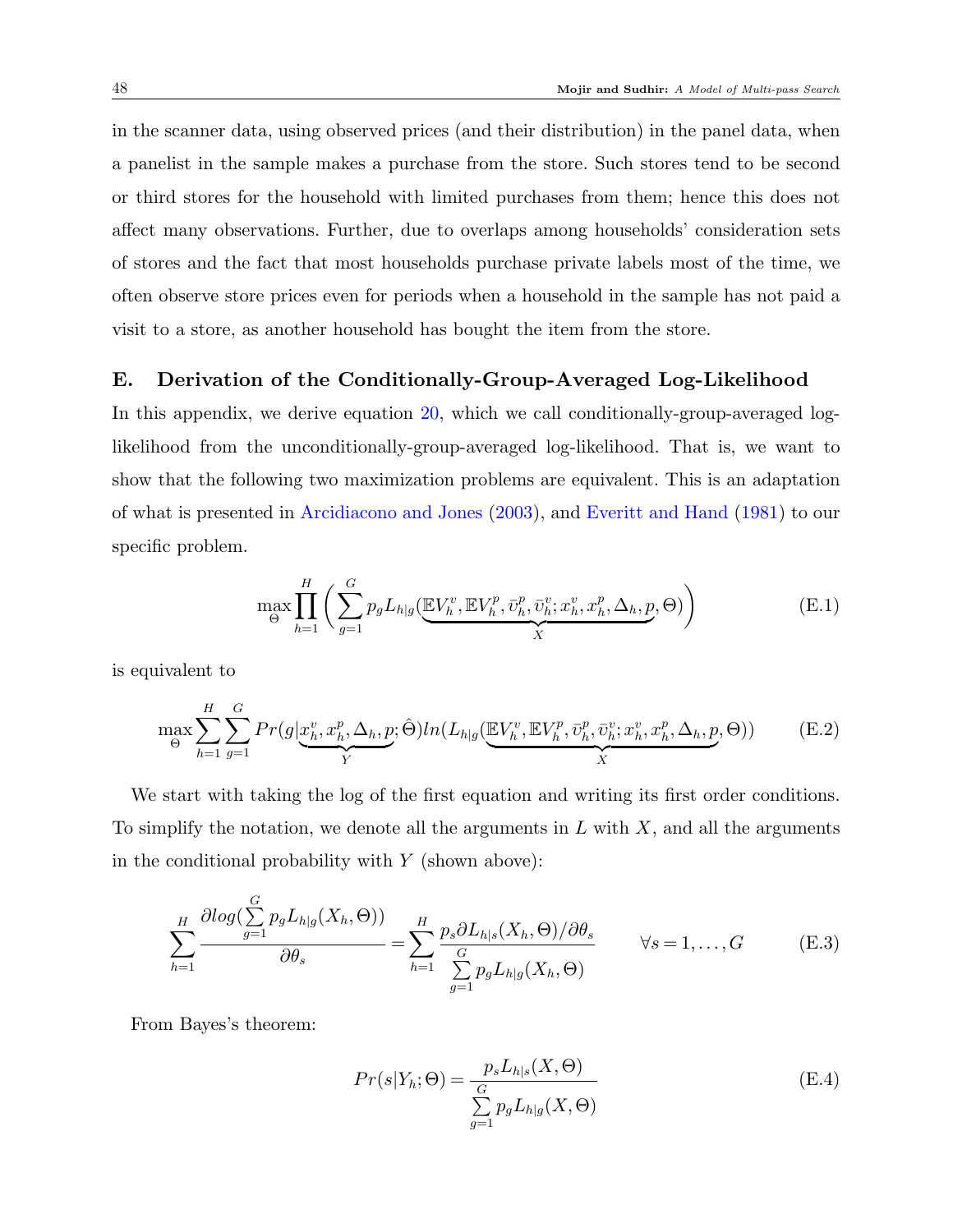in the scanner data, using observed prices (and their distribution) in the panel data, when a panelist in the sample makes a purchase from the store. Such stores tend to be second or third stores for the household with limited purchases from them; hence this does not affect many observations. Further, due to overlaps among households' consideration sets of stores and the fact that most households purchase private labels most of the time, we often observe store prices even for periods when a household in the sample has not paid a visit to a store, as another household has bought the item from the store.

## E. Derivation of the Conditionally-Group-Averaged Log-Likelihood

In this appendix, we derive equation 20, which we call conditionally-group-averaged log-likelihood from the unconditionally-group-averaged log-likelihood. That is, we want to show that the following two maximization problems are equivalent. This is an adaptation of what is presented in Arcidiacono and Jones (2003), and Everitt and Hand (1981) to our specific problem.

$$\max_{\Theta} \prod_{h=1}^{H} \left( \sum_{g=1}^{G} p_g L_{h|g}(\underbrace{\mathbb{E}V_h^v, \mathbb{E}V_h^p, \bar{v}_h^p, \bar{v}_h^v; x_h^v, x_h^p, \Delta_h, p}_{X}, \Theta) \right) \tag{E.1}$$

is equivalent to

$$\max_{\Theta} \sum_{h=1}^{H} \sum_{g=1}^{G} Pr(g|\underbrace{x_h^v, x_h^p, \Delta_h, p}_{Y}; \hat{\Theta}) ln(L_{h|g}(\underbrace{\mathbb{E}V_h^v, \mathbb{E}V_h^p, \bar{v}_h^p, \bar{v}_h^v; x_h^v, x_h^p, \Delta_h, p}_{X}, \Theta)) \tag{E.2}$$

We start with taking the log of the first equation and writing its first order conditions. To simplify the notation, we denote all the arguments in $L$ with $X$, and all the arguments in the conditional probability with $Y$ (shown above):

$$\sum_{h=1}^{H} \frac{\partial log(\sum_{g=1}^{G} p_g L_{h|g}(X_h, \Theta))}{\partial \theta_s} = \sum_{h=1}^{H} \frac{p_s \partial L_{h|s}(X_h, \Theta)/\partial \theta_s}{\sum_{g=1}^{G} p_g L_{h|g}(X_h, \Theta)} \qquad \forall s = 1, \ldots, G \tag{E.3}$$

From Bayes's theorem:

$$Pr(s|Y_h; \Theta) = \frac{p_s L_{h|s}(X, \Theta)}{\sum_{g=1}^{G} p_g L_{h|g}(X, \Theta)} \tag{E.4}$$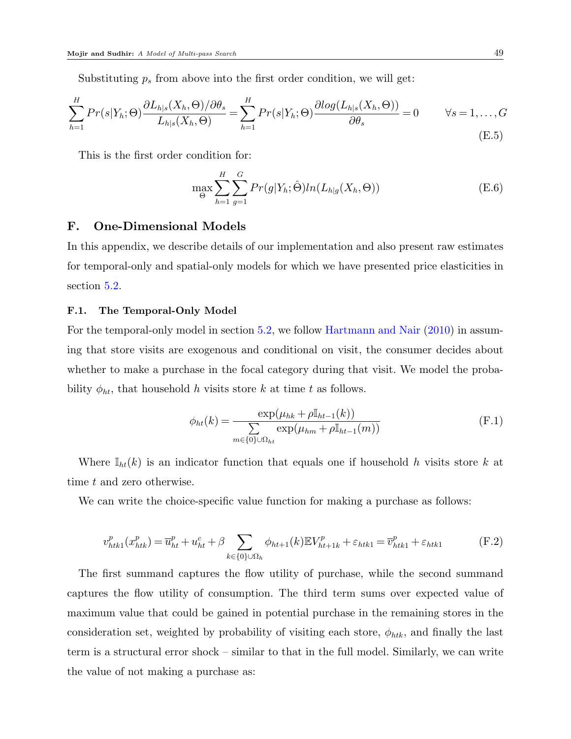Substituting $p_s$ from above into the first order condition, we will get:

$$\sum_{h=1}^{H} Pr(s|Y_h;\Theta)\frac{\partial L_{h|s}(X_h,\Theta)/\partial\theta_s}{L_{h|s}(X_h,\Theta)} = \sum_{h=1}^{H} Pr(s|Y_h;\Theta)\frac{\partial log(L_{h|s}(X_h,\Theta))}{\partial\theta_s} = 0 \qquad \forall s=1,\dots,G \tag{E.5}$$

This is the first order condition for:

$$\max_{\Theta}\sum_{h=1}^{H}\sum_{g=1}^{G} Pr(g|Y_h;\hat{\Theta})ln(L_{h|g}(X_h,\Theta)) \tag{E.6}$$

## F. One-Dimensional Models

In this appendix, we describe details of our implementation and also present raw estimates for temporal-only and spatial-only models for which we have presented price elasticities in section 5.2.

### F.1. The Temporal-Only Model

For the temporal-only model in section 5.2, we follow Hartmann and Nair (2010) in assuming that store visits are exogenous and conditional on visit, the consumer decides about whether to make a purchase in the focal category during that visit. We model the probability $\phi_{ht}$, that household $h$ visits store $k$ at time $t$ as follows.

$$\phi_{ht}(k) = \frac{\exp(\mu_{hk} + \rho\mathbb{I}_{ht-1}(k))}{\sum\limits_{m\in\{0\}\cup\Omega_{ht}} \exp(\mu_{hm} + \rho\mathbb{I}_{ht-1}(m))} \tag{F.1}$$

Where $\mathbb{I}_{ht}(k)$ is an indicator function that equals one if household $h$ visits store $k$ at time $t$ and zero otherwise.

We can write the choice-specific value function for making a purchase as follows:

$$v^{p}_{htk1}(x^{p}_{htk}) = \overline{u}^{p}_{ht} + u^{c}_{ht} + \beta\sum_{k\in\{0\}\cup\Omega_h}\phi_{ht+1}(k)\mathbb{E}V^{p}_{ht+1k} + \varepsilon_{htk1} = \overline{v}^{p}_{htk1} + \varepsilon_{htk1} \tag{F.2}$$

The first summand captures the flow utility of purchase, while the second summand captures the flow utility of consumption. The third term sums over expected value of maximum value that could be gained in potential purchase in the remaining stores in the consideration set, weighted by probability of visiting each store, $\phi_{htk}$, and finally the last term is a structural error shock – similar to that in the full model. Similarly, we can write the value of not making a purchase as: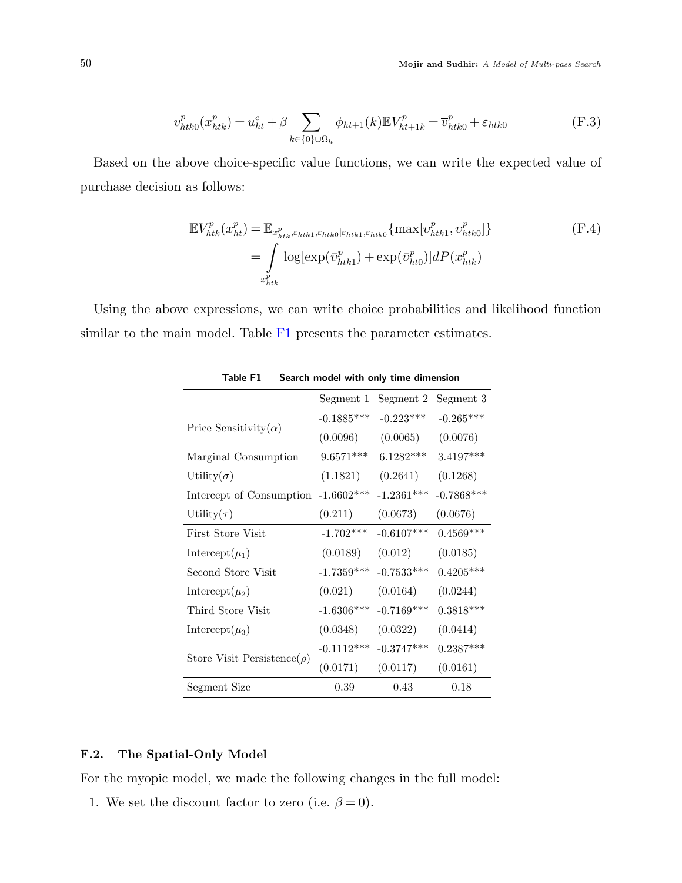$$
v^p_{htk0}(x^p_{htk}) = u^c_{ht} + \beta \sum_{k \in \{0\} \cup \Omega_h} \phi_{ht+1}(k) \mathbb{E}V^p_{ht+1k} = \overline{v}^p_{htk0} + \varepsilon_{htk0} \tag{F.3}
$$

Based on the above choice-specific value functions, we can write the expected value of purchase decision as follows:

$$
\begin{aligned}
\mathbb{E}V^p_{htk}(x^p_{ht}) &= \mathbb{E}_{x^p_{htk}, \varepsilon_{htk1}, \varepsilon_{htk0} | \varepsilon_{htk1}, \varepsilon_{htk0}} \{\max[v^p_{htk1}, v^p_{htk0}]\} \\
&= \int_{x^p_{htk}} \log[\exp(\bar{v}^p_{htk1}) + \exp(\bar{v}^p_{ht0})] dP(x^p_{htk})
\end{aligned} \tag{F.4}
$$

Using the above expressions, we can write choice probabilities and likelihood function similar to the main model. Table F1 presents the parameter estimates.

**Table F1** Search model with only time dimension

| | Segment 1 | Segment 2 | Segment 3 |
|---|---|---|---|
| Price Sensitivity($\alpha$) | -0.1885*** | -0.223*** | -0.265*** |
| | (0.0096) | (0.0065) | (0.0076) |
| Marginal Consumption Utility($\sigma$) | 9.6571*** | 6.1282*** | 3.4197*** |
| | (1.1821) | (0.2641) | (0.1268) |
| Intercept of Consumption Utility($\tau$) | -1.6602*** | -1.2361*** | -0.7868*** |
| | (0.211) | (0.0673) | (0.0676) |
| First Store Visit Intercept($\mu_1$) | -1.702*** | -0.6107*** | 0.4569*** |
| | (0.0189) | (0.012) | (0.0185) |
| Second Store Visit Intercept($\mu_2$) | -1.7359*** | -0.7533*** | 0.4205*** |
| | (0.021) | (0.0164) | (0.0244) |
| Third Store Visit Intercept($\mu_3$) | -1.6306*** | -0.7169*** | 0.3818*** |
| | (0.0348) | (0.0322) | (0.0414) |
| Store Visit Persistence($\rho$) | -0.1112*** | -0.3747*** | 0.2387*** |
| | (0.0171) | (0.0117) | (0.0161) |
| Segment Size | 0.39 | 0.43 | 0.18 |

### F.2. The Spatial-Only Model

For the myopic model, we made the following changes in the full model:

1. We set the discount factor to zero (i.e. $\beta = 0$).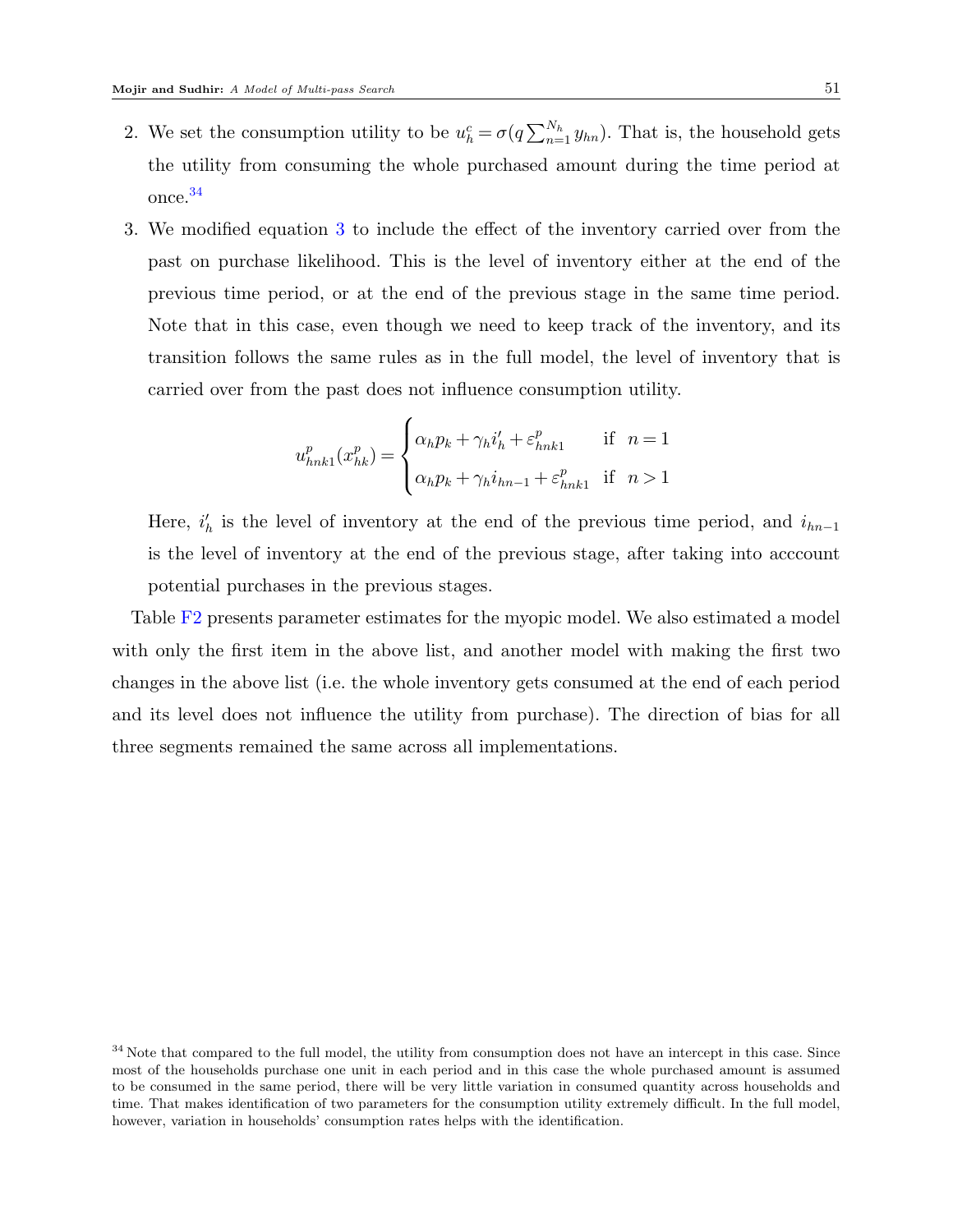2. We set the consumption utility to be $u^c_h = \sigma(q\sum_{n=1}^{N_h} y_{hn})$. That is, the household gets the utility from consuming the whole purchased amount during the time period at once.[34]

3. We modified equation 3 to include the effect of the inventory carried over from the past on purchase likelihood. This is the level of inventory either at the end of the previous time period, or at the end of the previous stage in the same time period. Note that in this case, even though we need to keep track of the inventory, and its transition follows the same rules as in the full model, the level of inventory that is carried over from the past does not influence consumption utility.

$$u^p_{hnk1}(x^p_{hk}) = \begin{cases} \alpha_h p_k + \gamma_h i'_h + \varepsilon^p_{hnk1} & \text{if } \ n = 1 \\ \alpha_h p_k + \gamma_h i_{hn-1} + \varepsilon^p_{hnk1} & \text{if } \ n > 1 \end{cases}$$

Here, $i'_h$ is the level of inventory at the end of the previous time period, and $i_{hn-1}$ is the level of inventory at the end of the previous stage, after taking into acccount potential purchases in the previous stages.

Table F2 presents parameter estimates for the myopic model. We also estimated a model with only the first item in the above list, and another model with making the first two changes in the above list (i.e. the whole inventory gets consumed at the end of each period and its level does not influence the utility from purchase). The direction of bias for all three segments remained the same across all implementations.

[34] Note that compared to the full model, the utility from consumption does not have an intercept in this case. Since most of the households purchase one unit in each period and in this case the whole purchased amount is assumed to be consumed in the same period, there will be very little variation in consumed quantity across households and time. That makes identification of two parameters for the consumption utility extremely difficult. In the full model, however, variation in households' consumption rates helps with the identification.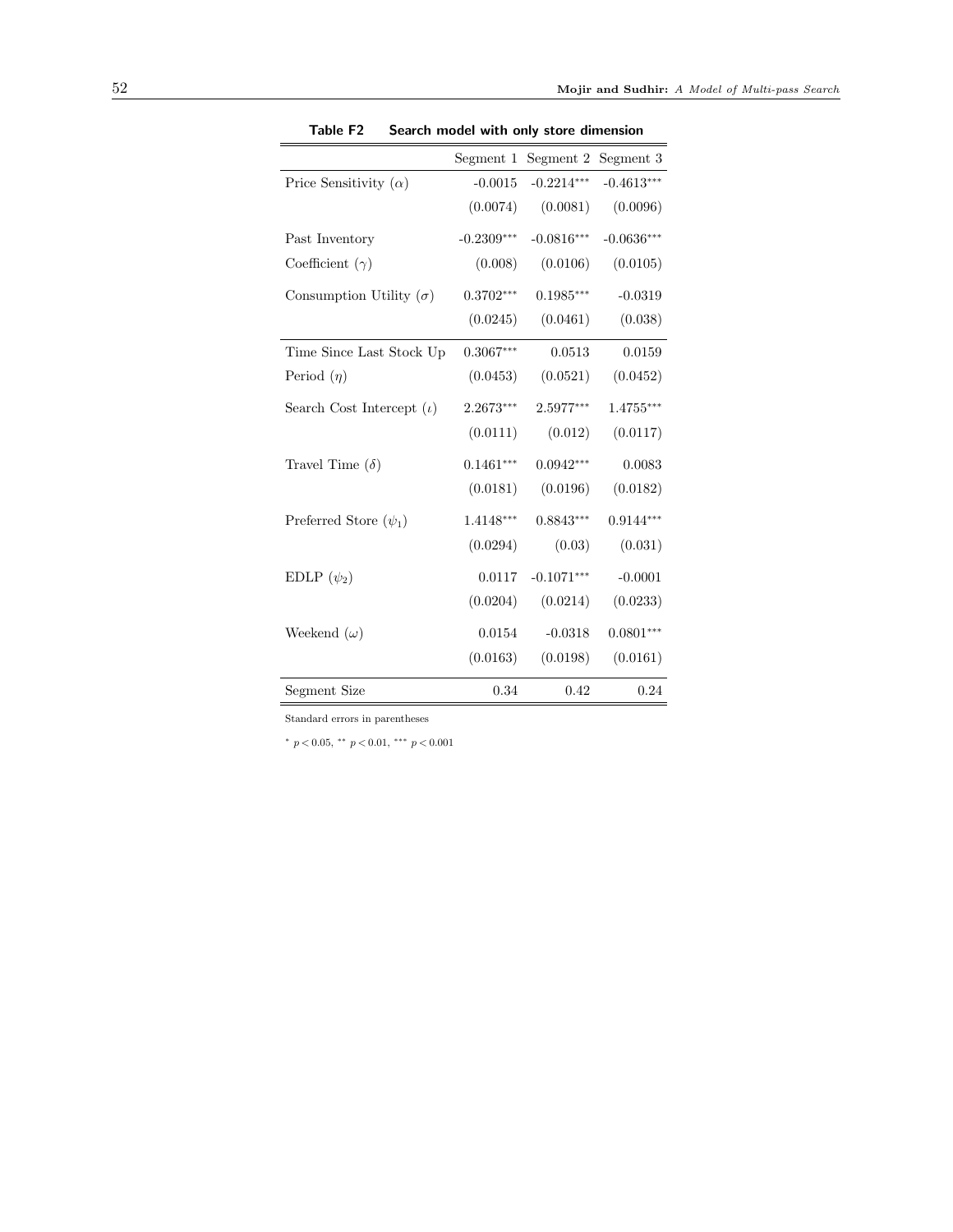**Table F2 Search model with only store dimension**

| | Segment 1 | Segment 2 | Segment 3 |
|---|---|---|---|
| Price Sensitivity ($\alpha$) | -0.0015 | -0.2214*** | -0.4613*** |
| | (0.0074) | (0.0081) | (0.0096) |
| Past Inventory | -0.2309*** | -0.0816*** | -0.0636*** |
| Coefficient ($\gamma$) | (0.008) | (0.0106) | (0.0105) |
| Consumption Utility ($\sigma$) | 0.3702*** | 0.1985*** | -0.0319 |
| | (0.0245) | (0.0461) | (0.038) |
| Time Since Last Stock Up | 0.3067*** | 0.0513 | 0.0159 |
| Period ($\eta$) | (0.0453) | (0.0521) | (0.0452) |
| Search Cost Intercept ($\iota$) | 2.2673*** | 2.5977*** | 1.4755*** |
| | (0.0111) | (0.012) | (0.0117) |
| Travel Time ($\delta$) | 0.1461*** | 0.0942*** | 0.0083 |
| | (0.0181) | (0.0196) | (0.0182) |
| Preferred Store ($\psi_1$) | 1.4148*** | 0.8843*** | 0.9144*** |
| | (0.0294) | (0.03) | (0.031) |
| EDLP ($\psi_2$) | 0.0117 | -0.1071*** | -0.0001 |
| | (0.0204) | (0.0214) | (0.0233) |
| Weekend ($\omega$) | 0.0154 | -0.0318 | 0.0801*** |
| | (0.0163) | (0.0198) | (0.0161) |
| Segment Size | 0.34 | 0.42 | 0.24 |

Standard errors in parentheses

* $p < 0.05$, ** $p < 0.01$, *** $p < 0.001$